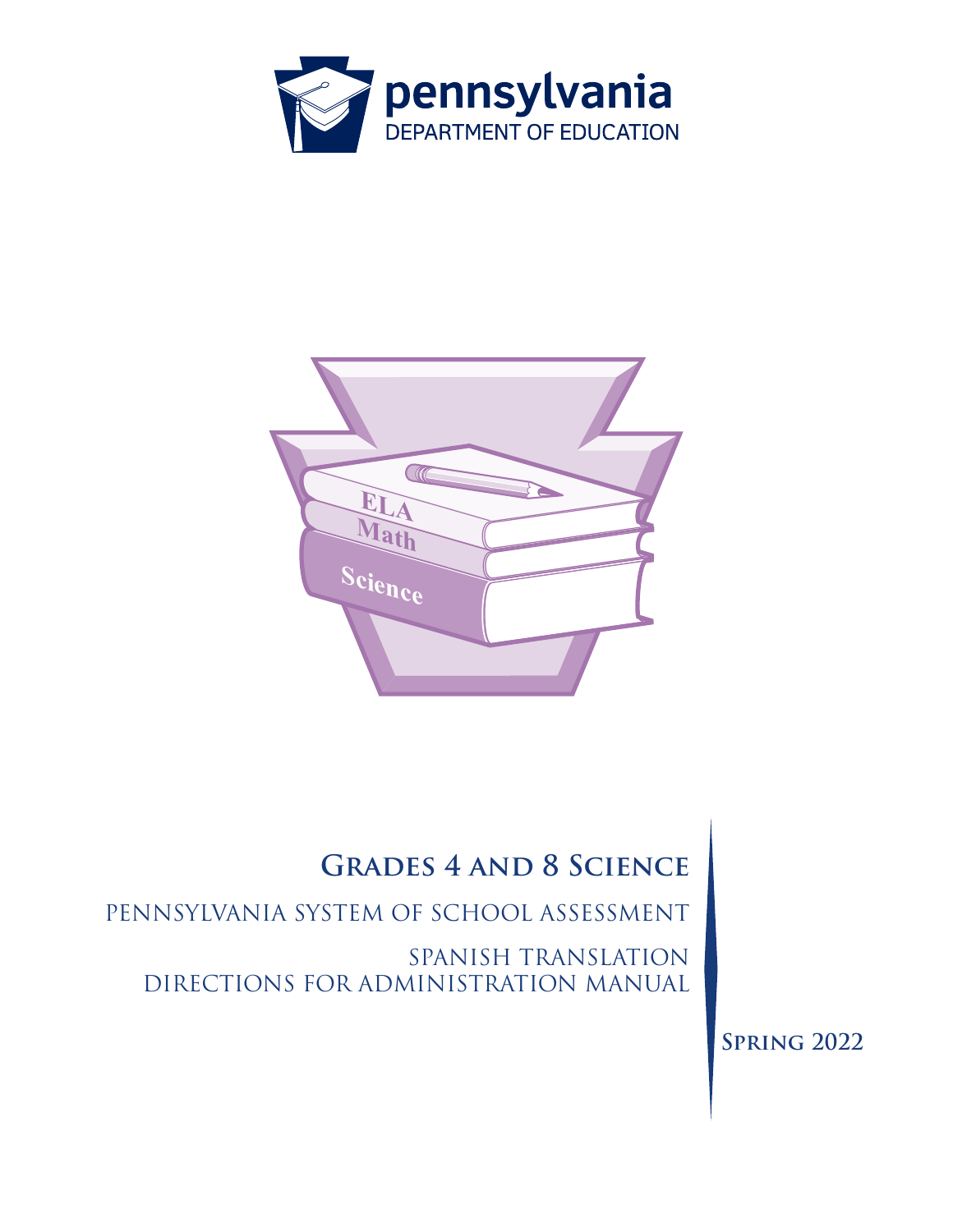pennsylvania
DEPARTMENT OF EDUCATION

# Grades 4 and 8 Science

## Pennsylvania System of School Assessment

## Spanish Translation
## Directions for Administration Manual

**Spring 2022**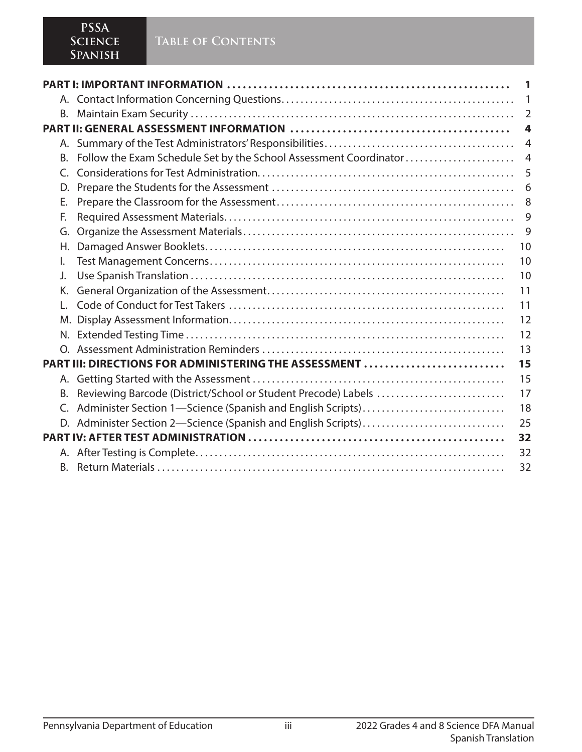# Table of Contents

| | |
|---|---|
| **PART I: IMPORTANT INFORMATION** | **1** |
| A. Contact Information Concerning Questions | 1 |
| B. Maintain Exam Security | 2 |
| **PART II: GENERAL ASSESSMENT INFORMATION** | **4** |
| A. Summary of the Test Administrators' Responsibilities | 4 |
| B. Follow the Exam Schedule Set by the School Assessment Coordinator | 4 |
| C. Considerations for Test Administration | 5 |
| D. Prepare the Students for the Assessment | 6 |
| E. Prepare the Classroom for the Assessment | 8 |
| F. Required Assessment Materials | 9 |
| G. Organize the Assessment Materials | 9 |
| H. Damaged Answer Booklets | 10 |
| I. Test Management Concerns | 10 |
| J. Use Spanish Translation | 10 |
| K. General Organization of the Assessment | 11 |
| L. Code of Conduct for Test Takers | 11 |
| M. Display Assessment Information | 12 |
| N. Extended Testing Time | 12 |
| O. Assessment Administration Reminders | 13 |
| **PART III: DIRECTIONS FOR ADMINISTERING THE ASSESSMENT** | **15** |
| A. Getting Started with the Assessment | 15 |
| B. Reviewing Barcode (District/School or Student Precode) Labels | 17 |
| C. Administer Section 1—Science (Spanish and English Scripts) | 18 |
| D. Administer Section 2—Science (Spanish and English Scripts) | 25 |
| **PART IV: AFTER TEST ADMINISTRATION** | **32** |
| A. After Testing is Complete | 32 |
| B. Return Materials | 32 |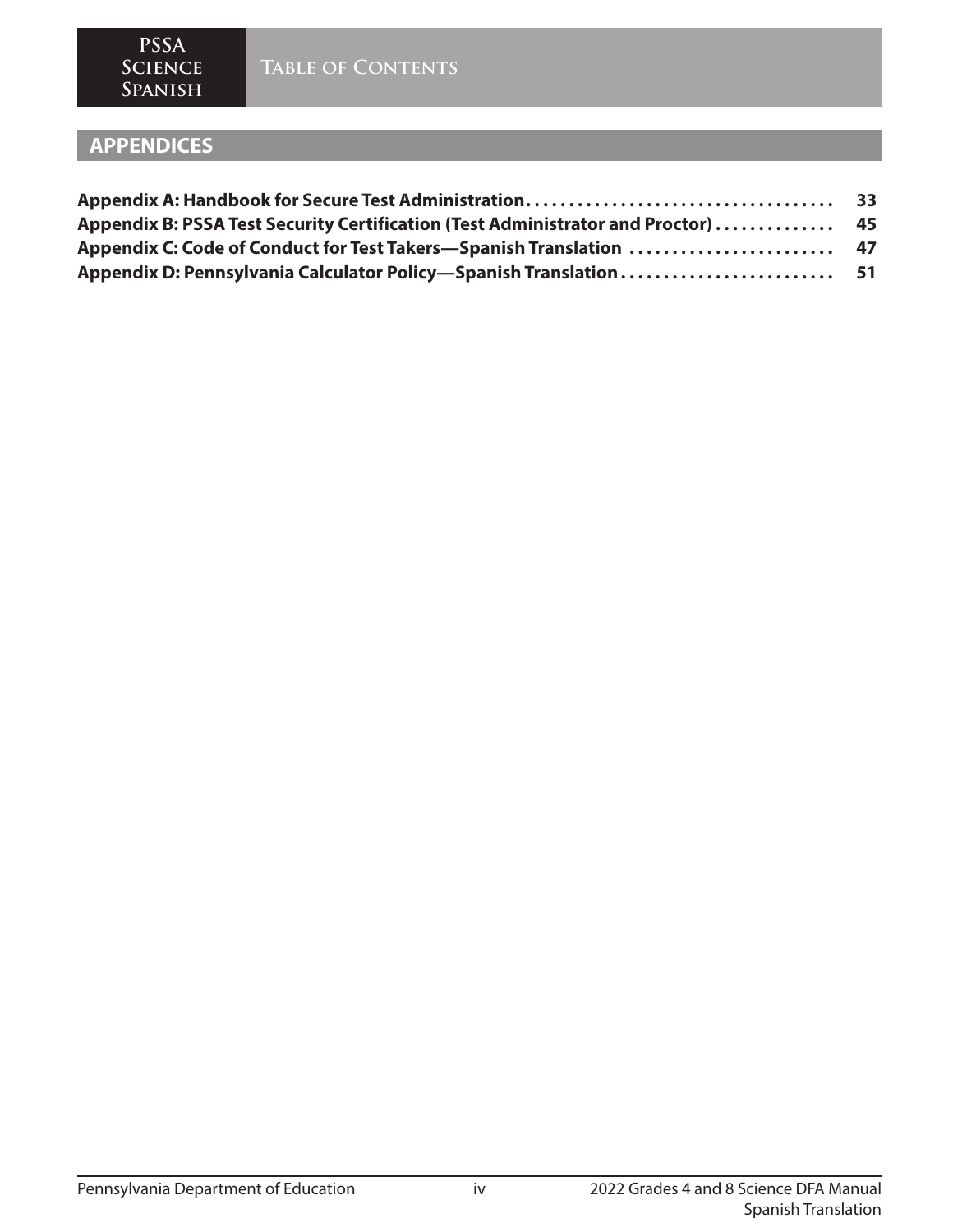## APPENDICES

| | |
|---|---|
| **Appendix A: Handbook for Secure Test Administration** | **33** |
| **Appendix B: PSSA Test Security Certification (Test Administrator and Proctor)** | **45** |
| **Appendix C: Code of Conduct for Test Takers—Spanish Translation** | **47** |
| **Appendix D: Pennsylvania Calculator Policy—Spanish Translation** | **51** |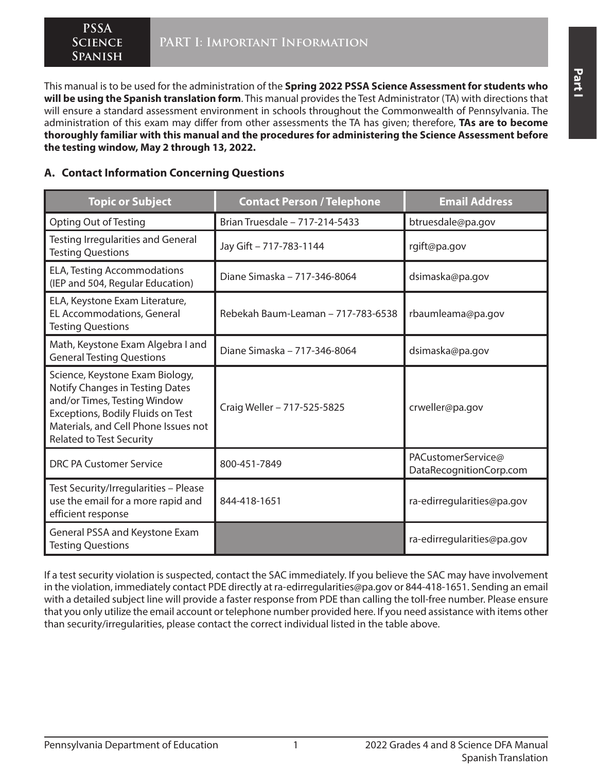# PART I: Important Information

This manual is to be used for the administration of the **Spring 2022 PSSA Science Assessment for students who will be using the Spanish translation form**. This manual provides the Test Administrator (TA) with directions that will ensure a standard assessment environment in schools throughout the Commonwealth of Pennsylvania. The administration of this exam may differ from other assessments the TA has given; therefore, **TAs are to become thoroughly familiar with this manual and the procedures for administering the Science Assessment before the testing window, May 2 through 13, 2022.**

## A. Contact Information Concerning Questions

| Topic or Subject | Contact Person / Telephone | Email Address |
| --- | --- | --- |
| Opting Out of Testing | Brian Truesdale – 717-214-5433 | btruesdale@pa.gov |
| Testing Irregularities and General Testing Questions | Jay Gift – 717-783-1144 | rgift@pa.gov |
| ELA, Testing Accommodations (IEP and 504, Regular Education) | Diane Simaska – 717-346-8064 | dsimaska@pa.gov |
| ELA, Keystone Exam Literature, EL Accommodations, General Testing Questions | Rebekah Baum-Leaman – 717-783-6538 | rbaumleama@pa.gov |
| Math, Keystone Exam Algebra I and General Testing Questions | Diane Simaska – 717-346-8064 | dsimaska@pa.gov |
| Science, Keystone Exam Biology, Notify Changes in Testing Dates and/or Times, Testing Window Exceptions, Bodily Fluids on Test Materials, and Cell Phone Issues not Related to Test Security | Craig Weller – 717-525-5825 | crweller@pa.gov |
| DRC PA Customer Service | 800-451-7849 | PACustomerService@DataRecognitionCorp.com |
| Test Security/Irregularities – Please use the email for a more rapid and efficient response | 844-418-1651 | ra-edirregularities@pa.gov |
| General PSSA and Keystone Exam Testing Questions | | ra-edirregularities@pa.gov |

If a test security violation is suspected, contact the SAC immediately. If you believe the SAC may have involvement in the violation, immediately contact PDE directly at ra-edirregularities@pa.gov or 844-418-1651. Sending an email with a detailed subject line will provide a faster response from PDE than calling the toll-free number. Please ensure that you only utilize the email account or telephone number provided here. If you need assistance with items other than security/irregularities, please contact the correct individual listed in the table above.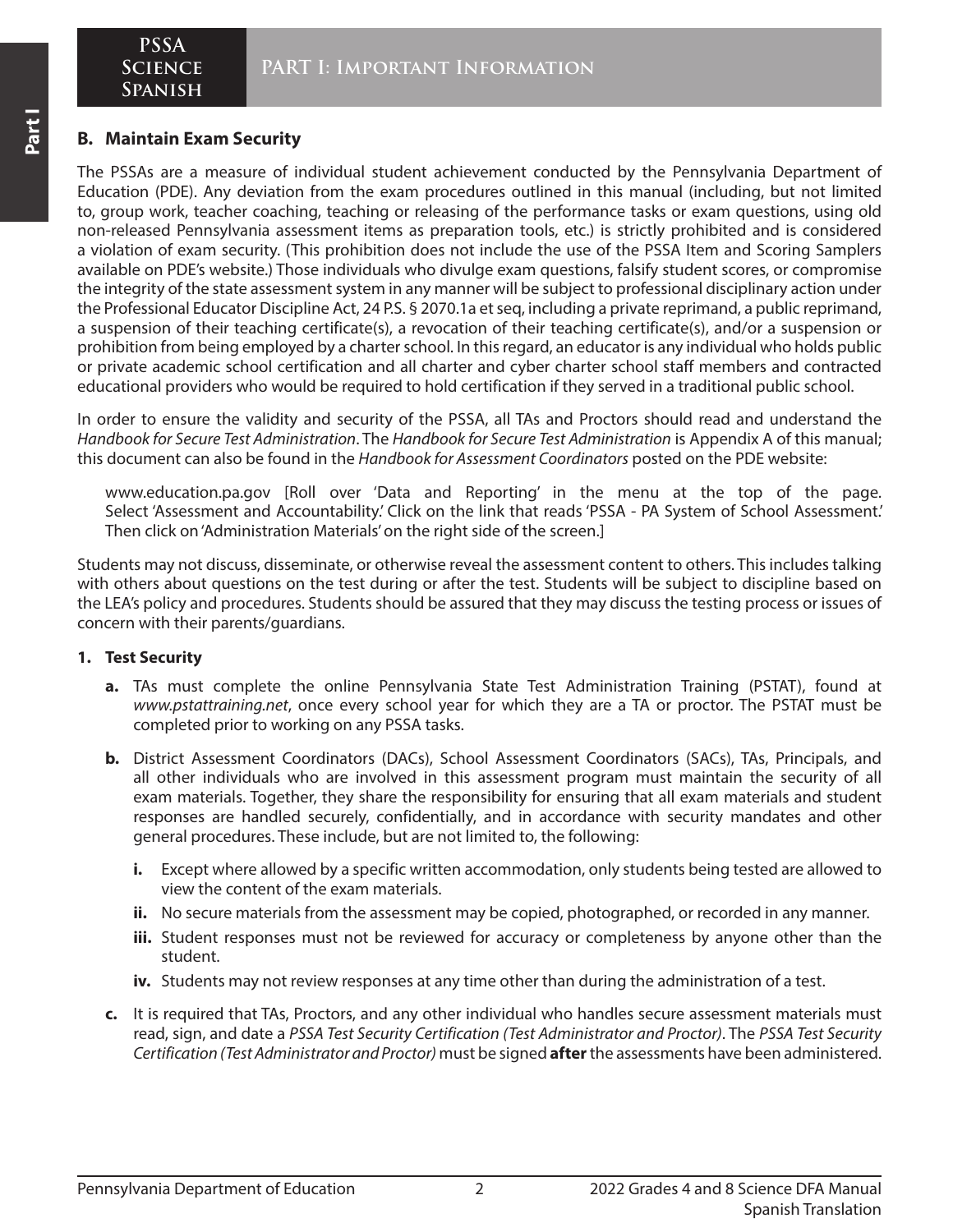## B. Maintain Exam Security

The PSSAs are a measure of individual student achievement conducted by the Pennsylvania Department of Education (PDE). Any deviation from the exam procedures outlined in this manual (including, but not limited to, group work, teacher coaching, teaching or releasing of the performance tasks or exam questions, using old non-released Pennsylvania assessment items as preparation tools, etc.) is strictly prohibited and is considered a violation of exam security. (This prohibition does not include the use of the PSSA Item and Scoring Samplers available on PDE's website.) Those individuals who divulge exam questions, falsify student scores, or compromise the integrity of the state assessment system in any manner will be subject to professional disciplinary action under the Professional Educator Discipline Act, 24 P.S. § 2070.1a et seq, including a private reprimand, a public reprimand, a suspension of their teaching certificate(s), a revocation of their teaching certificate(s), and/or a suspension or prohibition from being employed by a charter school. In this regard, an educator is any individual who holds public or private academic school certification and all charter and cyber charter school staff members and contracted educational providers who would be required to hold certification if they served in a traditional public school.

In order to ensure the validity and security of the PSSA, all TAs and Proctors should read and understand the *Handbook for Secure Test Administration*. The *Handbook for Secure Test Administration* is Appendix A of this manual; this document can also be found in the *Handbook for Assessment Coordinators* posted on the PDE website:

> www.education.pa.gov [Roll over 'Data and Reporting' in the menu at the top of the page. Select 'Assessment and Accountability.' Click on the link that reads 'PSSA - PA System of School Assessment.' Then click on 'Administration Materials' on the right side of the screen.]

Students may not discuss, disseminate, or otherwise reveal the assessment content to others. This includes talking with others about questions on the test during or after the test. Students will be subject to discipline based on the LEA's policy and procedures. Students should be assured that they may discuss the testing process or issues of concern with their parents/guardians.

### 1. Test Security

**a.** TAs must complete the online Pennsylvania State Test Administration Training (PSTAT), found at *www.pstattraining.net*, once every school year for which they are a TA or proctor. The PSTAT must be completed prior to working on any PSSA tasks.

**b.** District Assessment Coordinators (DACs), School Assessment Coordinators (SACs), TAs, Principals, and all other individuals who are involved in this assessment program must maintain the security of all exam materials. Together, they share the responsibility for ensuring that all exam materials and student responses are handled securely, confidentially, and in accordance with security mandates and other general procedures. These include, but are not limited to, the following:

- **i.** Except where allowed by a specific written accommodation, only students being tested are allowed to view the content of the exam materials.
- **ii.** No secure materials from the assessment may be copied, photographed, or recorded in any manner.
- **iii.** Student responses must not be reviewed for accuracy or completeness by anyone other than the student.
- **iv.** Students may not review responses at any time other than during the administration of a test.

**c.** It is required that TAs, Proctors, and any other individual who handles secure assessment materials must read, sign, and date a *PSSA Test Security Certification (Test Administrator and Proctor)*. The *PSSA Test Security Certification (Test Administrator and Proctor)* must be signed **after** the assessments have been administered.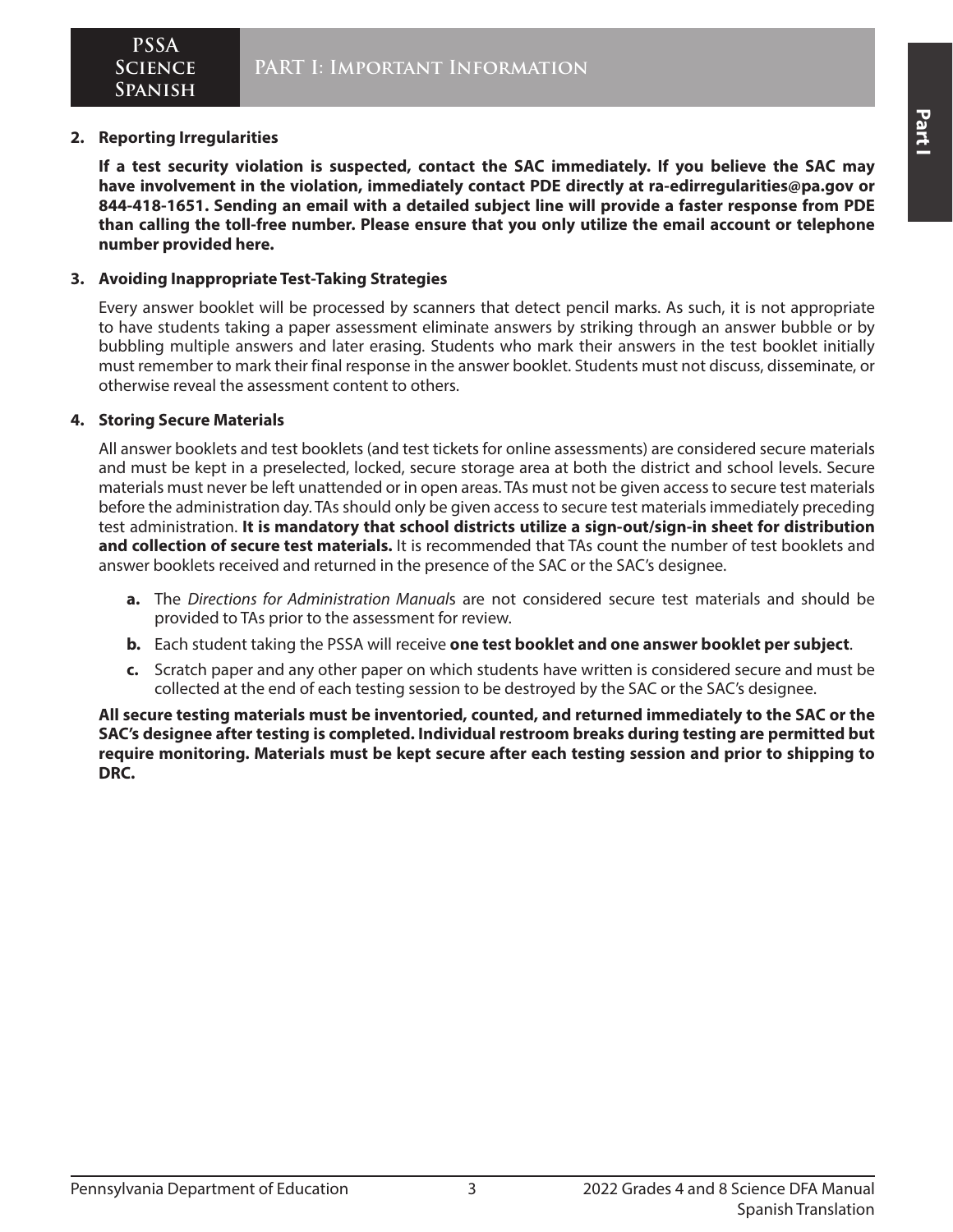**2. Reporting Irregularities**

**If a test security violation is suspected, contact the SAC immediately. If you believe the SAC may have involvement in the violation, immediately contact PDE directly at ra-edirregularities@pa.gov or 844-418-1651. Sending an email with a detailed subject line will provide a faster response from PDE than calling the toll-free number. Please ensure that you only utilize the email account or telephone number provided here.**

**3. Avoiding Inappropriate Test-Taking Strategies**

Every answer booklet will be processed by scanners that detect pencil marks. As such, it is not appropriate to have students taking a paper assessment eliminate answers by striking through an answer bubble or by bubbling multiple answers and later erasing. Students who mark their answers in the test booklet initially must remember to mark their final response in the answer booklet. Students must not discuss, disseminate, or otherwise reveal the assessment content to others.

**4. Storing Secure Materials**

All answer booklets and test booklets (and test tickets for online assessments) are considered secure materials and must be kept in a preselected, locked, secure storage area at both the district and school levels. Secure materials must never be left unattended or in open areas. TAs must not be given access to secure test materials before the administration day. TAs should only be given access to secure test materials immediately preceding test administration. **It is mandatory that school districts utilize a sign-out/sign-in sheet for distribution and collection of secure test materials.** It is recommended that TAs count the number of test booklets and answer booklets received and returned in the presence of the SAC or the SAC's designee.

**a.** The *Directions for Administration Manual*s are not considered secure test materials and should be provided to TAs prior to the assessment for review.

**b.** Each student taking the PSSA will receive **one test booklet and one answer booklet per subject**.

**c.** Scratch paper and any other paper on which students have written is considered secure and must be collected at the end of each testing session to be destroyed by the SAC or the SAC's designee.

**All secure testing materials must be inventoried, counted, and returned immediately to the SAC or the SAC's designee after testing is completed. Individual restroom breaks during testing are permitted but require monitoring. Materials must be kept secure after each testing session and prior to shipping to DRC.**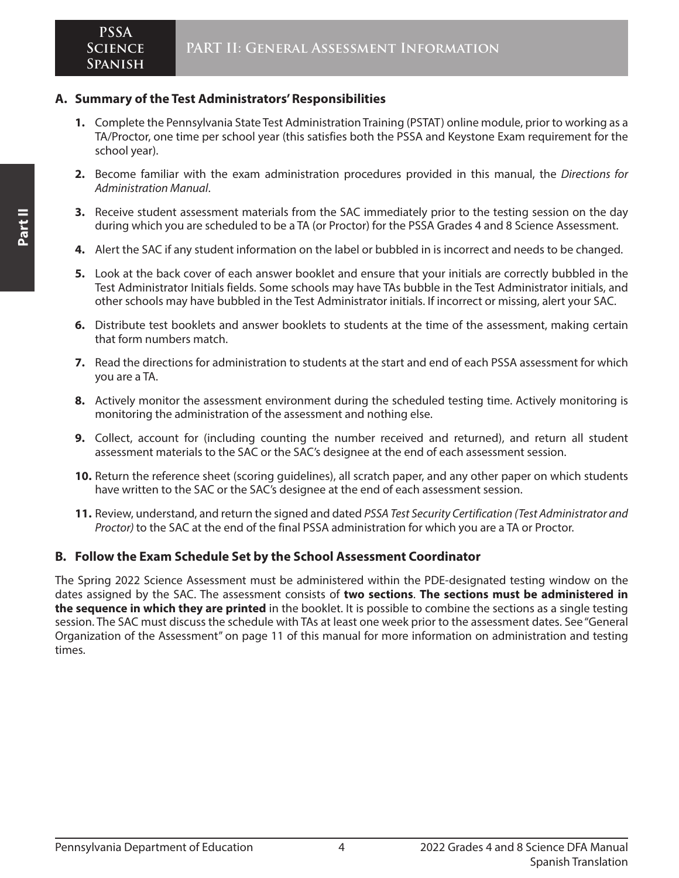## A. Summary of the Test Administrators' Responsibilities

1. Complete the Pennsylvania State Test Administration Training (PSTAT) online module, prior to working as a TA/Proctor, one time per school year (this satisfies both the PSSA and Keystone Exam requirement for the school year).
2. Become familiar with the exam administration procedures provided in this manual, the *Directions for Administration Manual*.
3. Receive student assessment materials from the SAC immediately prior to the testing session on the day during which you are scheduled to be a TA (or Proctor) for the PSSA Grades 4 and 8 Science Assessment.
4. Alert the SAC if any student information on the label or bubbled in is incorrect and needs to be changed.
5. Look at the back cover of each answer booklet and ensure that your initials are correctly bubbled in the Test Administrator Initials fields. Some schools may have TAs bubble in the Test Administrator initials, and other schools may have bubbled in the Test Administrator initials. If incorrect or missing, alert your SAC.
6. Distribute test booklets and answer booklets to students at the time of the assessment, making certain that form numbers match.
7. Read the directions for administration to students at the start and end of each PSSA assessment for which you are a TA.
8. Actively monitor the assessment environment during the scheduled testing time. Actively monitoring is monitoring the administration of the assessment and nothing else.
9. Collect, account for (including counting the number received and returned), and return all student assessment materials to the SAC or the SAC's designee at the end of each assessment session.
10. Return the reference sheet (scoring guidelines), all scratch paper, and any other paper on which students have written to the SAC or the SAC's designee at the end of each assessment session.
11. Review, understand, and return the signed and dated *PSSA Test Security Certification (Test Administrator and Proctor)* to the SAC at the end of the final PSSA administration for which you are a TA or Proctor.

## B. Follow the Exam Schedule Set by the School Assessment Coordinator

The Spring 2022 Science Assessment must be administered within the PDE-designated testing window on the dates assigned by the SAC. The assessment consists of **two sections**. **The sections must be administered in the sequence in which they are printed** in the booklet. It is possible to combine the sections as a single testing session. The SAC must discuss the schedule with TAs at least one week prior to the assessment dates. See "General Organization of the Assessment" on page 11 of this manual for more information on administration and testing times.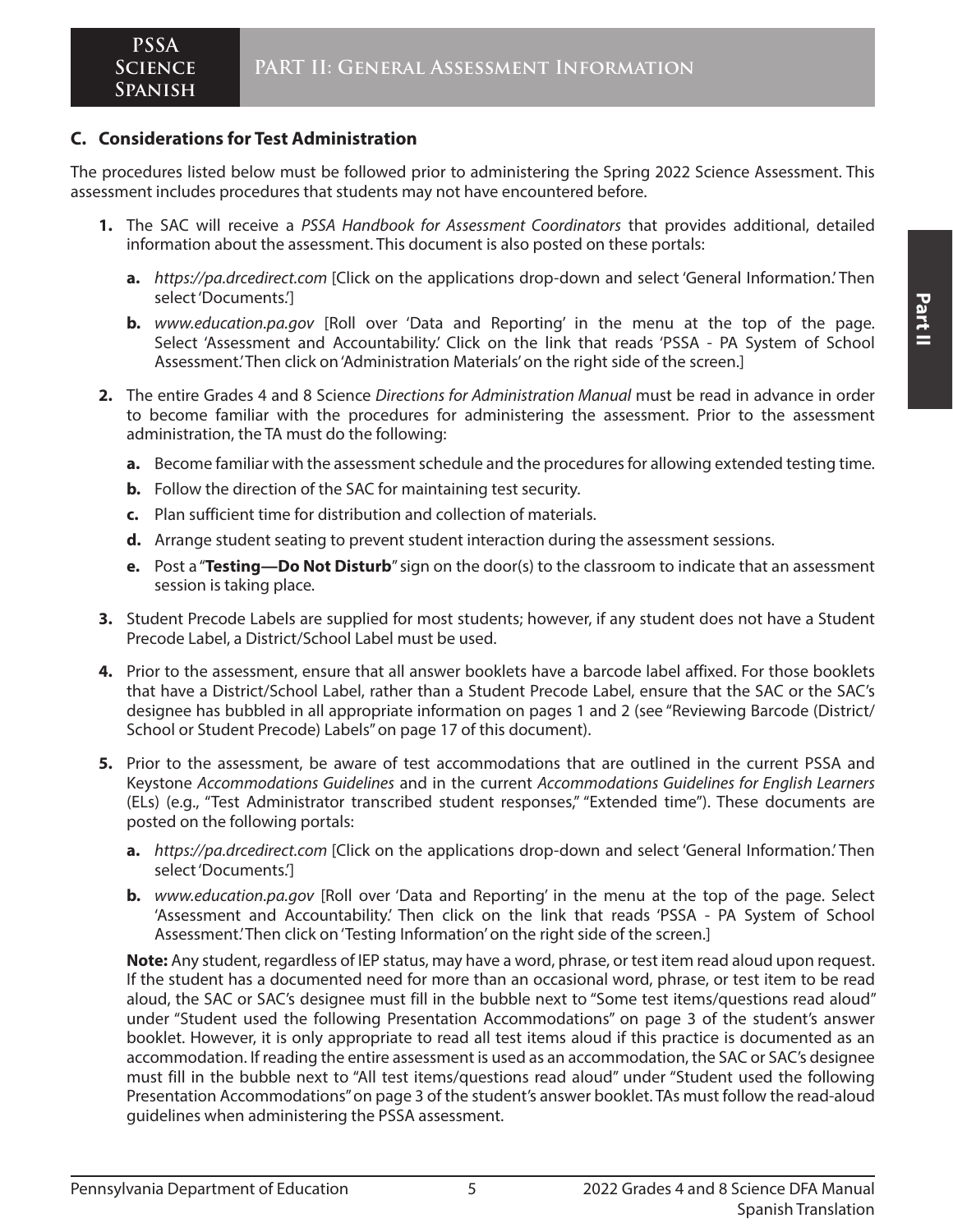### C. Considerations for Test Administration

The procedures listed below must be followed prior to administering the Spring 2022 Science Assessment. This assessment includes procedures that students may not have encountered before.

1. The SAC will receive a *PSSA Handbook for Assessment Coordinators* that provides additional, detailed information about the assessment. This document is also posted on these portals:
   - **a.** *https://pa.drcedirect.com* [Click on the applications drop-down and select 'General Information.' Then select 'Documents.']
   - **b.** *www.education.pa.gov* [Roll over 'Data and Reporting' in the menu at the top of the page. Select 'Assessment and Accountability.' Click on the link that reads 'PSSA - PA System of School Assessment.' Then click on 'Administration Materials' on the right side of the screen.]
2. The entire Grades 4 and 8 Science *Directions for Administration Manual* must be read in advance in order to become familiar with the procedures for administering the assessment. Prior to the assessment administration, the TA must do the following:
   - **a.** Become familiar with the assessment schedule and the procedures for allowing extended testing time.
   - **b.** Follow the direction of the SAC for maintaining test security.
   - **c.** Plan sufficient time for distribution and collection of materials.
   - **d.** Arrange student seating to prevent student interaction during the assessment sessions.
   - **e.** Post a "**Testing—Do Not Disturb**" sign on the door(s) to the classroom to indicate that an assessment session is taking place.
3. Student Precode Labels are supplied for most students; however, if any student does not have a Student Precode Label, a District/School Label must be used.
4. Prior to the assessment, ensure that all answer booklets have a barcode label affixed. For those booklets that have a District/School Label, rather than a Student Precode Label, ensure that the SAC or the SAC's designee has bubbled in all appropriate information on pages 1 and 2 (see "Reviewing Barcode (District/School or Student Precode) Labels" on page 17 of this document).
5. Prior to the assessment, be aware of test accommodations that are outlined in the current PSSA and Keystone *Accommodations Guidelines* and in the current *Accommodations Guidelines for English Learners* (ELs) (e.g., "Test Administrator transcribed student responses," "Extended time"). These documents are posted on the following portals:
   - **a.** *https://pa.drcedirect.com* [Click on the applications drop-down and select 'General Information.' Then select 'Documents.']
   - **b.** *www.education.pa.gov* [Roll over 'Data and Reporting' in the menu at the top of the page. Select 'Assessment and Accountability.' Then click on the link that reads 'PSSA - PA System of School Assessment.' Then click on 'Testing Information' on the right side of the screen.]

   **Note:** Any student, regardless of IEP status, may have a word, phrase, or test item read aloud upon request. If the student has a documented need for more than an occasional word, phrase, or test item to be read aloud, the SAC or SAC's designee must fill in the bubble next to "Some test items/questions read aloud" under "Student used the following Presentation Accommodations" on page 3 of the student's answer booklet. However, it is only appropriate to read all test items aloud if this practice is documented as an accommodation. If reading the entire assessment is used as an accommodation, the SAC or SAC's designee must fill in the bubble next to "All test items/questions read aloud" under "Student used the following Presentation Accommodations" on page 3 of the student's answer booklet. TAs must follow the read-aloud guidelines when administering the PSSA assessment.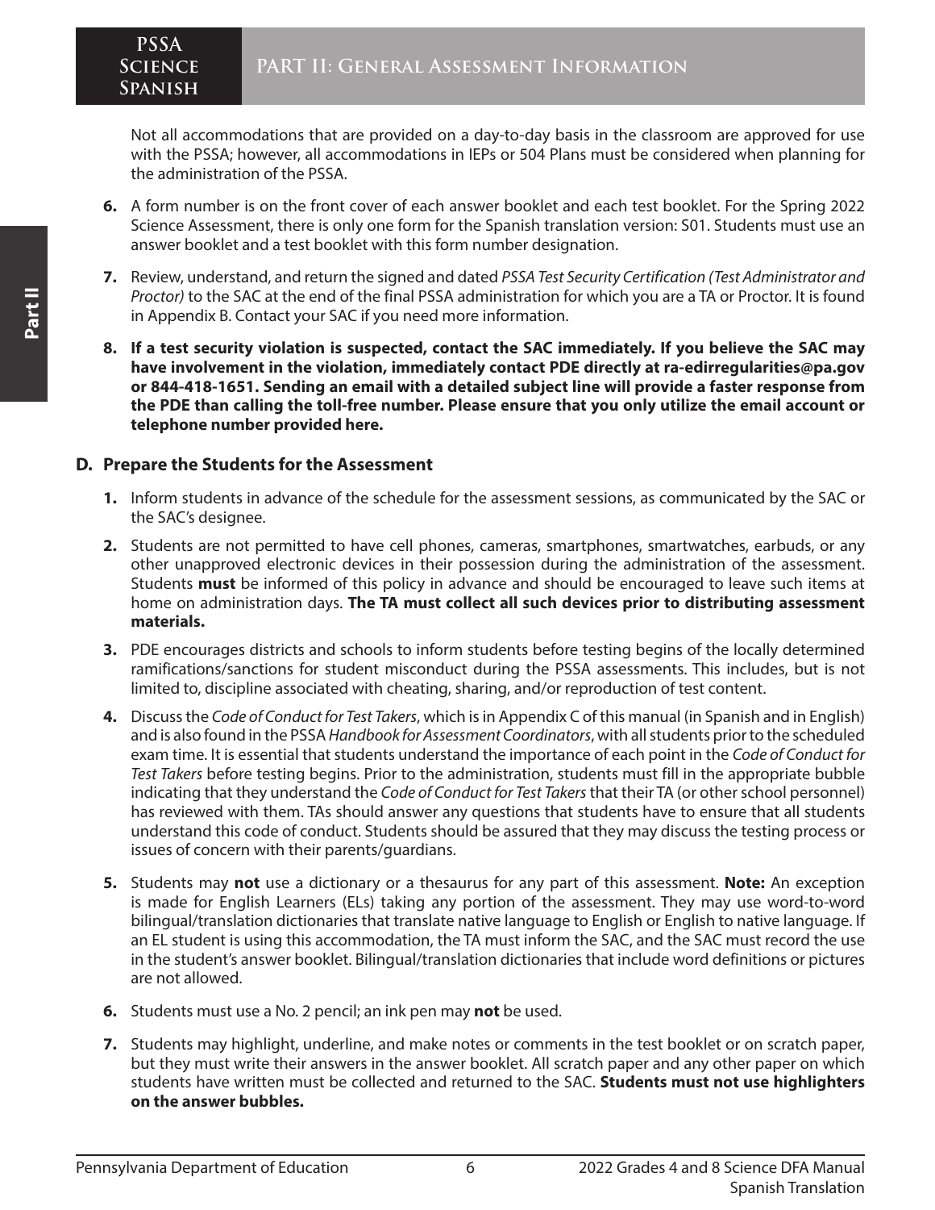Not all accommodations that are provided on a day-to-day basis in the classroom are approved for use with the PSSA; however, all accommodations in IEPs or 504 Plans must be considered when planning for the administration of the PSSA.

6. A form number is on the front cover of each answer booklet and each test booklet. For the Spring 2022 Science Assessment, there is only one form for the Spanish translation version: S01. Students must use an answer booklet and a test booklet with this form number designation.

7. Review, understand, and return the signed and dated *PSSA Test Security Certification (Test Administrator and Proctor)* to the SAC at the end of the final PSSA administration for which you are a TA or Proctor. It is found in Appendix B. Contact your SAC if you need more information.

8. **If a test security violation is suspected, contact the SAC immediately. If you believe the SAC may have involvement in the violation, immediately contact PDE directly at ra-edirregularities@pa.gov or 844-418-1651. Sending an email with a detailed subject line will provide a faster response from the PDE than calling the toll-free number. Please ensure that you only utilize the email account or telephone number provided here.**

### D. Prepare the Students for the Assessment

1. Inform students in advance of the schedule for the assessment sessions, as communicated by the SAC or the SAC's designee.

2. Students are not permitted to have cell phones, cameras, smartphones, smartwatches, earbuds, or any other unapproved electronic devices in their possession during the administration of the assessment. Students **must** be informed of this policy in advance and should be encouraged to leave such items at home on administration days. **The TA must collect all such devices prior to distributing assessment materials.**

3. PDE encourages districts and schools to inform students before testing begins of the locally determined ramifications/sanctions for student misconduct during the PSSA assessments. This includes, but is not limited to, discipline associated with cheating, sharing, and/or reproduction of test content.

4. Discuss the *Code of Conduct for Test Takers*, which is in Appendix C of this manual (in Spanish and in English) and is also found in the PSSA *Handbook for Assessment Coordinators*, with all students prior to the scheduled exam time. It is essential that students understand the importance of each point in the *Code of Conduct for Test Takers* before testing begins. Prior to the administration, students must fill in the appropriate bubble indicating that they understand the *Code of Conduct for Test Takers* that their TA (or other school personnel) has reviewed with them. TAs should answer any questions that students have to ensure that all students understand this code of conduct. Students should be assured that they may discuss the testing process or issues of concern with their parents/guardians.

5. Students may **not** use a dictionary or a thesaurus for any part of this assessment. **Note:** An exception is made for English Learners (ELs) taking any portion of the assessment. They may use word-to-word bilingual/translation dictionaries that translate native language to English or English to native language. If an EL student is using this accommodation, the TA must inform the SAC, and the SAC must record the use in the student's answer booklet. Bilingual/translation dictionaries that include word definitions or pictures are not allowed.

6. Students must use a No. 2 pencil; an ink pen may **not** be used.

7. Students may highlight, underline, and make notes or comments in the test booklet or on scratch paper, but they must write their answers in the answer booklet. All scratch paper and any other paper on which students have written must be collected and returned to the SAC. **Students must not use highlighters on the answer bubbles.**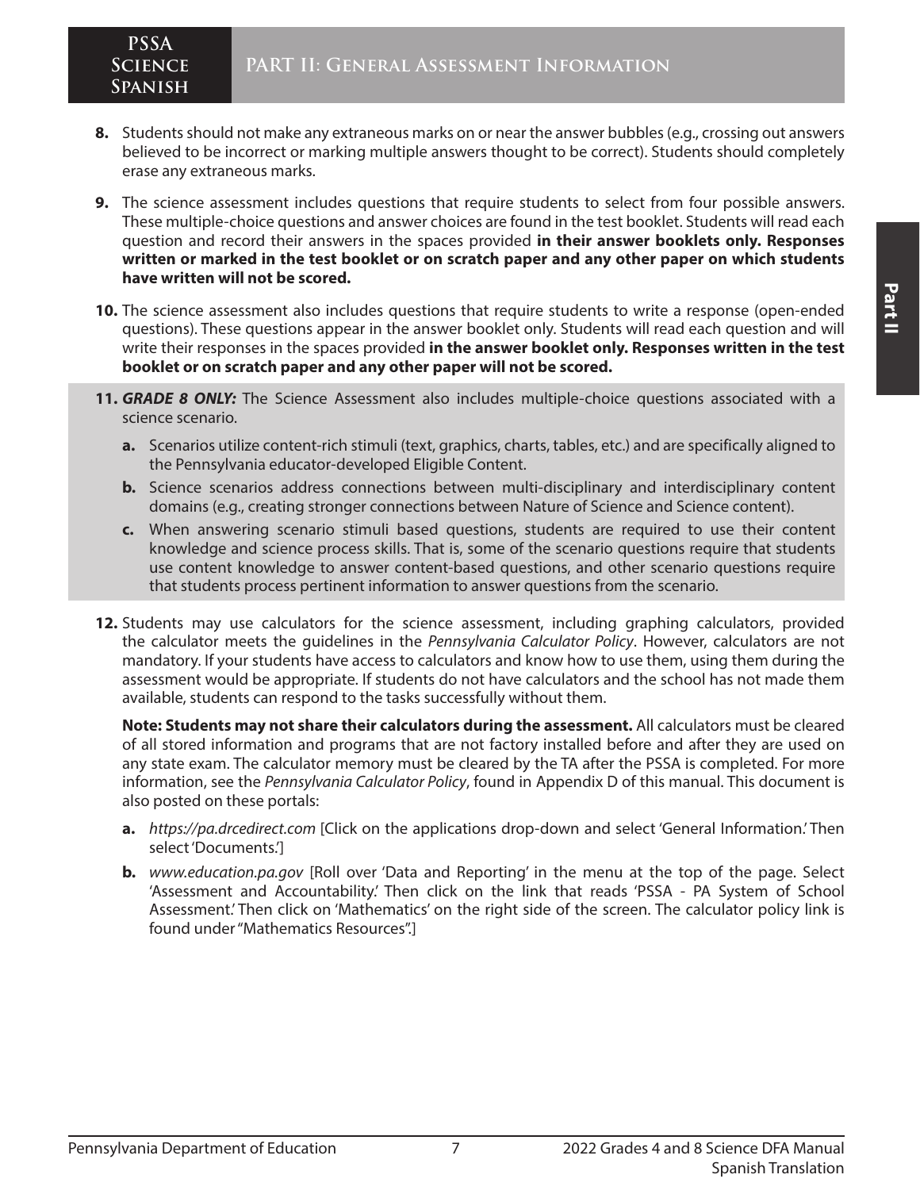8. Students should not make any extraneous marks on or near the answer bubbles (e.g., crossing out answers believed to be incorrect or marking multiple answers thought to be correct). Students should completely erase any extraneous marks.

9. The science assessment includes questions that require students to select from four possible answers. These multiple-choice questions and answer choices are found in the test booklet. Students will read each question and record their answers in the spaces provided **in their answer booklets only. Responses written or marked in the test booklet or on scratch paper and any other paper on which students have written will not be scored.**

10. The science assessment also includes questions that require students to write a response (open-ended questions). These questions appear in the answer booklet only. Students will read each question and will write their responses in the spaces provided **in the answer booklet only. Responses written in the test booklet or on scratch paper and any other paper will not be scored.**

11. ***GRADE 8 ONLY:*** The Science Assessment also includes multiple-choice questions associated with a science scenario.

    a. Scenarios utilize content-rich stimuli (text, graphics, charts, tables, etc.) and are specifically aligned to the Pennsylvania educator-developed Eligible Content.

    b. Science scenarios address connections between multi-disciplinary and interdisciplinary content domains (e.g., creating stronger connections between Nature of Science and Science content).

    c. When answering scenario stimuli based questions, students are required to use their content knowledge and science process skills. That is, some of the scenario questions require that students use content knowledge to answer content-based questions, and other scenario questions require that students process pertinent information to answer questions from the scenario.

12. Students may use calculators for the science assessment, including graphing calculators, provided the calculator meets the guidelines in the *Pennsylvania Calculator Policy*. However, calculators are not mandatory. If your students have access to calculators and know how to use them, using them during the assessment would be appropriate. If students do not have calculators and the school has not made them available, students can respond to the tasks successfully without them.

    **Note: Students may not share their calculators during the assessment.** All calculators must be cleared of all stored information and programs that are not factory installed before and after they are used on any state exam. The calculator memory must be cleared by the TA after the PSSA is completed. For more information, see the *Pennsylvania Calculator Policy*, found in Appendix D of this manual. This document is also posted on these portals:

    a. *https://pa.drcedirect.com* [Click on the applications drop-down and select 'General Information.' Then select 'Documents.']

    b. *www.education.pa.gov* [Roll over 'Data and Reporting' in the menu at the top of the page. Select 'Assessment and Accountability.' Then click on the link that reads 'PSSA - PA System of School Assessment.' Then click on 'Mathematics' on the right side of the screen. The calculator policy link is found under "Mathematics Resources".]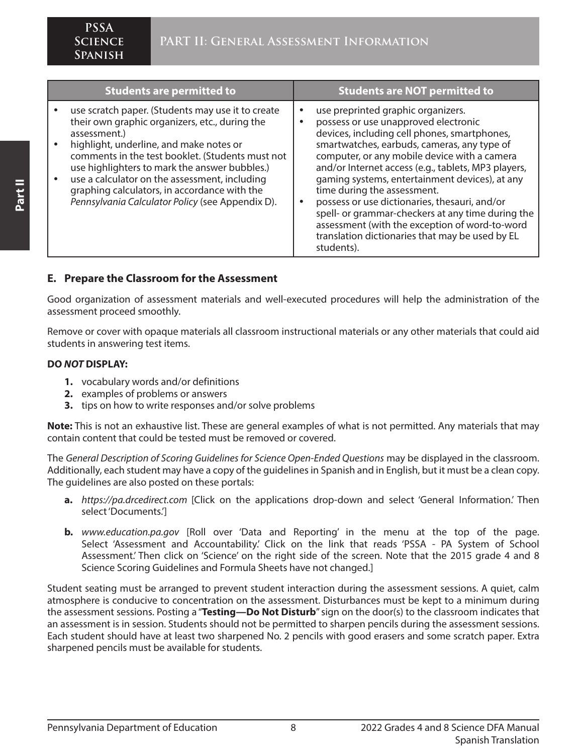| Students are permitted to | Students are NOT permitted to |
|---|---|
| • use scratch paper. (Students may use it to create their own graphic organizers, etc., during the assessment.)<br>• highlight, underline, and make notes or comments in the test booklet. (Students must not use highlighters to mark the answer bubbles.)<br>• use a calculator on the assessment, including graphing calculators, in accordance with the *Pennsylvania Calculator Policy* (see Appendix D). | • use preprinted graphic organizers.<br>• possess or use unapproved electronic devices, including cell phones, smartphones, smartwatches, earbuds, cameras, any type of computer, or any mobile device with a camera and/or Internet access (e.g., tablets, MP3 players, gaming systems, entertainment devices), at any time during the assessment.<br>• possess or use dictionaries, thesauri, and/or spell- or grammar-checkers at any time during the assessment (with the exception of word-to-word translation dictionaries that may be used by EL students). |

## E. Prepare the Classroom for the Assessment

Good organization of assessment materials and well-executed procedures will help the administration of the assessment proceed smoothly.

Remove or cover with opaque materials all classroom instructional materials or any other materials that could aid students in answering test items.

**DO *NOT* DISPLAY:**

1. vocabulary words and/or definitions
2. examples of problems or answers
3. tips on how to write responses and/or solve problems

**Note:** This is not an exhaustive list. These are general examples of what is not permitted. Any materials that may contain content that could be tested must be removed or covered.

The *General Description of Scoring Guidelines for Science Open-Ended Questions* may be displayed in the classroom. Additionally, each student may have a copy of the guidelines in Spanish and in English, but it must be a clean copy. The guidelines are also posted on these portals:

a. *https://pa.drcedirect.com* [Click on the applications drop-down and select 'General Information.' Then select 'Documents.']

b. *www.education.pa.gov* [Roll over 'Data and Reporting' in the menu at the top of the page. Select 'Assessment and Accountability.' Click on the link that reads 'PSSA - PA System of School Assessment.' Then click on 'Science' on the right side of the screen. Note that the 2015 grade 4 and 8 Science Scoring Guidelines and Formula Sheets have not changed.]

Student seating must be arranged to prevent student interaction during the assessment sessions. A quiet, calm atmosphere is conducive to concentration on the assessment. Disturbances must be kept to a minimum during the assessment sessions. Posting a "**Testing—Do Not Disturb**" sign on the door(s) to the classroom indicates that an assessment is in session. Students should not be permitted to sharpen pencils during the assessment sessions. Each student should have at least two sharpened No. 2 pencils with good erasers and some scratch paper. Extra sharpened pencils must be available for students.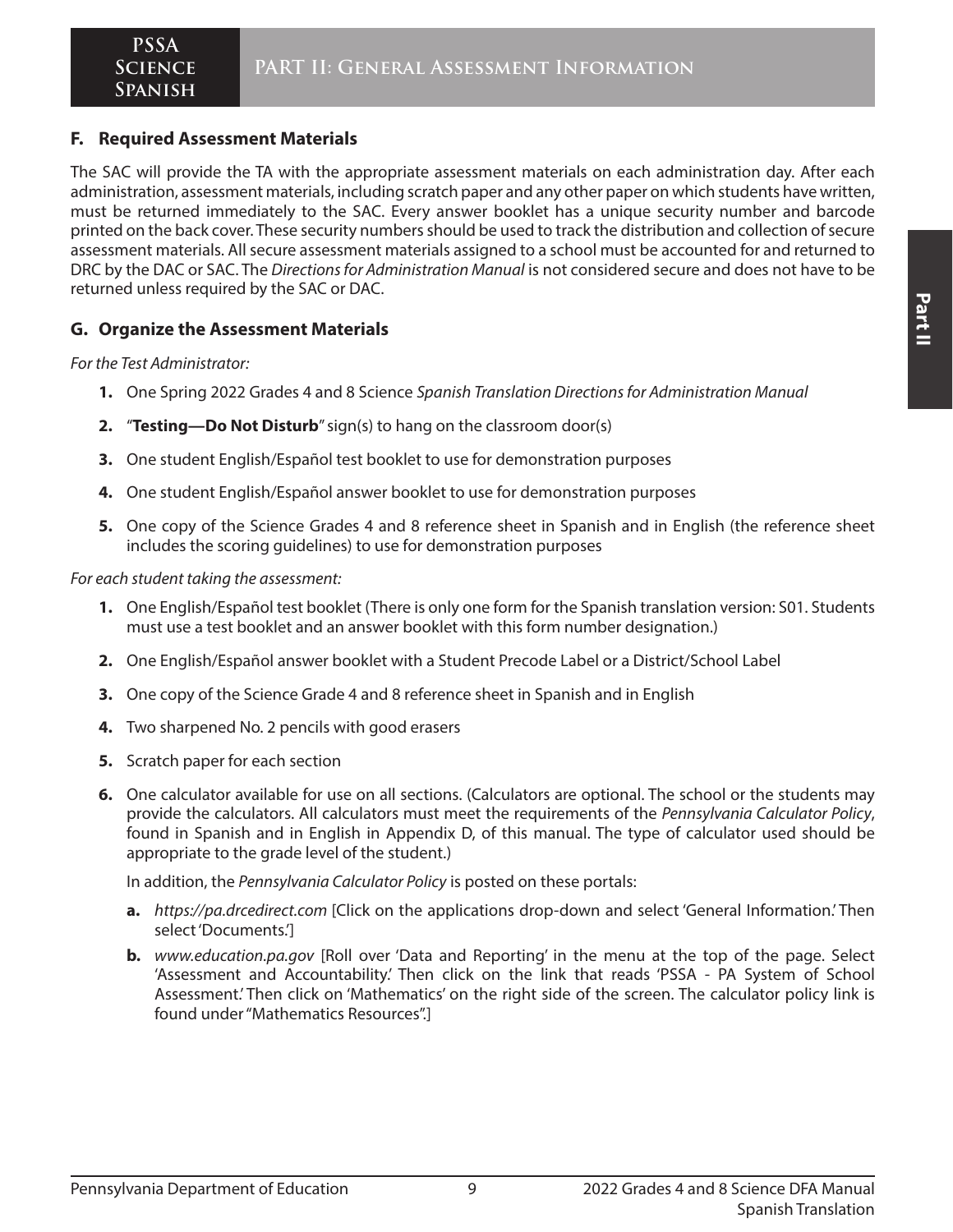## F. Required Assessment Materials

The SAC will provide the TA with the appropriate assessment materials on each administration day. After each administration, assessment materials, including scratch paper and any other paper on which students have written, must be returned immediately to the SAC. Every answer booklet has a unique security number and barcode printed on the back cover. These security numbers should be used to track the distribution and collection of secure assessment materials. All secure assessment materials assigned to a school must be accounted for and returned to DRC by the DAC or SAC. The *Directions for Administration Manual* is not considered secure and does not have to be returned unless required by the SAC or DAC.

## G. Organize the Assessment Materials

*For the Test Administrator:*

1. One Spring 2022 Grades 4 and 8 Science *Spanish Translation Directions for Administration Manual*
2. "**Testing—Do Not Disturb**" sign(s) to hang on the classroom door(s)
3. One student English/Español test booklet to use for demonstration purposes
4. One student English/Español answer booklet to use for demonstration purposes
5. One copy of the Science Grades 4 and 8 reference sheet in Spanish and in English (the reference sheet includes the scoring guidelines) to use for demonstration purposes

*For each student taking the assessment:*

1. One English/Español test booklet (There is only one form for the Spanish translation version: S01. Students must use a test booklet and an answer booklet with this form number designation.)
2. One English/Español answer booklet with a Student Precode Label or a District/School Label
3. One copy of the Science Grade 4 and 8 reference sheet in Spanish and in English
4. Two sharpened No. 2 pencils with good erasers
5. Scratch paper for each section
6. One calculator available for use on all sections. (Calculators are optional. The school or the students may provide the calculators. All calculators must meet the requirements of the *Pennsylvania Calculator Policy*, found in Spanish and in English in Appendix D, of this manual. The type of calculator used should be appropriate to the grade level of the student.)

   In addition, the *Pennsylvania Calculator Policy* is posted on these portals:

   a. *https://pa.drcedirect.com* [Click on the applications drop-down and select 'General Information.' Then select 'Documents.']

   b. *www.education.pa.gov* [Roll over 'Data and Reporting' in the menu at the top of the page. Select 'Assessment and Accountability.' Then click on the link that reads 'PSSA - PA System of School Assessment.' Then click on 'Mathematics' on the right side of the screen. The calculator policy link is found under "Mathematics Resources".]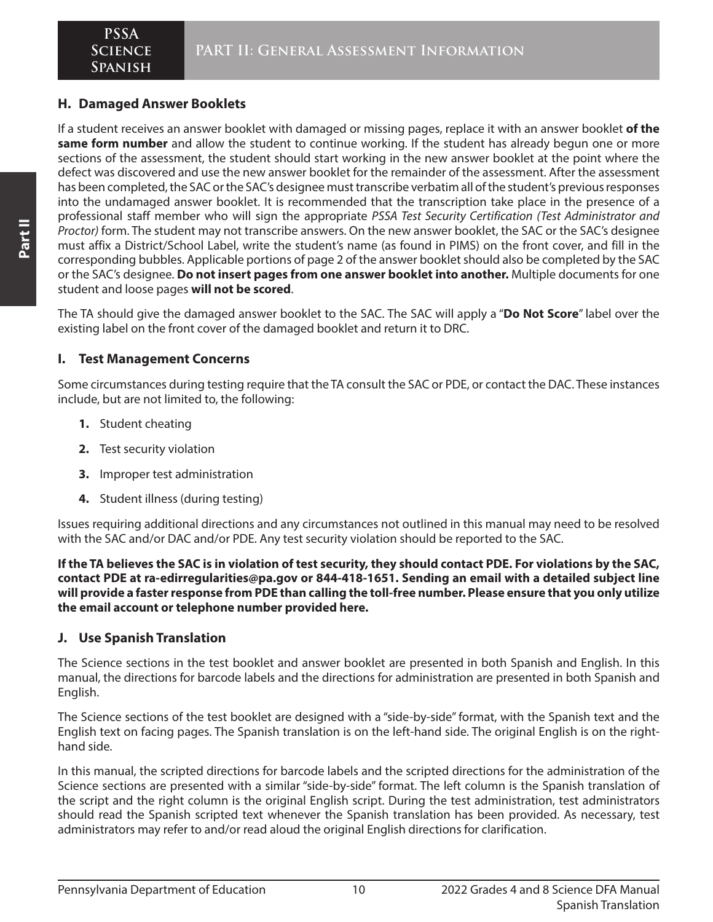## H. Damaged Answer Booklets

If a student receives an answer booklet with damaged or missing pages, replace it with an answer booklet **of the same form number** and allow the student to continue working. If the student has already begun one or more sections of the assessment, the student should start working in the new answer booklet at the point where the defect was discovered and use the new answer booklet for the remainder of the assessment. After the assessment has been completed, the SAC or the SAC's designee must transcribe verbatim all of the student's previous responses into the undamaged answer booklet. It is recommended that the transcription take place in the presence of a professional staff member who will sign the appropriate *PSSA Test Security Certification (Test Administrator and Proctor)* form. The student may not transcribe answers. On the new answer booklet, the SAC or the SAC's designee must affix a District/School Label, write the student's name (as found in PIMS) on the front cover, and fill in the corresponding bubbles. Applicable portions of page 2 of the answer booklet should also be completed by the SAC or the SAC's designee. **Do not insert pages from one answer booklet into another.** Multiple documents for one student and loose pages **will not be scored**.

The TA should give the damaged answer booklet to the SAC. The SAC will apply a "**Do Not Score**" label over the existing label on the front cover of the damaged booklet and return it to DRC.

## I. Test Management Concerns

Some circumstances during testing require that the TA consult the SAC or PDE, or contact the DAC. These instances include, but are not limited to, the following:

1. Student cheating
2. Test security violation
3. Improper test administration
4. Student illness (during testing)

Issues requiring additional directions and any circumstances not outlined in this manual may need to be resolved with the SAC and/or DAC and/or PDE. Any test security violation should be reported to the SAC.

**If the TA believes the SAC is in violation of test security, they should contact PDE. For violations by the SAC, contact PDE at ra-edirregularities@pa.gov or 844-418-1651. Sending an email with a detailed subject line will provide a faster response from PDE than calling the toll-free number. Please ensure that you only utilize the email account or telephone number provided here.**

## J. Use Spanish Translation

The Science sections in the test booklet and answer booklet are presented in both Spanish and English. In this manual, the directions for barcode labels and the directions for administration are presented in both Spanish and English.

The Science sections of the test booklet are designed with a "side-by-side" format, with the Spanish text and the English text on facing pages. The Spanish translation is on the left-hand side. The original English is on the right-hand side.

In this manual, the scripted directions for barcode labels and the scripted directions for the administration of the Science sections are presented with a similar "side-by-side" format. The left column is the Spanish translation of the script and the right column is the original English script. During the test administration, test administrators should read the Spanish scripted text whenever the Spanish translation has been provided. As necessary, test administrators may refer to and/or read aloud the original English directions for clarification.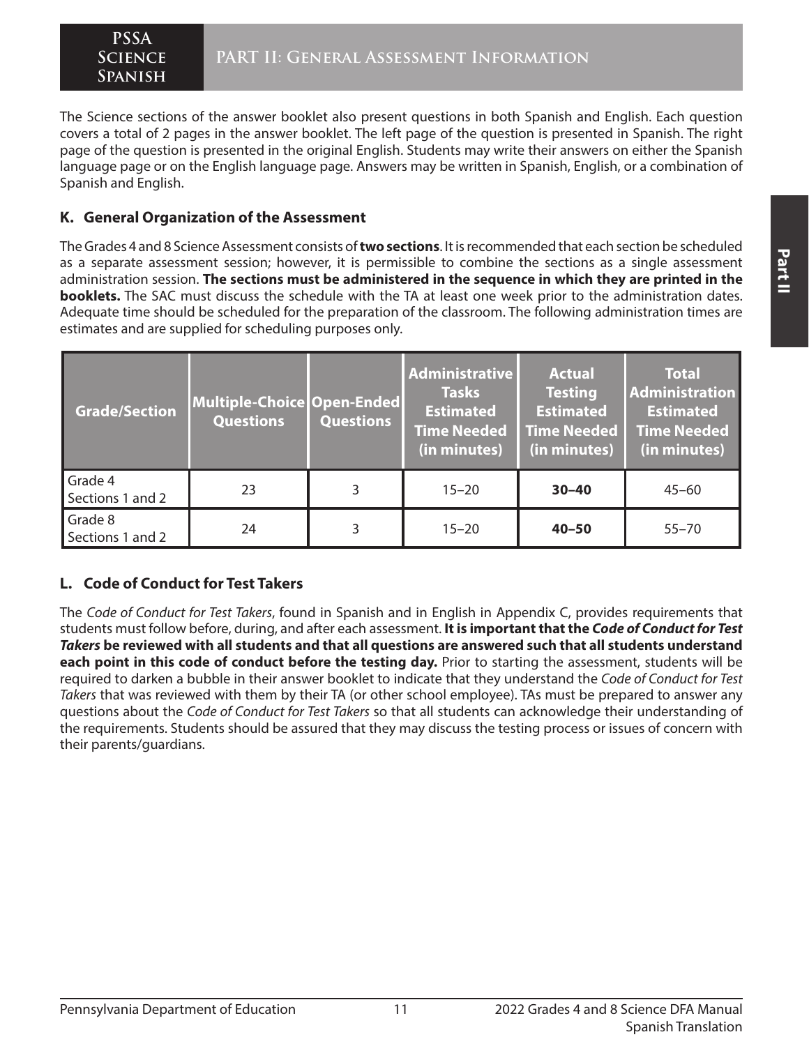The Science sections of the answer booklet also present questions in both Spanish and English. Each question covers a total of 2 pages in the answer booklet. The left page of the question is presented in Spanish. The right page of the question is presented in the original English. Students may write their answers on either the Spanish language page or on the English language page. Answers may be written in Spanish, English, or a combination of Spanish and English.

### K. General Organization of the Assessment

The Grades 4 and 8 Science Assessment consists of **two sections**. It is recommended that each section be scheduled as a separate assessment session; however, it is permissible to combine the sections as a single assessment administration session. **The sections must be administered in the sequence in which they are printed in the booklets.** The SAC must discuss the schedule with the TA at least one week prior to the administration dates. Adequate time should be scheduled for the preparation of the classroom. The following administration times are estimates and are supplied for scheduling purposes only.

| Grade/Section | Multiple-Choice Questions | Open-Ended Questions | Administrative Tasks Estimated Time Needed (in minutes) | Actual Testing Estimated Time Needed (in minutes) | Total Administration Estimated Time Needed (in minutes) |
|---|---|---|---|---|---|
| Grade 4 Sections 1 and 2 | 23 | 3 | 15–20 | **30–40** | 45–60 |
| Grade 8 Sections 1 and 2 | 24 | 3 | 15–20 | **40–50** | 55–70 |

### L. Code of Conduct for Test Takers

The *Code of Conduct for Test Takers*, found in Spanish and in English in Appendix C, provides requirements that students must follow before, during, and after each assessment. **It is important that the *Code of Conduct for Test Takers* be reviewed with all students and that all questions are answered such that all students understand each point in this code of conduct before the testing day.** Prior to starting the assessment, students will be required to darken a bubble in their answer booklet to indicate that they understand the *Code of Conduct for Test Takers* that was reviewed with them by their TA (or other school employee). TAs must be prepared to answer any questions about the *Code of Conduct for Test Takers* so that all students can acknowledge their understanding of the requirements. Students should be assured that they may discuss the testing process or issues of concern with their parents/guardians.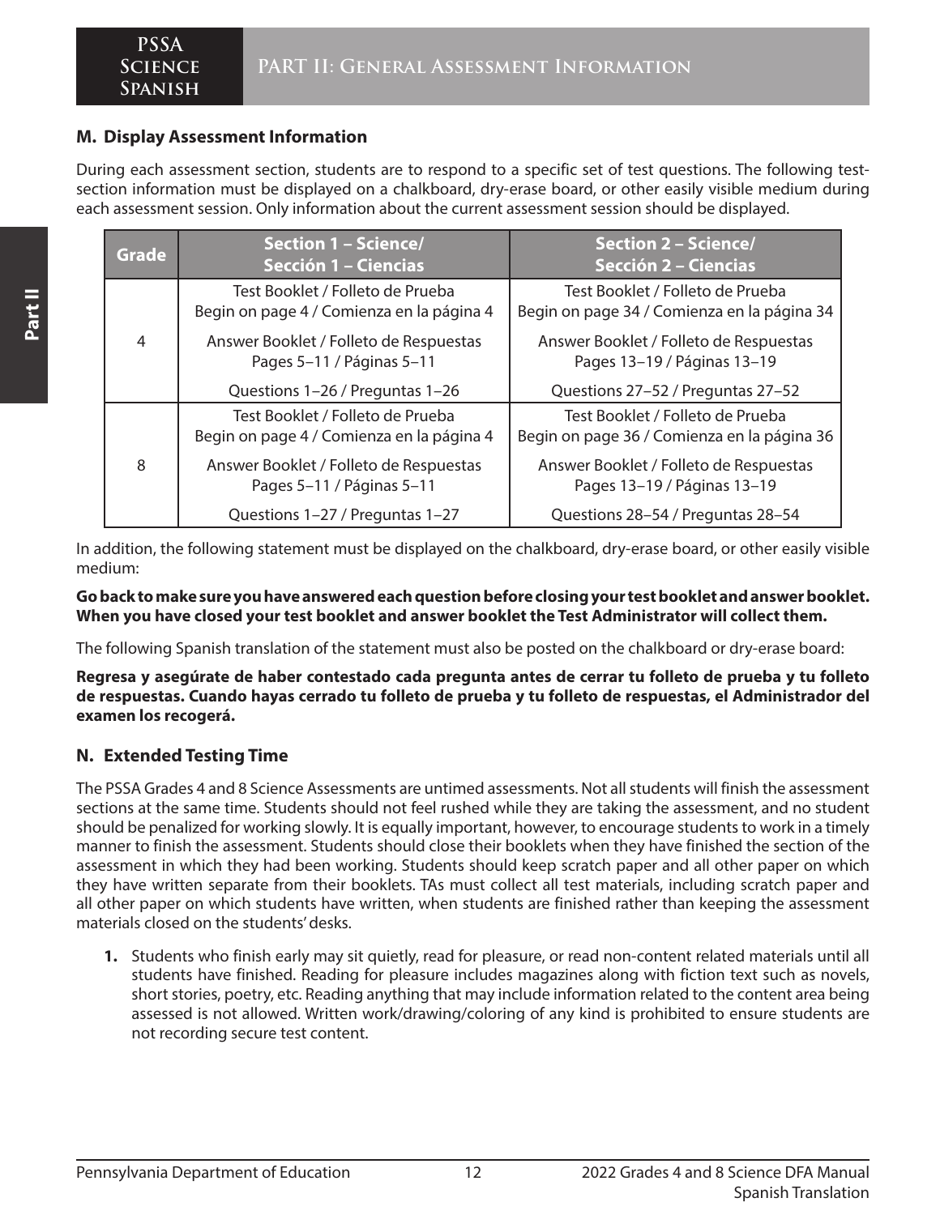## M. Display Assessment Information

During each assessment section, students are to respond to a specific set of test questions. The following test-section information must be displayed on a chalkboard, dry-erase board, or other easily visible medium during each assessment session. Only information about the current assessment session should be displayed.

| Grade | Section 1 – Science/ Sección 1 – Ciencias | Section 2 – Science/ Sección 2 – Ciencias |
|---|---|---|
| 4 | Test Booklet / Folleto de Prueba<br>Begin on page 4 / Comienza en la página 4<br><br>Answer Booklet / Folleto de Respuestas<br>Pages 5–11 / Páginas 5–11<br><br>Questions 1–26 / Preguntas 1–26 | Test Booklet / Folleto de Prueba<br>Begin on page 34 / Comienza en la página 34<br><br>Answer Booklet / Folleto de Respuestas<br>Pages 13–19 / Páginas 13–19<br><br>Questions 27–52 / Preguntas 27–52 |
| 8 | Test Booklet / Folleto de Prueba<br>Begin on page 4 / Comienza en la página 4<br><br>Answer Booklet / Folleto de Respuestas<br>Pages 5–11 / Páginas 5–11<br><br>Questions 1–27 / Preguntas 1–27 | Test Booklet / Folleto de Prueba<br>Begin on page 36 / Comienza en la página 36<br><br>Answer Booklet / Folleto de Respuestas<br>Pages 13–19 / Páginas 13–19<br><br>Questions 28–54 / Preguntas 28–54 |

In addition, the following statement must be displayed on the chalkboard, dry-erase board, or other easily visible medium:

**Go back to make sure you have answered each question before closing your test booklet and answer booklet. When you have closed your test booklet and answer booklet the Test Administrator will collect them.**

The following Spanish translation of the statement must also be posted on the chalkboard or dry-erase board:

**Regresa y asegúrate de haber contestado cada pregunta antes de cerrar tu folleto de prueba y tu folleto de respuestas. Cuando hayas cerrado tu folleto de prueba y tu folleto de respuestas, el Administrador del examen los recogerá.**

## N. Extended Testing Time

The PSSA Grades 4 and 8 Science Assessments are untimed assessments. Not all students will finish the assessment sections at the same time. Students should not feel rushed while they are taking the assessment, and no student should be penalized for working slowly. It is equally important, however, to encourage students to work in a timely manner to finish the assessment. Students should close their booklets when they have finished the section of the assessment in which they had been working. Students should keep scratch paper and all other paper on which they have written separate from their booklets. TAs must collect all test materials, including scratch paper and all other paper on which students have written, when students are finished rather than keeping the assessment materials closed on the students' desks.

1. Students who finish early may sit quietly, read for pleasure, or read non-content related materials until all students have finished. Reading for pleasure includes magazines along with fiction text such as novels, short stories, poetry, etc. Reading anything that may include information related to the content area being assessed is not allowed. Written work/drawing/coloring of any kind is prohibited to ensure students are not recording secure test content.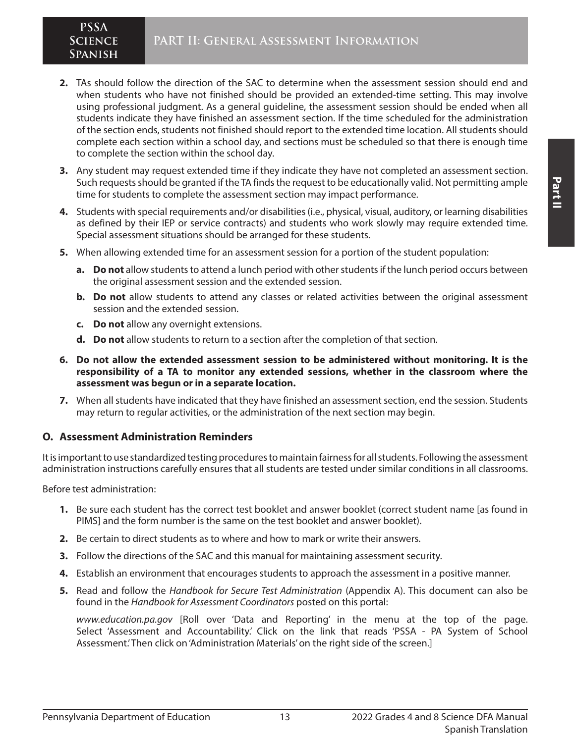2. TAs should follow the direction of the SAC to determine when the assessment session should end and when students who have not finished should be provided an extended-time setting. This may involve using professional judgment. As a general guideline, the assessment session should be ended when all students indicate they have finished an assessment section. If the time scheduled for the administration of the section ends, students not finished should report to the extended time location. All students should complete each section within a school day, and sections must be scheduled so that there is enough time to complete the section within the school day.
3. Any student may request extended time if they indicate they have not completed an assessment section. Such requests should be granted if the TA finds the request to be educationally valid. Not permitting ample time for students to complete the assessment section may impact performance.
4. Students with special requirements and/or disabilities (i.e., physical, visual, auditory, or learning disabilities as defined by their IEP or service contracts) and students who work slowly may require extended time. Special assessment situations should be arranged for these students.
5. When allowing extended time for an assessment session for a portion of the student population:
   a. **Do not** allow students to attend a lunch period with other students if the lunch period occurs between the original assessment session and the extended session.
   b. **Do not** allow students to attend any classes or related activities between the original assessment session and the extended session.
   c. **Do not** allow any overnight extensions.
   d. **Do not** allow students to return to a section after the completion of that section.
6. **Do not allow the extended assessment session to be administered without monitoring. It is the responsibility of a TA to monitor any extended sessions, whether in the classroom where the assessment was begun or in a separate location.**
7. When all students have indicated that they have finished an assessment section, end the session. Students may return to regular activities, or the administration of the next section may begin.

## O. Assessment Administration Reminders

It is important to use standardized testing procedures to maintain fairness for all students. Following the assessment administration instructions carefully ensures that all students are tested under similar conditions in all classrooms.

Before test administration:

1. Be sure each student has the correct test booklet and answer booklet (correct student name [as found in PIMS] and the form number is the same on the test booklet and answer booklet).
2. Be certain to direct students as to where and how to mark or write their answers.
3. Follow the directions of the SAC and this manual for maintaining assessment security.
4. Establish an environment that encourages students to approach the assessment in a positive manner.
5. Read and follow the *Handbook for Secure Test Administration* (Appendix A). This document can also be found in the *Handbook for Assessment Coordinators* posted on this portal:

   *www.education.pa.gov* [Roll over 'Data and Reporting' in the menu at the top of the page. Select 'Assessment and Accountability.' Click on the link that reads 'PSSA - PA System of School Assessment.' Then click on 'Administration Materials' on the right side of the screen.]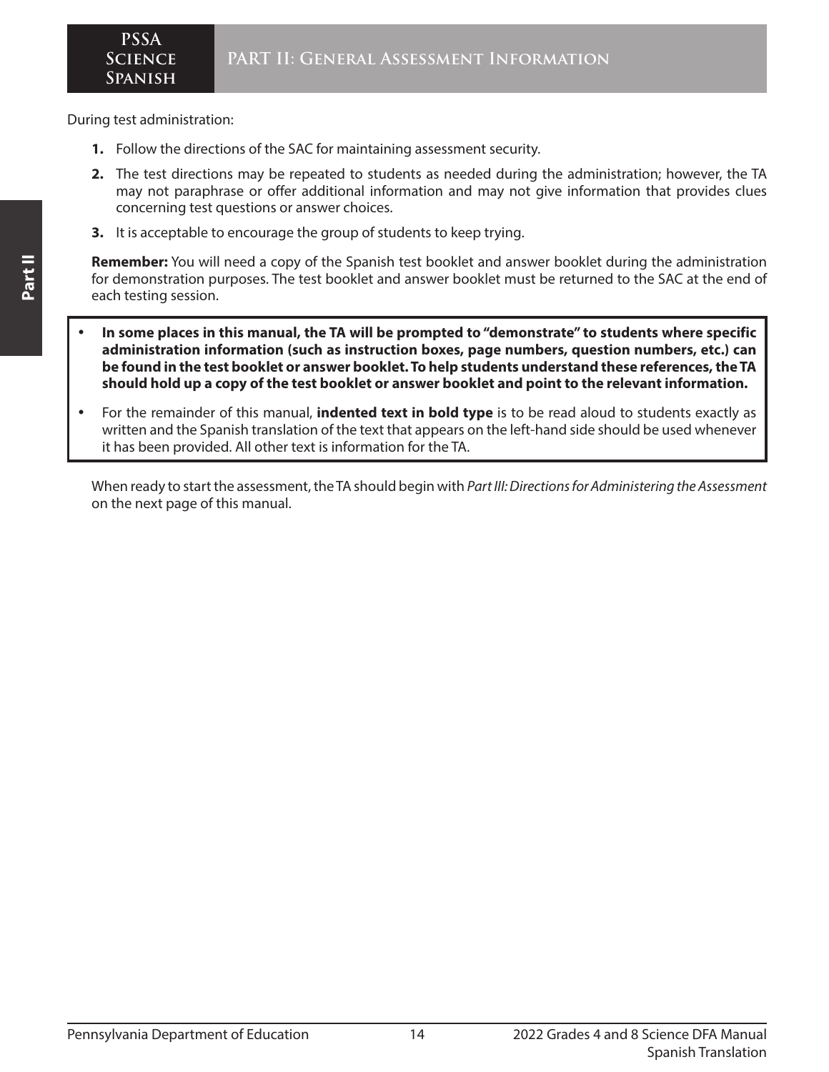During test administration:

1. Follow the directions of the SAC for maintaining assessment security.
2. The test directions may be repeated to students as needed during the administration; however, the TA may not paraphrase or offer additional information and may not give information that provides clues concerning test questions or answer choices.
3. It is acceptable to encourage the group of students to keep trying.

**Remember:** You will need a copy of the Spanish test booklet and answer booklet during the administration for demonstration purposes. The test booklet and answer booklet must be returned to the SAC at the end of each testing session.

- **In some places in this manual, the TA will be prompted to "demonstrate" to students where specific administration information (such as instruction boxes, page numbers, question numbers, etc.) can be found in the test booklet or answer booklet. To help students understand these references, the TA should hold up a copy of the test booklet or answer booklet and point to the relevant information.**
- For the remainder of this manual, **indented text in bold type** is to be read aloud to students exactly as written and the Spanish translation of the text that appears on the left-hand side should be used whenever it has been provided. All other text is information for the TA.

When ready to start the assessment, the TA should begin with *Part III: Directions for Administering the Assessment* on the next page of this manual.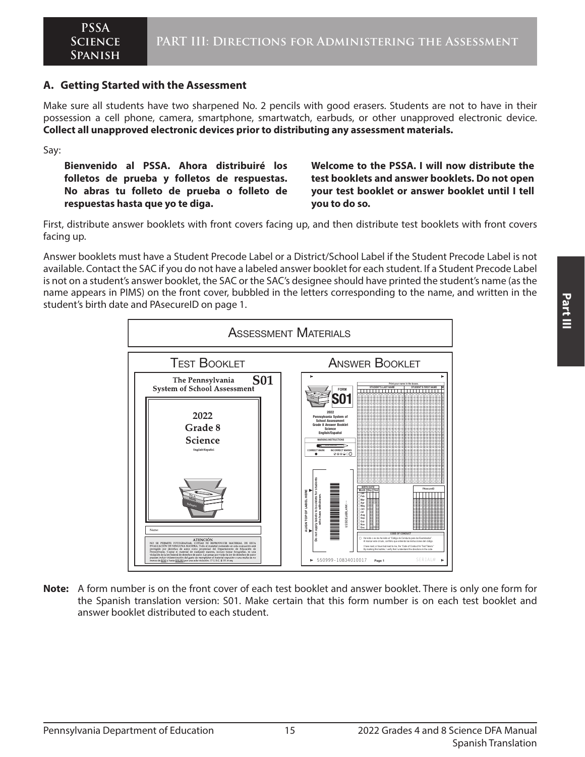## A. Getting Started with the Assessment

Make sure all students have two sharpened No. 2 pencils with good erasers. Students are not to have in their possession a cell phone, camera, smartphone, smartwatch, earbuds, or other unapproved electronic device. **Collect all unapproved electronic devices prior to distributing any assessment materials.**

Say:

> **Bienvenido al PSSA. Ahora distribuiré los folletos de prueba y folletos de respuestas. No abras tu folleto de prueba o folleto de respuestas hasta que yo te diga.**
>
> **Welcome to the PSSA. I will now distribute the test booklets and answer booklets. Do not open your test booklet or answer booklet until I tell you to do so.**

First, distribute answer booklets with front covers facing up, and then distribute test booklets with front covers facing up.

Answer booklets must have a Student Precode Label or a District/School Label if the Student Precode Label is not available. Contact the SAC if you do not have a labeled answer booklet for each student. If a Student Precode Label is not on a student's answer booklet, the SAC or the SAC's designee should have printed the student's name (as the name appears in PIMS) on the front cover, bubbled in the letters corresponding to the name, and written in the student's birth date and PAsecureID on page 1.

**Assessment Materials**

| Test Booklet | Answer Booklet |
|---|---|
| The Pennsylvania System of School Assessment — S01 — 2022 Grade 8 Science English/Español | FORM S01 — 2022 Pennsylvania System of School Assessment Grade 8 Answer Booklet Science English/Español |

**Note:** A form number is on the front cover of each test booklet and answer booklet. There is only one form for the Spanish translation version: S01. Make certain that this form number is on each test booklet and answer booklet distributed to each student.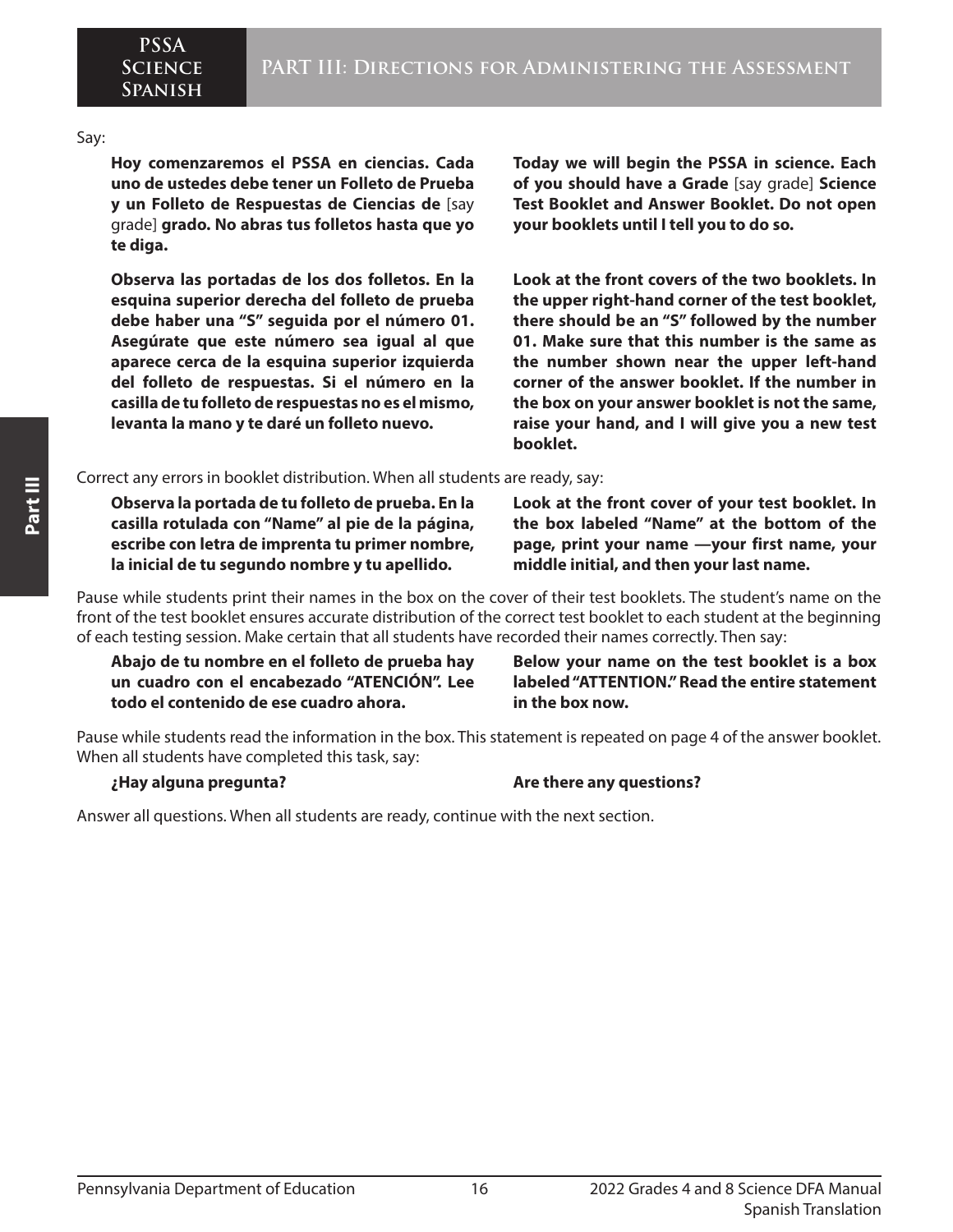Say:

**Hoy comenzaremos el PSSA en ciencias. Cada uno de ustedes debe tener un Folleto de Prueba y un Folleto de Respuestas de Ciencias de** [say grade] **grado. No abras tus folletos hasta que yo te diga.**

**Today we will begin the PSSA in science. Each of you should have a Grade** [say grade] **Science Test Booklet and Answer Booklet. Do not open your booklets until I tell you to do so.**

**Observa las portadas de los dos folletos. En la esquina superior derecha del folleto de prueba debe haber una "S" seguida por el número 01. Asegúrate que este número sea igual al que aparece cerca de la esquina superior izquierda del folleto de respuestas. Si el número en la casilla de tu folleto de respuestas no es el mismo, levanta la mano y te daré un folleto nuevo.**

**Look at the front covers of the two booklets. In the upper right-hand corner of the test booklet, there should be an "S" followed by the number 01. Make sure that this number is the same as the number shown near the upper left-hand corner of the answer booklet. If the number in the box on your answer booklet is not the same, raise your hand, and I will give you a new test booklet.**

Correct any errors in booklet distribution. When all students are ready, say:

**Observa la portada de tu folleto de prueba. En la casilla rotulada con "Name" al pie de la página, escribe con letra de imprenta tu primer nombre, la inicial de tu segundo nombre y tu apellido.**

**Look at the front cover of your test booklet. In the box labeled "Name" at the bottom of the page, print your name —your first name, your middle initial, and then your last name.**

Pause while students print their names in the box on the cover of their test booklets. The student's name on the front of the test booklet ensures accurate distribution of the correct test booklet to each student at the beginning of each testing session. Make certain that all students have recorded their names correctly. Then say:

**Abajo de tu nombre en el folleto de prueba hay un cuadro con el encabezado "ATENCIÓN". Lee todo el contenido de ese cuadro ahora.**

**Below your name on the test booklet is a box labeled "ATTENTION." Read the entire statement in the box now.**

Pause while students read the information in the box. This statement is repeated on page 4 of the answer booklet. When all students have completed this task, say:

**¿Hay alguna pregunta?**

**Are there any questions?**

Answer all questions. When all students are ready, continue with the next section.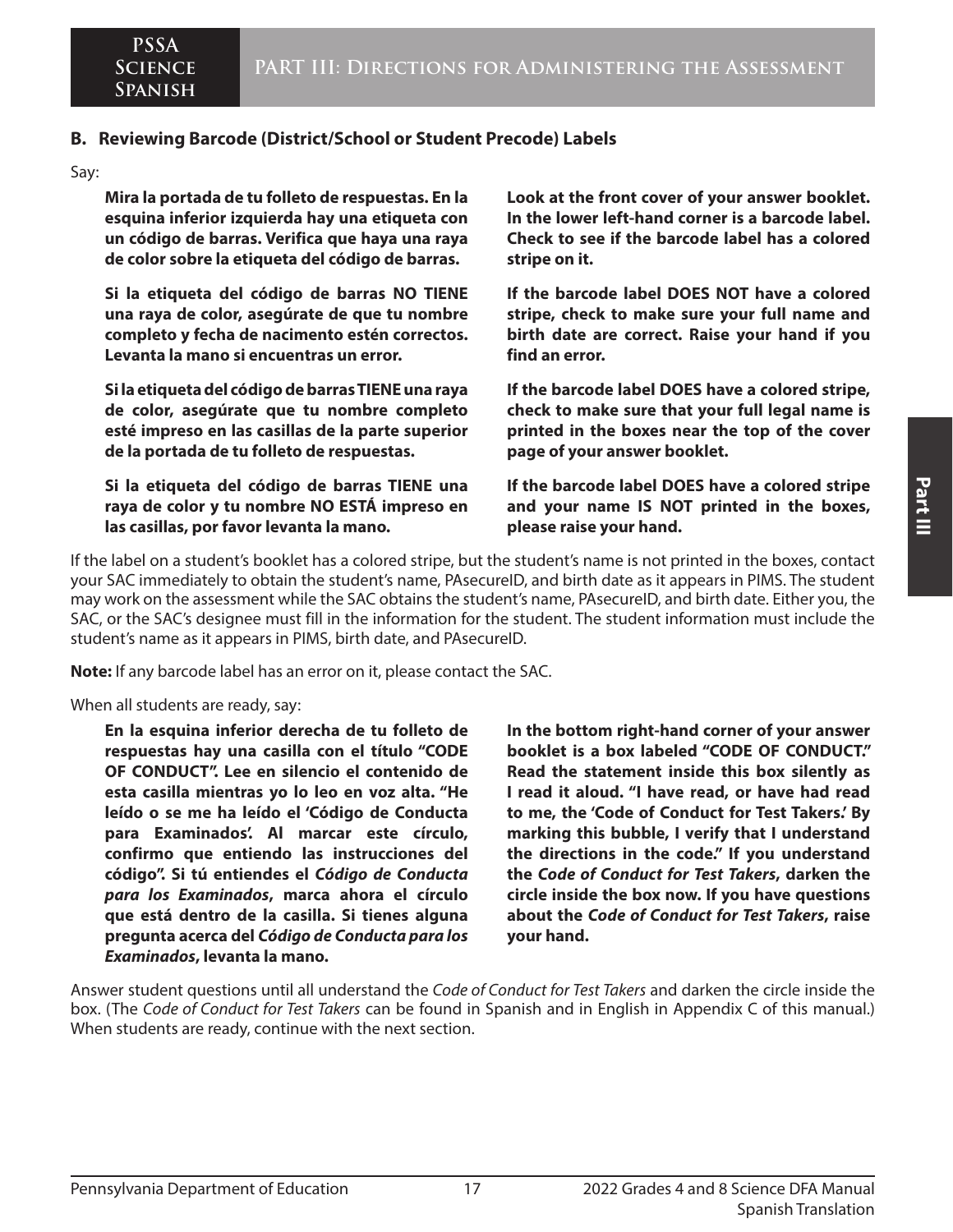### B. Reviewing Barcode (District/School or Student Precode) Labels

Say:

**Mira la portada de tu folleto de respuestas. En la esquina inferior izquierda hay una etiqueta con un código de barras. Verifica que haya una raya de color sobre la etiqueta del código de barras.**

**Si la etiqueta del código de barras NO TIENE una raya de color, asegúrate de que tu nombre completo y fecha de nacimento estén correctos. Levanta la mano si encuentras un error.**

**Si la etiqueta del código de barras TIENE una raya de color, asegúrate que tu nombre completo esté impreso en las casillas de la parte superior de la portada de tu folleto de respuestas.**

**Si la etiqueta del código de barras TIENE una raya de color y tu nombre NO ESTÁ impreso en las casillas, por favor levanta la mano.**

**Look at the front cover of your answer booklet. In the lower left-hand corner is a barcode label. Check to see if the barcode label has a colored stripe on it.**

**If the barcode label DOES NOT have a colored stripe, check to make sure your full name and birth date are correct. Raise your hand if you find an error.**

**If the barcode label DOES have a colored stripe, check to make sure that your full legal name is printed in the boxes near the top of the cover page of your answer booklet.**

**If the barcode label DOES have a colored stripe and your name IS NOT printed in the boxes, please raise your hand.**

If the label on a student's booklet has a colored stripe, but the student's name is not printed in the boxes, contact your SAC immediately to obtain the student's name, PAsecureID, and birth date as it appears in PIMS. The student may work on the assessment while the SAC obtains the student's name, PAsecureID, and birth date. Either you, the SAC, or the SAC's designee must fill in the information for the student. The student information must include the student's name as it appears in PIMS, birth date, and PAsecureID.

**Note:** If any barcode label has an error on it, please contact the SAC.

When all students are ready, say:

**En la esquina inferior derecha de tu folleto de respuestas hay una casilla con el título "CODE OF CONDUCT". Lee en silencio el contenido de esta casilla mientras yo lo leo en voz alta. "He leído o se me ha leído el 'Código de Conducta para Examinados'. Al marcar este círculo, confirmo que entiendo las instrucciones del código". Si tú entiendes el *Código de Conducta para los Examinados*, marca ahora el círculo que está dentro de la casilla. Si tienes alguna pregunta acerca del *Código de Conducta para los Examinados*, levanta la mano.**

**In the bottom right-hand corner of your answer booklet is a box labeled "CODE OF CONDUCT." Read the statement inside this box silently as I read it aloud. "I have read, or have had read to me, the 'Code of Conduct for Test Takers.' By marking this bubble, I verify that I understand the directions in the code." If you understand the *Code of Conduct for Test Takers*, darken the circle inside the box now. If you have questions about the *Code of Conduct for Test Takers*, raise your hand.**

Answer student questions until all understand the *Code of Conduct for Test Takers* and darken the circle inside the box. (The *Code of Conduct for Test Takers* can be found in Spanish and in English in Appendix C of this manual.) When students are ready, continue with the next section.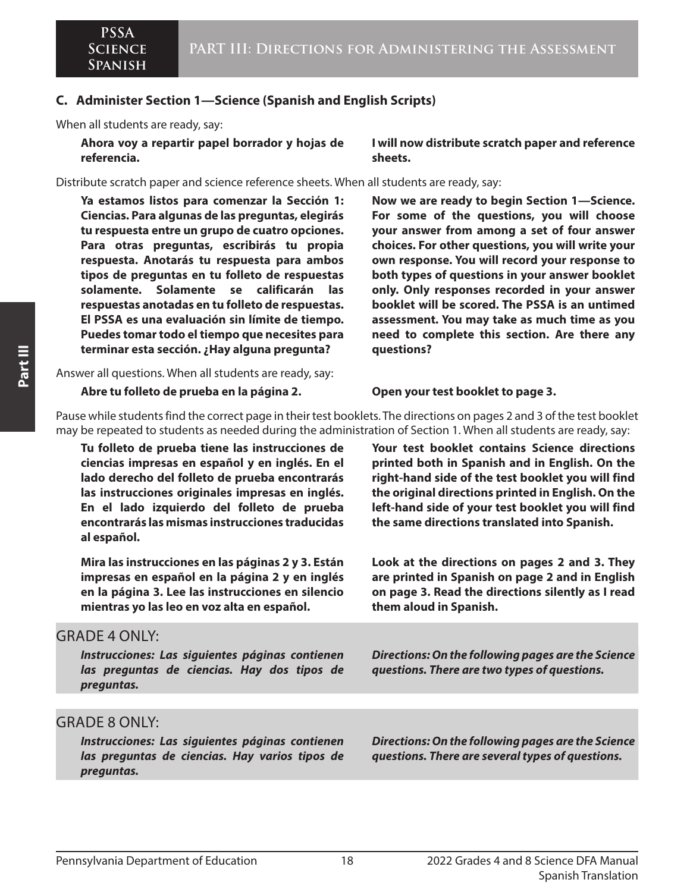### C. Administer Section 1—Science (Spanish and English Scripts)

When all students are ready, say:

**Ahora voy a repartir papel borrador y hojas de referencia.**

**I will now distribute scratch paper and reference sheets.**

Distribute scratch paper and science reference sheets. When all students are ready, say:

**Ya estamos listos para comenzar la Sección 1: Ciencias. Para algunas de las preguntas, elegirás tu respuesta entre un grupo de cuatro opciones. Para otras preguntas, escribirás tu propia respuesta. Anotarás tu respuesta para ambos tipos de preguntas en tu folleto de respuestas solamente. Solamente se calificarán las respuestas anotadas en tu folleto de respuestas. El PSSA es una evaluación sin límite de tiempo. Puedes tomar todo el tiempo que necesites para terminar esta sección. ¿Hay alguna pregunta?**

**Now we are ready to begin Section 1—Science. For some of the questions, you will choose your answer from among a set of four answer choices. For other questions, you will write your own response. You will record your response to both types of questions in your answer booklet only. Only responses recorded in your answer booklet will be scored. The PSSA is an untimed assessment. You may take as much time as you need to complete this section. Are there any questions?**

Answer all questions. When all students are ready, say:

**Abre tu folleto de prueba en la página 2.**

**Open your test booklet to page 3.**

Pause while students find the correct page in their test booklets. The directions on pages 2 and 3 of the test booklet may be repeated to students as needed during the administration of Section 1. When all students are ready, say:

**Tu folleto de prueba tiene las instrucciones de ciencias impresas en español y en inglés. En el lado derecho del folleto de prueba encontrarás las instrucciones originales impresas en inglés. En el lado izquierdo del folleto de prueba encontrarás las mismas instrucciones traducidas al español.**

**Your test booklet contains Science directions printed both in Spanish and in English. On the right-hand side of the test booklet you will find the original directions printed in English. On the left-hand side of your test booklet you will find the same directions translated into Spanish.**

**Mira las instrucciones en las páginas 2 y 3. Están impresas en español en la página 2 y en inglés en la página 3. Lee las instrucciones en silencio mientras yo las leo en voz alta en español.**

**Look at the directions on pages 2 and 3. They are printed in Spanish on page 2 and in English on page 3. Read the directions silently as I read them aloud in Spanish.**

GRADE 4 ONLY:

***Instrucciones: Las siguientes páginas contienen las preguntas de ciencias. Hay dos tipos de preguntas.***

***Directions: On the following pages are the Science questions. There are two types of questions.***

GRADE 8 ONLY:

***Instrucciones: Las siguientes páginas contienen las preguntas de ciencias. Hay varios tipos de preguntas.***

***Directions: On the following pages are the Science questions. There are several types of questions.***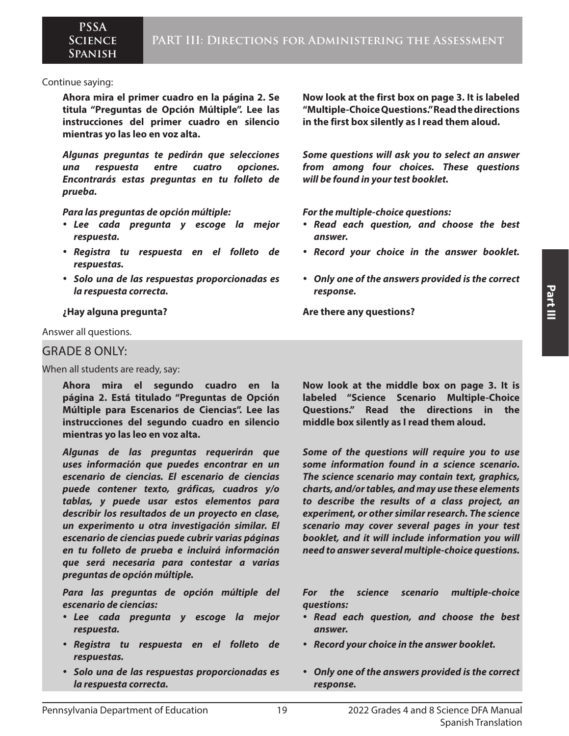Continue saying:

**Ahora mira el primer cuadro en la página 2. Se titula "Preguntas de Opción Múltiple". Lee las instrucciones del primer cuadro en silencio mientras yo las leo en voz alta.**

**Now look at the first box on page 3. It is labeled "Multiple-Choice Questions." Read the directions in the first box silently as I read them aloud.**

***Algunas preguntas te pedirán que selecciones una respuesta entre cuatro opciones. Encontrarás estas preguntas en tu folleto de prueba.***

***Some questions will ask you to select an answer from among four choices. These questions will be found in your test booklet.***

***Para las preguntas de opción múltiple:***

- ***Lee cada pregunta y escoge la mejor respuesta.***
- ***Registra tu respuesta en el folleto de respuestas.***
- ***Solo una de las respuestas proporcionadas es la respuesta correcta.***

***For the multiple-choice questions:***

- ***Read each question, and choose the best answer.***
- ***Record your choice in the answer booklet.***
- ***Only one of the answers provided is the correct response.***

**¿Hay alguna pregunta?**

**Are there any questions?**

Answer all questions.

## GRADE 8 ONLY:

When all students are ready, say:

**Ahora mira el segundo cuadro en la página 2. Está titulado "Preguntas de Opción Múltiple para Escenarios de Ciencias". Lee las instrucciones del segundo cuadro en silencio mientras yo las leo en voz alta.**

**Now look at the middle box on page 3. It is labeled "Science Scenario Multiple-Choice Questions." Read the directions in the middle box silently as I read them aloud.**

***Algunas de las preguntas requerirán que uses información que puedes encontrar en un escenario de ciencias. El escenario de ciencias puede contener texto, gráficas, cuadros y/o tablas, y puede usar estos elementos para describir los resultados de un proyecto en clase, un experimento u otra investigación similar. El escenario de ciencias puede cubrir varias páginas en tu folleto de prueba e incluirá información que será necesaria para contestar a varias preguntas de opción múltiple.***

***Some of the questions will require you to use some information found in a science scenario. The science scenario may contain text, graphics, charts, and/or tables, and may use these elements to describe the results of a class project, an experiment, or other similar research. The science scenario may cover several pages in your test booklet, and it will include information you will need to answer several multiple-choice questions.***

***Para las preguntas de opción múltiple del escenario de ciencias:***

- ***Lee cada pregunta y escoge la mejor respuesta.***
- ***Registra tu respuesta en el folleto de respuestas.***
- ***Solo una de las respuestas proporcionadas es la respuesta correcta.***

***For the science scenario multiple-choice questions:***

- ***Read each question, and choose the best answer.***
- ***Record your choice in the answer booklet.***
- ***Only one of the answers provided is the correct response.***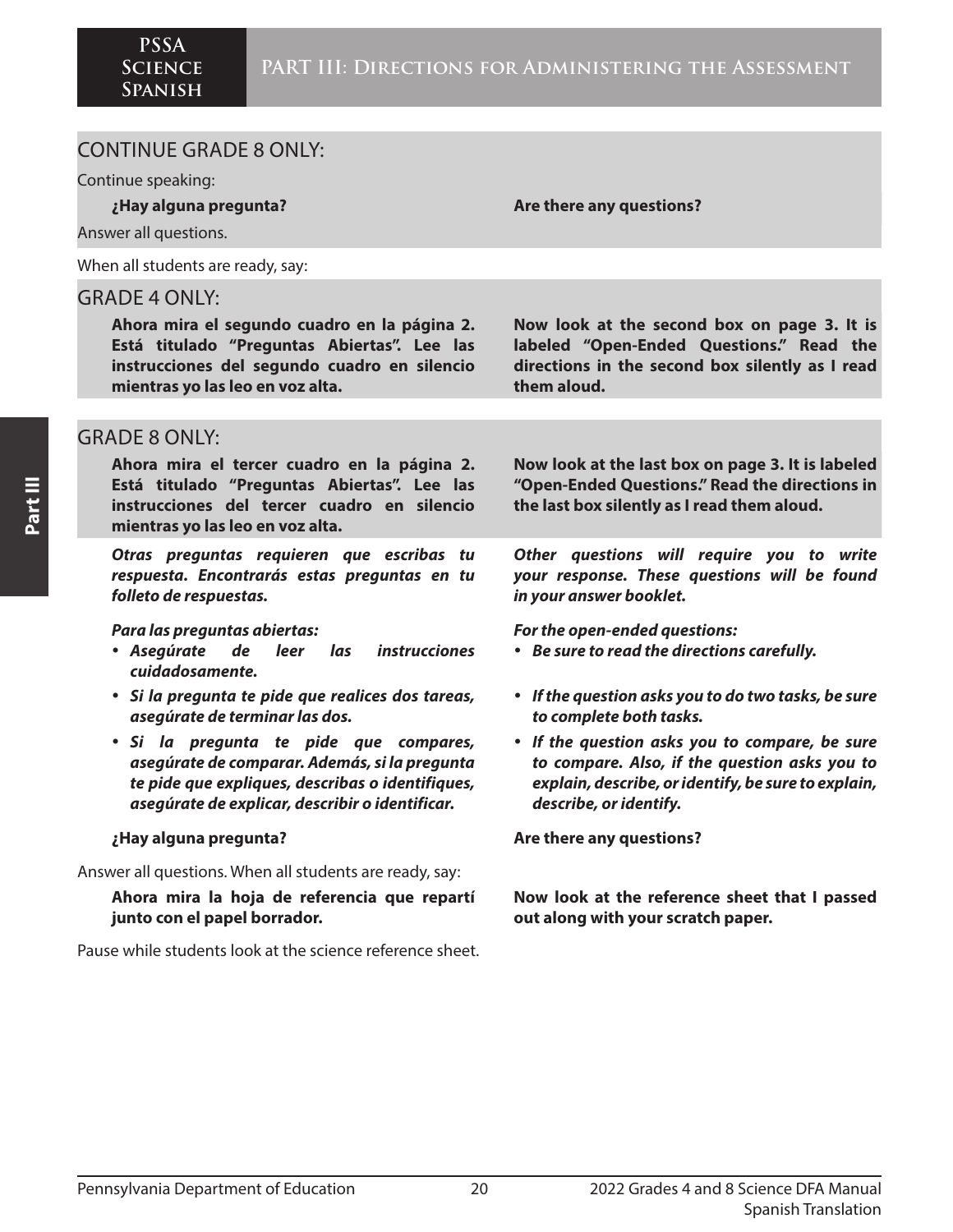## CONTINUE GRADE 8 ONLY:

Continue speaking:

| | |
|---|---|
| **¿Hay alguna pregunta?** | **Are there any questions?** |

Answer all questions.

When all students are ready, say:

## GRADE 4 ONLY:

| | |
|---|---|
| **Ahora mira el segundo cuadro en la página 2. Está titulado "Preguntas Abiertas". Lee las instrucciones del segundo cuadro en silencio mientras yo las leo en voz alta.** | **Now look at the second box on page 3. It is labeled "Open-Ended Questions." Read the directions in the second box silently as I read them aloud.** |

## GRADE 8 ONLY:

| | |
|---|---|
| **Ahora mira el tercer cuadro en la página 2. Está titulado "Preguntas Abiertas". Lee las instrucciones del tercer cuadro en silencio mientras yo las leo en voz alta.** | **Now look at the last box on page 3. It is labeled "Open-Ended Questions." Read the directions in the last box silently as I read them aloud.** |

| | |
|---|---|
| ***Otras preguntas requieren que escribas tu respuesta. Encontrarás estas preguntas en tu folleto de respuestas.*** | ***Other questions will require you to write your response. These questions will be found in your answer booklet.*** |
| ***Para las preguntas abiertas:*** | ***For the open-ended questions:*** |
| • ***Asegúrate de leer las instrucciones cuidadosamente.*** | • ***Be sure to read the directions carefully.*** |
| • ***Si la pregunta te pide que realices dos tareas, asegúrate de terminar las dos.*** | • ***If the question asks you to do two tasks, be sure to complete both tasks.*** |
| • ***Si la pregunta te pide que compares, asegúrate de comparar. Además, si la pregunta te pide que expliques, describas o identifiques, asegúrate de explicar, describir o identificar.*** | • ***If the question asks you to compare, be sure to compare. Also, if the question asks you to explain, describe, or identify, be sure to explain, describe, or identify.*** |
| **¿Hay alguna pregunta?** | **Are there any questions?** |

Answer all questions. When all students are ready, say:

| | |
|---|---|
| **Ahora mira la hoja de referencia que repartí junto con el papel borrador.** | **Now look at the reference sheet that I passed out along with your scratch paper.** |

Pause while students look at the science reference sheet.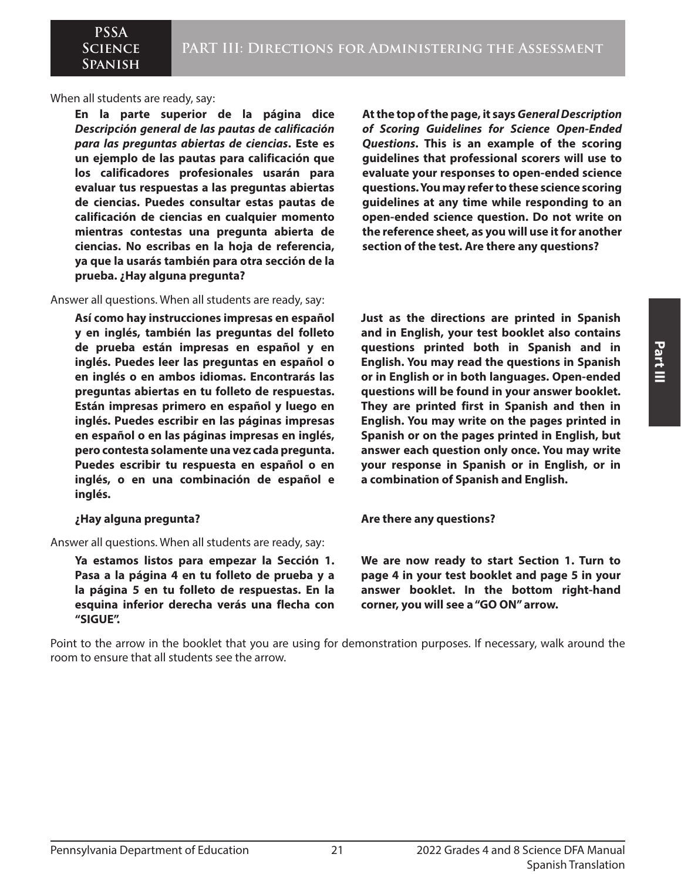When all students are ready, say:

**En la parte superior de la página dice *Descripción general de las pautas de calificación para las preguntas abiertas de ciencias*. Este es un ejemplo de las pautas para calificación que los calificadores profesionales usarán para evaluar tus respuestas a las preguntas abiertas de ciencias. Puedes consultar estas pautas de calificación de ciencias en cualquier momento mientras contestas una pregunta abierta de ciencias. No escribas en la hoja de referencia, ya que la usarás también para otra sección de la prueba. ¿Hay alguna pregunta?**

**At the top of the page, it says *General Description of Scoring Guidelines for Science Open-Ended Questions*. This is an example of the scoring guidelines that professional scorers will use to evaluate your responses to open-ended science questions. You may refer to these science scoring guidelines at any time while responding to an open-ended science question. Do not write on the reference sheet, as you will use it for another section of the test. Are there any questions?**

Answer all questions. When all students are ready, say:

**Así como hay instrucciones impresas en español y en inglés, también las preguntas del folleto de prueba están impresas en español y en inglés. Puedes leer las preguntas en español o en inglés o en ambos idiomas. Encontrarás las preguntas abiertas en tu folleto de respuestas. Están impresas primero en español y luego en inglés. Puedes escribir en las páginas impresas en español o en las páginas impresas en inglés, pero contesta solamente una vez cada pregunta. Puedes escribir tu respuesta en español o en inglés, o en una combinación de español e inglés.**

**¿Hay alguna pregunta?**

**Just as the directions are printed in Spanish and in English, your test booklet also contains questions printed both in Spanish and in English. You may read the questions in Spanish or in English or in both languages. Open-ended questions will be found in your answer booklet. They are printed first in Spanish and then in English. You may write on the pages printed in Spanish or on the pages printed in English, but answer each question only once. You may write your response in Spanish or in English, or in a combination of Spanish and English.**

**Are there any questions?**

Answer all questions. When all students are ready, say:

**Ya estamos listos para empezar la Sección 1. Pasa a la página 4 en tu folleto de prueba y a la página 5 en tu folleto de respuestas. En la esquina inferior derecha verás una flecha con "SIGUE".**

**We are now ready to start Section 1. Turn to page 4 in your test booklet and page 5 in your answer booklet. In the bottom right-hand corner, you will see a "GO ON" arrow.**

Point to the arrow in the booklet that you are using for demonstration purposes. If necessary, walk around the room to ensure that all students see the arrow.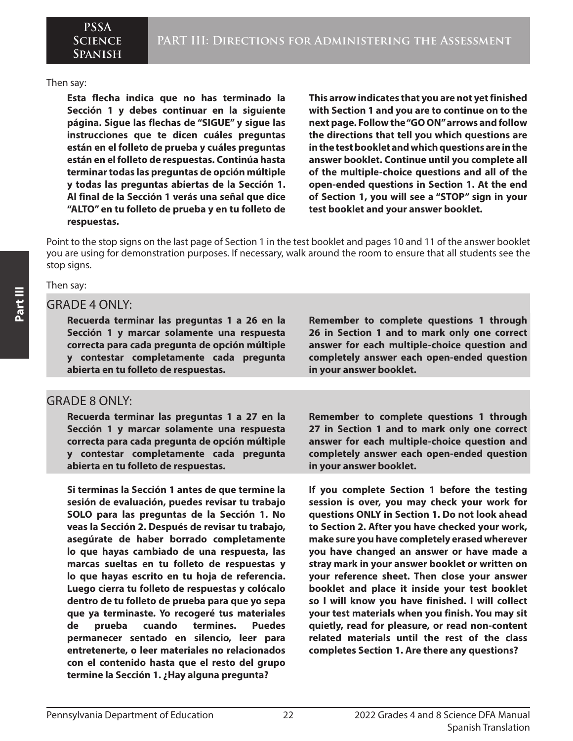Then say:

**Esta flecha indica que no has terminado la Sección 1 y debes continuar en la siguiente página. Sigue las flechas de "SIGUE" y sigue las instrucciones que te dicen cuáles preguntas están en el folleto de prueba y cuáles preguntas están en el folleto de respuestas. Continúa hasta terminar todas las preguntas de opción múltiple y todas las preguntas abiertas de la Sección 1. Al final de la Sección 1 verás una señal que dice "ALTO" en tu folleto de prueba y en tu folleto de respuestas.**

**This arrow indicates that you are not yet finished with Section 1 and you are to continue on to the next page. Follow the "GO ON" arrows and follow the directions that tell you which questions are in the test booklet and which questions are in the answer booklet. Continue until you complete all of the multiple-choice questions and all of the open-ended questions in Section 1. At the end of Section 1, you will see a "STOP" sign in your test booklet and your answer booklet.**

Point to the stop signs on the last page of Section 1 in the test booklet and pages 10 and 11 of the answer booklet you are using for demonstration purposes. If necessary, walk around the room to ensure that all students see the stop signs.

Then say:

## GRADE 4 ONLY:

**Recuerda terminar las preguntas 1 a 26 en la Sección 1 y marcar solamente una respuesta correcta para cada pregunta de opción múltiple y contestar completamente cada pregunta abierta en tu folleto de respuestas.**

**Remember to complete questions 1 through 26 in Section 1 and to mark only one correct answer for each multiple-choice question and completely answer each open-ended question in your answer booklet.**

## GRADE 8 ONLY:

**Recuerda terminar las preguntas 1 a 27 en la Sección 1 y marcar solamente una respuesta correcta para cada pregunta de opción múltiple y contestar completamente cada pregunta abierta en tu folleto de respuestas.**

**Remember to complete questions 1 through 27 in Section 1 and to mark only one correct answer for each multiple-choice question and completely answer each open-ended question in your answer booklet.**

**Si terminas la Sección 1 antes de que termine la sesión de evaluación, puedes revisar tu trabajo SOLO para las preguntas de la Sección 1. No veas la Sección 2. Después de revisar tu trabajo, asegúrate de haber borrado completamente lo que hayas cambiado de una respuesta, las marcas sueltas en tu folleto de respuestas y lo que hayas escrito en tu hoja de referencia. Luego cierra tu folleto de respuestas y colócalo dentro de tu folleto de prueba para que yo sepa que ya terminaste. Yo recogeré tus materiales de prueba cuando termines. Puedes permanecer sentado en silencio, leer para entretenerte, o leer materiales no relacionados con el contenido hasta que el resto del grupo termine la Sección 1. ¿Hay alguna pregunta?**

**If you complete Section 1 before the testing session is over, you may check your work for questions ONLY in Section 1. Do not look ahead to Section 2. After you have checked your work, make sure you have completely erased wherever you have changed an answer or have made a stray mark in your answer booklet or written on your reference sheet. Then close your answer booklet and place it inside your test booklet so I will know you have finished. I will collect your test materials when you finish. You may sit quietly, read for pleasure, or read non-content related materials until the rest of the class completes Section 1. Are there any questions?**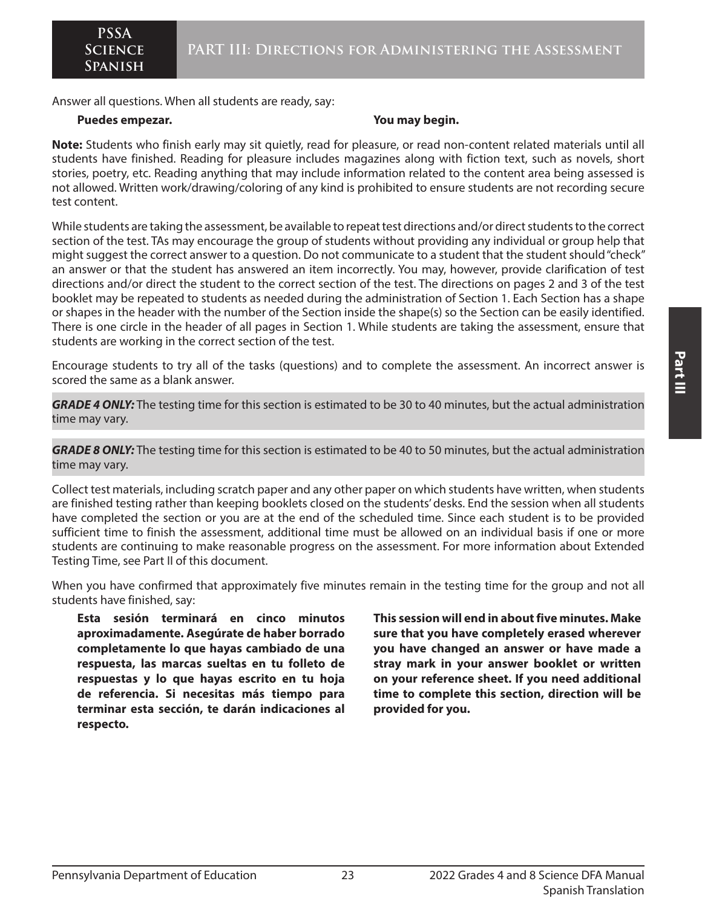Answer all questions. When all students are ready, say:

**Puedes empezar.**

**You may begin.**

**Note:** Students who finish early may sit quietly, read for pleasure, or read non-content related materials until all students have finished. Reading for pleasure includes magazines along with fiction text, such as novels, short stories, poetry, etc. Reading anything that may include information related to the content area being assessed is not allowed. Written work/drawing/coloring of any kind is prohibited to ensure students are not recording secure test content.

While students are taking the assessment, be available to repeat test directions and/or direct students to the correct section of the test. TAs may encourage the group of students without providing any individual or group help that might suggest the correct answer to a question. Do not communicate to a student that the student should "check" an answer or that the student has answered an item incorrectly. You may, however, provide clarification of test directions and/or direct the student to the correct section of the test. The directions on pages 2 and 3 of the test booklet may be repeated to students as needed during the administration of Section 1. Each Section has a shape or shapes in the header with the number of the Section inside the shape(s) so the Section can be easily identified. There is one circle in the header of all pages in Section 1. While students are taking the assessment, ensure that students are working in the correct section of the test.

Encourage students to try all of the tasks (questions) and to complete the assessment. An incorrect answer is scored the same as a blank answer.

***GRADE 4 ONLY:*** The testing time for this section is estimated to be 30 to 40 minutes, but the actual administration time may vary.

***GRADE 8 ONLY:*** The testing time for this section is estimated to be 40 to 50 minutes, but the actual administration time may vary.

Collect test materials, including scratch paper and any other paper on which students have written, when students are finished testing rather than keeping booklets closed on the students' desks. End the session when all students have completed the section or you are at the end of the scheduled time. Since each student is to be provided sufficient time to finish the assessment, additional time must be allowed on an individual basis if one or more students are continuing to make reasonable progress on the assessment. For more information about Extended Testing Time, see Part II of this document.

When you have confirmed that approximately five minutes remain in the testing time for the group and not all students have finished, say:

**Esta sesión terminará en cinco minutos aproximadamente. Asegúrate de haber borrado completamente lo que hayas cambiado de una respuesta, las marcas sueltas en tu folleto de respuestas y lo que hayas escrito en tu hoja de referencia. Si necesitas más tiempo para terminar esta sección, te darán indicaciones al respecto.**

**This session will end in about five minutes. Make sure that you have completely erased wherever you have changed an answer or have made a stray mark in your answer booklet or written on your reference sheet. If you need additional time to complete this section, direction will be provided for you.**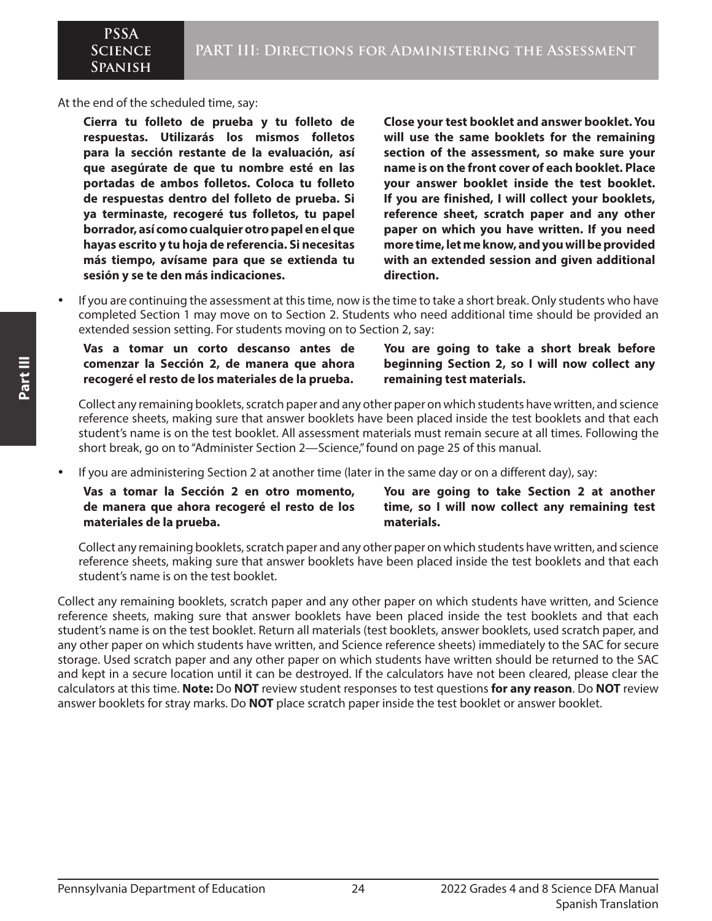At the end of the scheduled time, say:

**Cierra tu folleto de prueba y tu folleto de respuestas. Utilizarás los mismos folletos para la sección restante de la evaluación, así que asegúrate de que tu nombre esté en las portadas de ambos folletos. Coloca tu folleto de respuestas dentro del folleto de prueba. Si ya terminaste, recogeré tus folletos, tu papel borrador, así como cualquier otro papel en el que hayas escrito y tu hoja de referencia. Si necesitas más tiempo, avísame para que se extienda tu sesión y se te den más indicaciones.**

**Close your test booklet and answer booklet. You will use the same booklets for the remaining section of the assessment, so make sure your name is on the front cover of each booklet. Place your answer booklet inside the test booklet. If you are finished, I will collect your booklets, reference sheet, scratch paper and any other paper on which you have written. If you need more time, let me know, and you will be provided with an extended session and given additional direction.**

- If you are continuing the assessment at this time, now is the time to take a short break. Only students who have completed Section 1 may move on to Section 2. Students who need additional time should be provided an extended session setting. For students moving on to Section 2, say:

  **Vas a tomar un corto descanso antes de comenzar la Sección 2, de manera que ahora recogeré el resto de los materiales de la prueba.**

  **You are going to take a short break before beginning Section 2, so I will now collect any remaining test materials.**

  Collect any remaining booklets, scratch paper and any other paper on which students have written, and science reference sheets, making sure that answer booklets have been placed inside the test booklets and that each student's name is on the test booklet. All assessment materials must remain secure at all times. Following the short break, go on to "Administer Section 2—Science," found on page 25 of this manual.

- If you are administering Section 2 at another time (later in the same day or on a different day), say:

  **Vas a tomar la Sección 2 en otro momento, de manera que ahora recogeré el resto de los materiales de la prueba.**

  **You are going to take Section 2 at another time, so I will now collect any remaining test materials.**

  Collect any remaining booklets, scratch paper and any other paper on which students have written, and science reference sheets, making sure that answer booklets have been placed inside the test booklets and that each student's name is on the test booklet.

Collect any remaining booklets, scratch paper and any other paper on which students have written, and Science reference sheets, making sure that answer booklets have been placed inside the test booklets and that each student's name is on the test booklet. Return all materials (test booklets, answer booklets, used scratch paper, and any other paper on which students have written, and Science reference sheets) immediately to the SAC for secure storage. Used scratch paper and any other paper on which students have written should be returned to the SAC and kept in a secure location until it can be destroyed. If the calculators have not been cleared, please clear the calculators at this time. **Note:** Do **NOT** review student responses to test questions **for any reason**. Do **NOT** review answer booklets for stray marks. Do **NOT** place scratch paper inside the test booklet or answer booklet.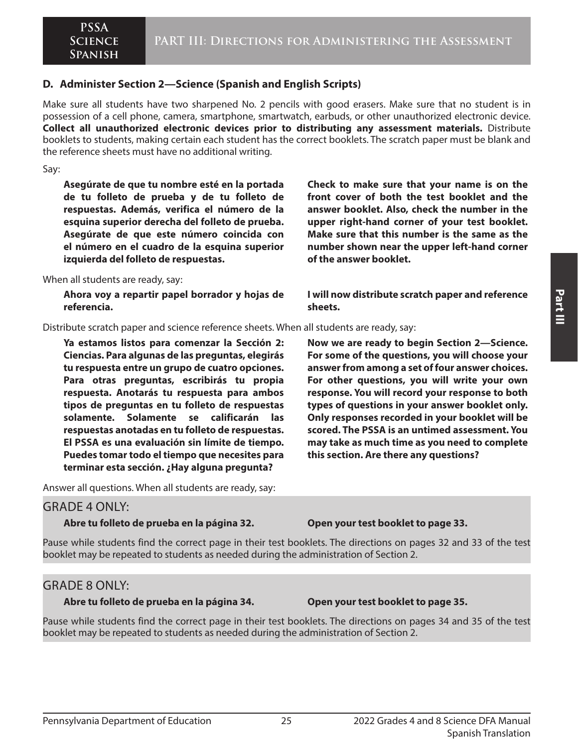### D. Administer Section 2—Science (Spanish and English Scripts)

Make sure all students have two sharpened No. 2 pencils with good erasers. Make sure that no student is in possession of a cell phone, camera, smartphone, smartwatch, earbuds, or other unauthorized electronic device. **Collect all unauthorized electronic devices prior to distributing any assessment materials.** Distribute booklets to students, making certain each student has the correct booklets. The scratch paper must be blank and the reference sheets must have no additional writing.

Say:

**Asegúrate de que tu nombre esté en la portada de tu folleto de prueba y de tu folleto de respuestas. Además, verifica el número de la esquina superior derecha del folleto de prueba. Asegúrate de que este número coincida con el número en el cuadro de la esquina superior izquierda del folleto de respuestas.**

**Check to make sure that your name is on the front cover of both the test booklet and the answer booklet. Also, check the number in the upper right-hand corner of your test booklet. Make sure that this number is the same as the number shown near the upper left-hand corner of the answer booklet.**

When all students are ready, say:

**Ahora voy a repartir papel borrador y hojas de referencia.**

**I will now distribute scratch paper and reference sheets.**

Distribute scratch paper and science reference sheets. When all students are ready, say:

**Ya estamos listos para comenzar la Sección 2: Ciencias. Para algunas de las preguntas, elegirás tu respuesta entre un grupo de cuatro opciones. Para otras preguntas, escribirás tu propia respuesta. Anotarás tu respuesta para ambos tipos de preguntas en tu folleto de respuestas solamente. Solamente se calificarán las respuestas anotadas en tu folleto de respuestas. El PSSA es una evaluación sin límite de tiempo. Puedes tomar todo el tiempo que necesites para terminar esta sección. ¿Hay alguna pregunta?**

**Now we are ready to begin Section 2—Science. For some of the questions, you will choose your answer from among a set of four answer choices. For other questions, you will write your own response. You will record your response to both types of questions in your answer booklet only. Only responses recorded in your booklet will be scored. The PSSA is an untimed assessment. You may take as much time as you need to complete this section. Are there any questions?**

Answer all questions. When all students are ready, say:

GRADE 4 ONLY:

**Abre tu folleto de prueba en la página 32.**

**Open your test booklet to page 33.**

Pause while students find the correct page in their test booklets. The directions on pages 32 and 33 of the test booklet may be repeated to students as needed during the administration of Section 2.

GRADE 8 ONLY:

**Abre tu folleto de prueba en la página 34.**

**Open your test booklet to page 35.**

Pause while students find the correct page in their test booklets. The directions on pages 34 and 35 of the test booklet may be repeated to students as needed during the administration of Section 2.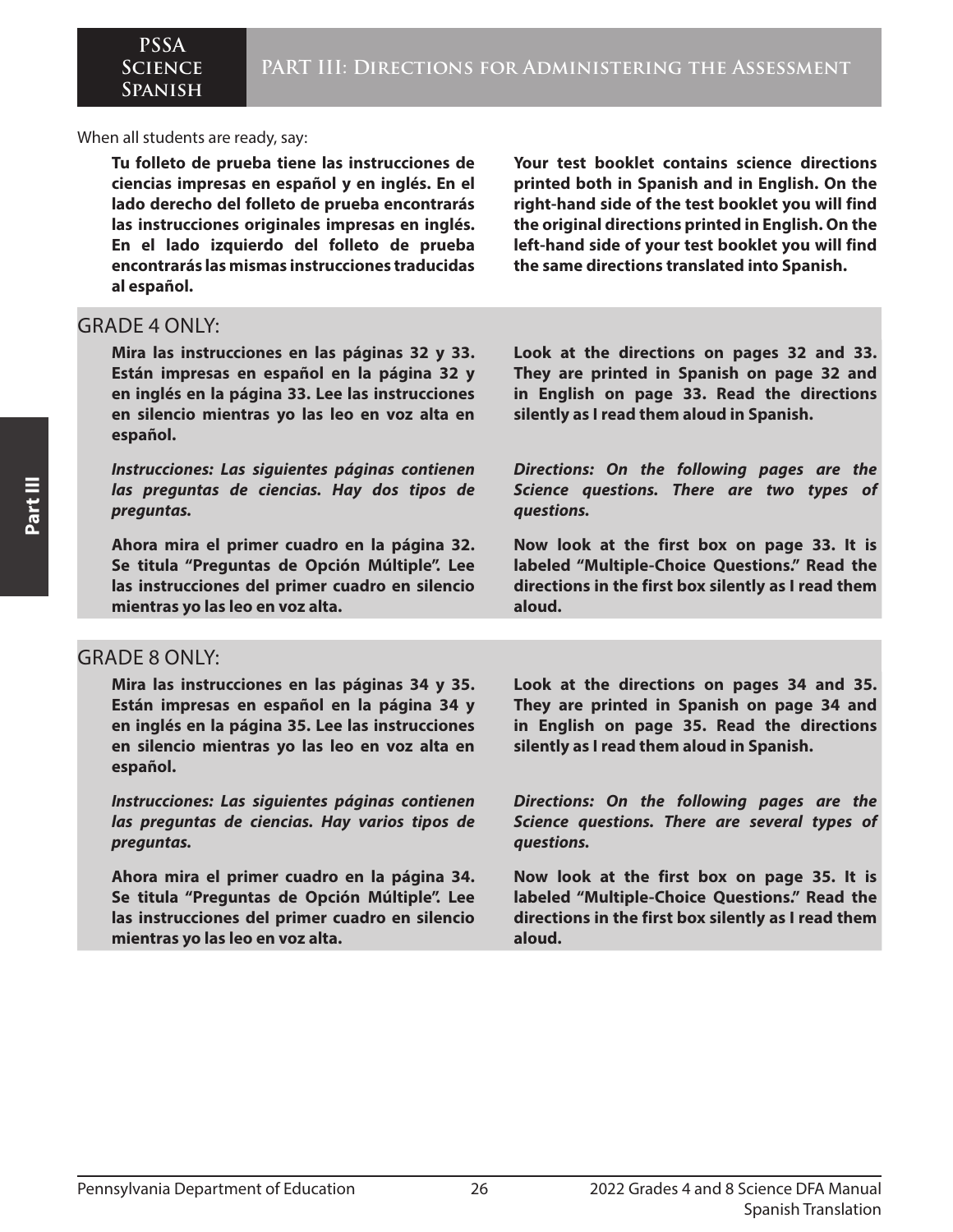When all students are ready, say:

**Tu folleto de prueba tiene las instrucciones de ciencias impresas en español y en inglés. En el lado derecho del folleto de prueba encontrarás las instrucciones originales impresas en inglés. En el lado izquierdo del folleto de prueba encontrarás las mismas instrucciones traducidas al español.**

**Your test booklet contains science directions printed both in Spanish and in English. On the right-hand side of the test booklet you will find the original directions printed in English. On the left-hand side of your test booklet you will find the same directions translated into Spanish.**

## GRADE 4 ONLY:

**Mira las instrucciones en las páginas 32 y 33. Están impresas en español en la página 32 y en inglés en la página 33. Lee las instrucciones en silencio mientras yo las leo en voz alta en español.**

**Look at the directions on pages 32 and 33. They are printed in Spanish on page 32 and in English on page 33. Read the directions silently as I read them aloud in Spanish.**

***Instrucciones: Las siguientes páginas contienen las preguntas de ciencias. Hay dos tipos de preguntas.***

***Directions: On the following pages are the Science questions. There are two types of questions.***

**Ahora mira el primer cuadro en la página 32. Se titula "Preguntas de Opción Múltiple". Lee las instrucciones del primer cuadro en silencio mientras yo las leo en voz alta.**

**Now look at the first box on page 33. It is labeled "Multiple-Choice Questions." Read the directions in the first box silently as I read them aloud.**

## GRADE 8 ONLY:

**Mira las instrucciones en las páginas 34 y 35. Están impresas en español en la página 34 y en inglés en la página 35. Lee las instrucciones en silencio mientras yo las leo en voz alta en español.**

**Look at the directions on pages 34 and 35. They are printed in Spanish on page 34 and in English on page 35. Read the directions silently as I read them aloud in Spanish.**

***Instrucciones: Las siguientes páginas contienen las preguntas de ciencias. Hay varios tipos de preguntas.***

***Directions: On the following pages are the Science questions. There are several types of questions.***

**Ahora mira el primer cuadro en la página 34. Se titula "Preguntas de Opción Múltiple". Lee las instrucciones del primer cuadro en silencio mientras yo las leo en voz alta.**

**Now look at the first box on page 35. It is labeled "Multiple-Choice Questions." Read the directions in the first box silently as I read them aloud.**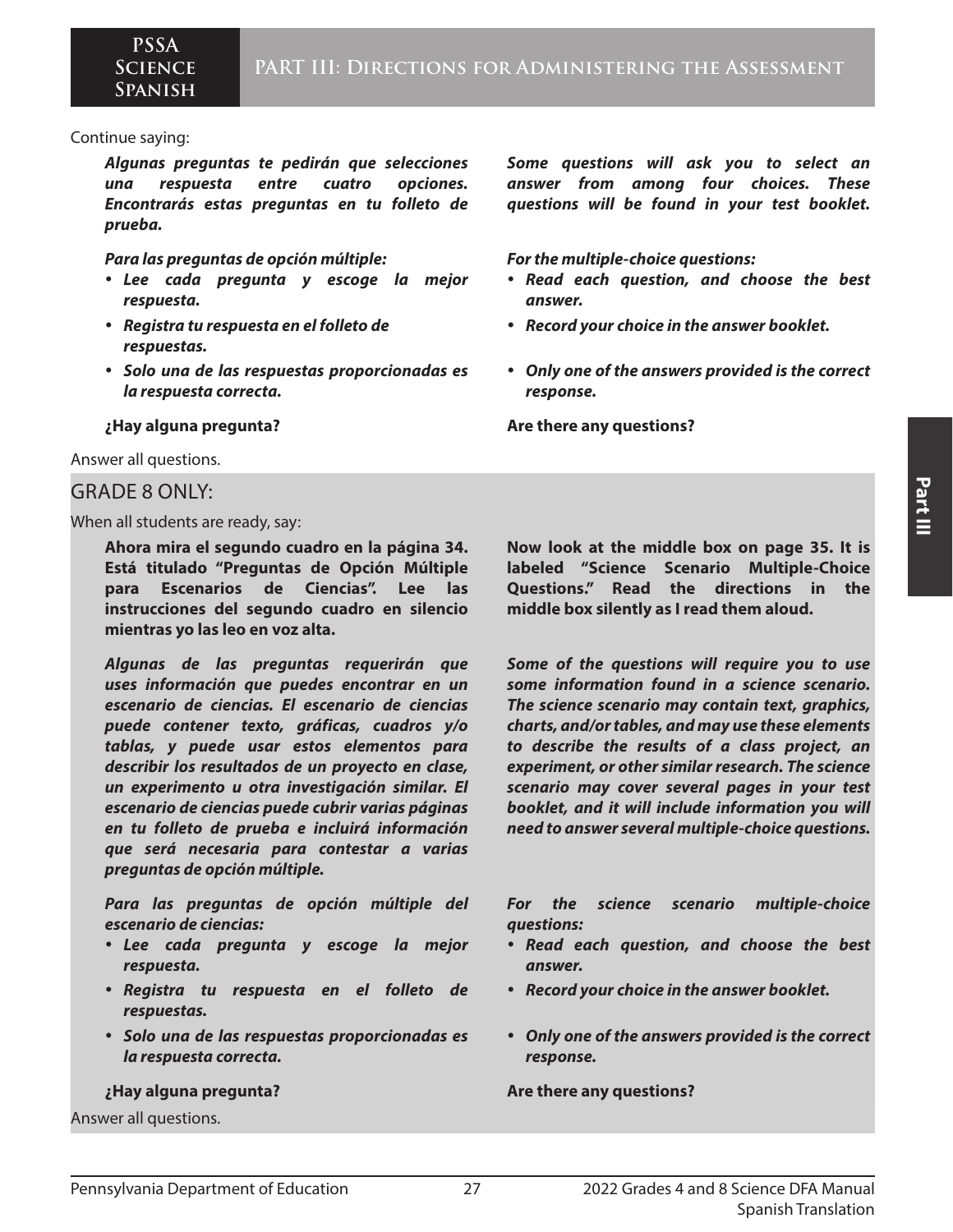Continue saying:

***Algunas preguntas te pedirán que selecciones una respuesta entre cuatro opciones. Encontrarás estas preguntas en tu folleto de prueba.***

***Para las preguntas de opción múltiple:***

- ***Lee cada pregunta y escoge la mejor respuesta.***
- ***Registra tu respuesta en el folleto de respuestas.***
- ***Solo una de las respuestas proporcionadas es la respuesta correcta.***

**¿Hay alguna pregunta?**

***Some questions will ask you to select an answer from among four choices. These questions will be found in your test booklet.***

***For the multiple-choice questions:***

- ***Read each question, and choose the best answer.***
- ***Record your choice in the answer booklet.***
- ***Only one of the answers provided is the correct response.***

**Are there any questions?**

Answer all questions.

## GRADE 8 ONLY:

When all students are ready, say:

**Ahora mira el segundo cuadro en la página 34. Está titulado “Preguntas de Opción Múltiple para Escenarios de Ciencias”. Lee las instrucciones del segundo cuadro en silencio mientras yo las leo en voz alta.**

***Algunas de las preguntas requerirán que uses información que puedes encontrar en un escenario de ciencias. El escenario de ciencias puede contener texto, gráficas, cuadros y/o tablas, y puede usar estos elementos para describir los resultados de un proyecto en clase, un experimento u otra investigación similar. El escenario de ciencias puede cubrir varias páginas en tu folleto de prueba e incluirá información que será necesaria para contestar a varias preguntas de opción múltiple.***

***Para las preguntas de opción múltiple del escenario de ciencias:***

- ***Lee cada pregunta y escoge la mejor respuesta.***
- ***Registra tu respuesta en el folleto de respuestas.***
- ***Solo una de las respuestas proporcionadas es la respuesta correcta.***

**¿Hay alguna pregunta?**

**Now look at the middle box on page 35. It is labeled “Science Scenario Multiple-Choice Questions.” Read the directions in the middle box silently as I read them aloud.**

***Some of the questions will require you to use some information found in a science scenario. The science scenario may contain text, graphics, charts, and/or tables, and may use these elements to describe the results of a class project, an experiment, or other similar research. The science scenario may cover several pages in your test booklet, and it will include information you will need to answer several multiple-choice questions.***

***For the science scenario multiple-choice questions:***

- ***Read each question, and choose the best answer.***
- ***Record your choice in the answer booklet.***
- ***Only one of the answers provided is the correct response.***

**Are there any questions?**

Answer all questions.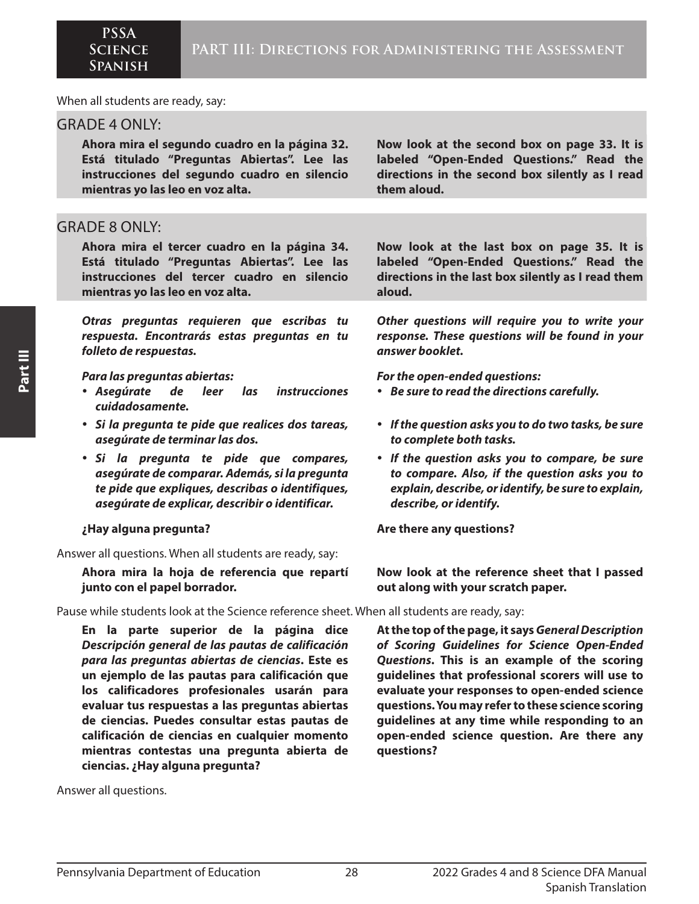When all students are ready, say:

## GRADE 4 ONLY:

| | |
|---|---|
| **Ahora mira el segundo cuadro en la página 32. Está titulado "Preguntas Abiertas". Lee las instrucciones del segundo cuadro en silencio mientras yo las leo en voz alta.** | **Now look at the second box on page 33. It is labeled "Open-Ended Questions." Read the directions in the second box silently as I read them aloud.** |

## GRADE 8 ONLY:

| | |
|---|---|
| **Ahora mira el tercer cuadro en la página 34. Está titulado "Preguntas Abiertas". Lee las instrucciones del tercer cuadro en silencio mientras yo las leo en voz alta.** | **Now look at the last box on page 35. It is labeled "Open-Ended Questions." Read the directions in the last box silently as I read them aloud.** |

| | |
|---|---|
| ***Otras preguntas requieren que escribas tu respuesta. Encontrarás estas preguntas en tu folleto de respuestas.*** | ***Other questions will require you to write your response. These questions will be found in your answer booklet.*** |
| ***Para las preguntas abiertas:*** | ***For the open-ended questions:*** |
| • ***Asegúrate de leer las instrucciones cuidadosamente.*** | • ***Be sure to read the directions carefully.*** |
| • ***Si la pregunta te pide que realices dos tareas, asegúrate de terminar las dos.*** | • ***If the question asks you to do two tasks, be sure to complete both tasks.*** |
| • ***Si la pregunta te pide que compares, asegúrate de comparar. Además, si la pregunta te pide que expliques, describas o identifiques, asegúrate de explicar, describir o identificar.*** | • ***If the question asks you to compare, be sure to compare. Also, if the question asks you to explain, describe, or identify, be sure to explain, describe, or identify.*** |
| **¿Hay alguna pregunta?** | **Are there any questions?** |

Answer all questions. When all students are ready, say:

| | |
|---|---|
| **Ahora mira la hoja de referencia que repartí junto con el papel borrador.** | **Now look at the reference sheet that I passed out along with your scratch paper.** |

Pause while students look at the Science reference sheet. When all students are ready, say:

| | |
|---|---|
| **En la parte superior de la página dice *Descripción general de las pautas de calificación para las preguntas abiertas de ciencias*. Este es un ejemplo de las pautas para calificación que los calificadores profesionales usarán para evaluar tus respuestas a las preguntas abiertas de ciencias. Puedes consultar estas pautas de calificación de ciencias en cualquier momento mientras contestas una pregunta abierta de ciencias. ¿Hay alguna pregunta?** | **At the top of the page, it says *General Description of Scoring Guidelines for Science Open-Ended Questions*. This is an example of the scoring guidelines that professional scorers will use to evaluate your responses to open-ended science questions. You may refer to these science scoring guidelines at any time while responding to an open-ended science question. Are there any questions?** |

Answer all questions.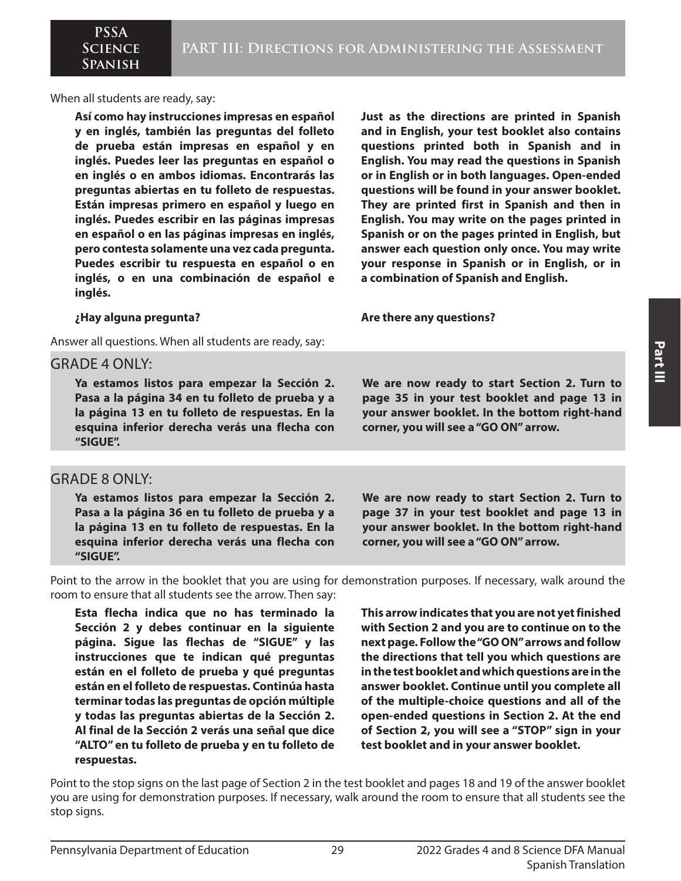When all students are ready, say:

**Así como hay instrucciones impresas en español y en inglés, también las preguntas del folleto de prueba están impresas en español y en inglés. Puedes leer las preguntas en español o en inglés o en ambos idiomas. Encontrarás las preguntas abiertas en tu folleto de respuestas. Están impresas primero en español y luego en inglés. Puedes escribir en las páginas impresas en español o en las páginas impresas en inglés, pero contesta solamente una vez cada pregunta. Puedes escribir tu respuesta en español o en inglés, o en una combinación de español e inglés.**

**Just as the directions are printed in Spanish and in English, your test booklet also contains questions printed both in Spanish and in English. You may read the questions in Spanish or in English or in both languages. Open-ended questions will be found in your answer booklet. They are printed first in Spanish and then in English. You may write on the pages printed in Spanish or on the pages printed in English, but answer each question only once. You may write your response in Spanish or in English, or in a combination of Spanish and English.**

**¿Hay alguna pregunta?**

**Are there any questions?**

Answer all questions. When all students are ready, say:

## GRADE 4 ONLY:

**Ya estamos listos para empezar la Sección 2. Pasa a la página 34 en tu folleto de prueba y a la página 13 en tu folleto de respuestas. En la esquina inferior derecha verás una flecha con "SIGUE".**

**We are now ready to start Section 2. Turn to page 35 in your test booklet and page 13 in your answer booklet. In the bottom right-hand corner, you will see a "GO ON" arrow.**

## GRADE 8 ONLY:

**Ya estamos listos para empezar la Sección 2. Pasa a la página 36 en tu folleto de prueba y a la página 13 en tu folleto de respuestas. En la esquina inferior derecha verás una flecha con "SIGUE".**

**We are now ready to start Section 2. Turn to page 37 in your test booklet and page 13 in your answer booklet. In the bottom right-hand corner, you will see a "GO ON" arrow.**

Point to the arrow in the booklet that you are using for demonstration purposes. If necessary, walk around the room to ensure that all students see the arrow. Then say:

**Esta flecha indica que no has terminado la Sección 2 y debes continuar en la siguiente página. Sigue las flechas de "SIGUE" y las instrucciones que te indican qué preguntas están en el folleto de prueba y qué preguntas están en el folleto de respuestas. Continúa hasta terminar todas las preguntas de opción múltiple y todas las preguntas abiertas de la Sección 2. Al final de la Sección 2 verás una señal que dice "ALTO" en tu folleto de prueba y en tu folleto de respuestas.**

**This arrow indicates that you are not yet finished with Section 2 and you are to continue on to the next page. Follow the "GO ON" arrows and follow the directions that tell you which questions are in the test booklet and which questions are in the answer booklet. Continue until you complete all of the multiple-choice questions and all of the open-ended questions in Section 2. At the end of Section 2, you will see a "STOP" sign in your test booklet and in your answer booklet.**

Point to the stop signs on the last page of Section 2 in the test booklet and pages 18 and 19 of the answer booklet you are using for demonstration purposes. If necessary, walk around the room to ensure that all students see the stop signs.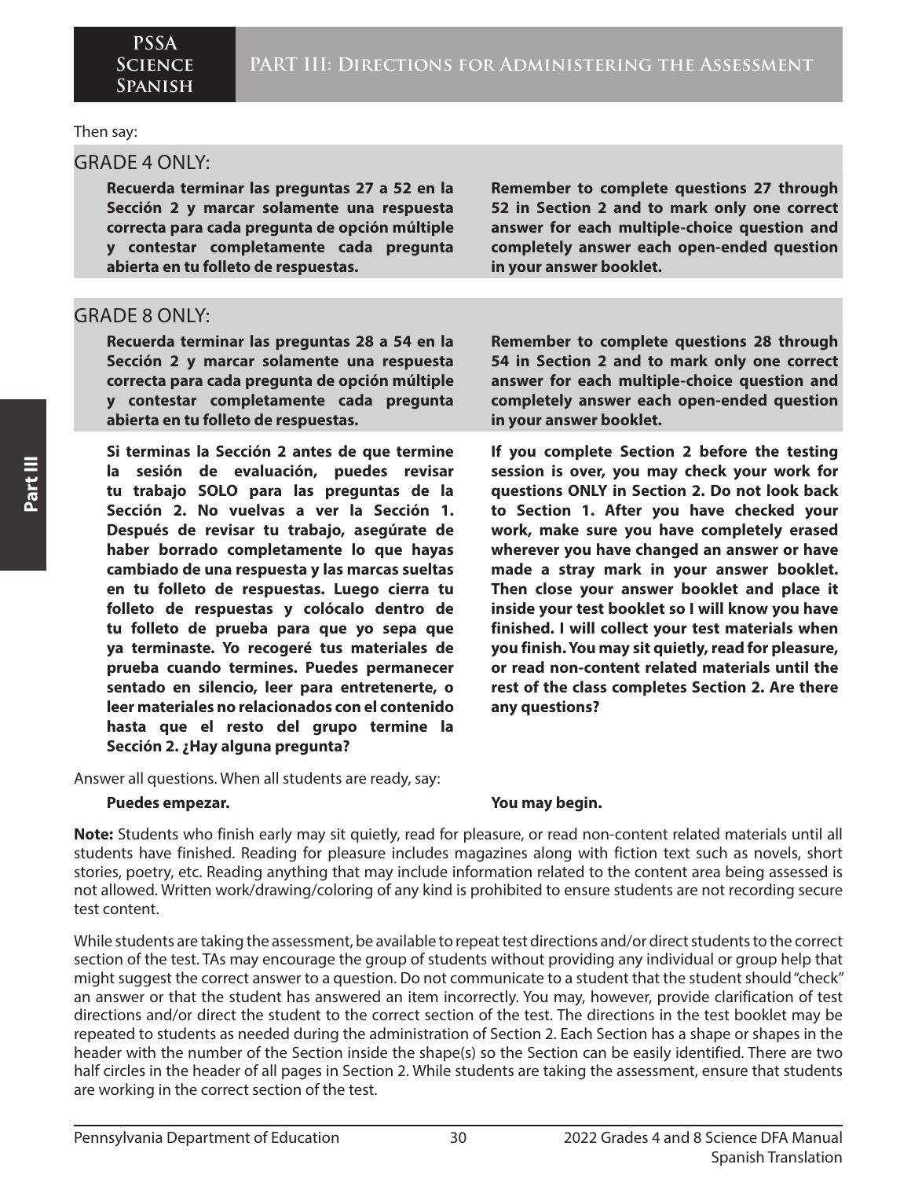Then say:

## GRADE 4 ONLY:

| | |
|---|---|
| **Recuerda terminar las preguntas 27 a 52 en la Sección 2 y marcar solamente una respuesta correcta para cada pregunta de opción múltiple y contestar completamente cada pregunta abierta en tu folleto de respuestas.** | **Remember to complete questions 27 through 52 in Section 2 and to mark only one correct answer for each multiple-choice question and completely answer each open-ended question in your answer booklet.** |

## GRADE 8 ONLY:

| | |
|---|---|
| **Recuerda terminar las preguntas 28 a 54 en la Sección 2 y marcar solamente una respuesta correcta para cada pregunta de opción múltiple y contestar completamente cada pregunta abierta en tu folleto de respuestas.** | **Remember to complete questions 28 through 54 in Section 2 and to mark only one correct answer for each multiple-choice question and completely answer each open-ended question in your answer booklet.** |

| | |
|---|---|
| **Si terminas la Sección 2 antes de que termine la sesión de evaluación, puedes revisar tu trabajo SOLO para las preguntas de la Sección 2. No vuelvas a ver la Sección 1. Después de revisar tu trabajo, asegúrate de haber borrado completamente lo que hayas cambiado de una respuesta y las marcas sueltas en tu folleto de respuestas. Luego cierra tu folleto de respuestas y colócalo dentro de tu folleto de prueba para que yo sepa que ya terminaste. Yo recogeré tus materiales de prueba cuando termines. Puedes permanecer sentado en silencio, leer para entretenerte, o leer materiales no relacionados con el contenido hasta que el resto del grupo termine la Sección 2. ¿Hay alguna pregunta?** | **If you complete Section 2 before the testing session is over, you may check your work for questions ONLY in Section 2. Do not look back to Section 1. After you have checked your work, make sure you have completely erased wherever you have changed an answer or have made a stray mark in your answer booklet. Then close your answer booklet and place it inside your test booklet so I will know you have finished. I will collect your test materials when you finish. You may sit quietly, read for pleasure, or read non-content related materials until the rest of the class completes Section 2. Are there any questions?** |

Answer all questions. When all students are ready, say:

| | |
|---|---|
| **Puedes empezar.** | **You may begin.** |

**Note:** Students who finish early may sit quietly, read for pleasure, or read non-content related materials until all students have finished. Reading for pleasure includes magazines along with fiction text such as novels, short stories, poetry, etc. Reading anything that may include information related to the content area being assessed is not allowed. Written work/drawing/coloring of any kind is prohibited to ensure students are not recording secure test content.

While students are taking the assessment, be available to repeat test directions and/or direct students to the correct section of the test. TAs may encourage the group of students without providing any individual or group help that might suggest the correct answer to a question. Do not communicate to a student that the student should "check" an answer or that the student has answered an item incorrectly. You may, however, provide clarification of test directions and/or direct the student to the correct section of the test. The directions in the test booklet may be repeated to students as needed during the administration of Section 2. Each Section has a shape or shapes in the header with the number of the Section inside the shape(s) so the Section can be easily identified. There are two half circles in the header of all pages in Section 2. While students are taking the assessment, ensure that students are working in the correct section of the test.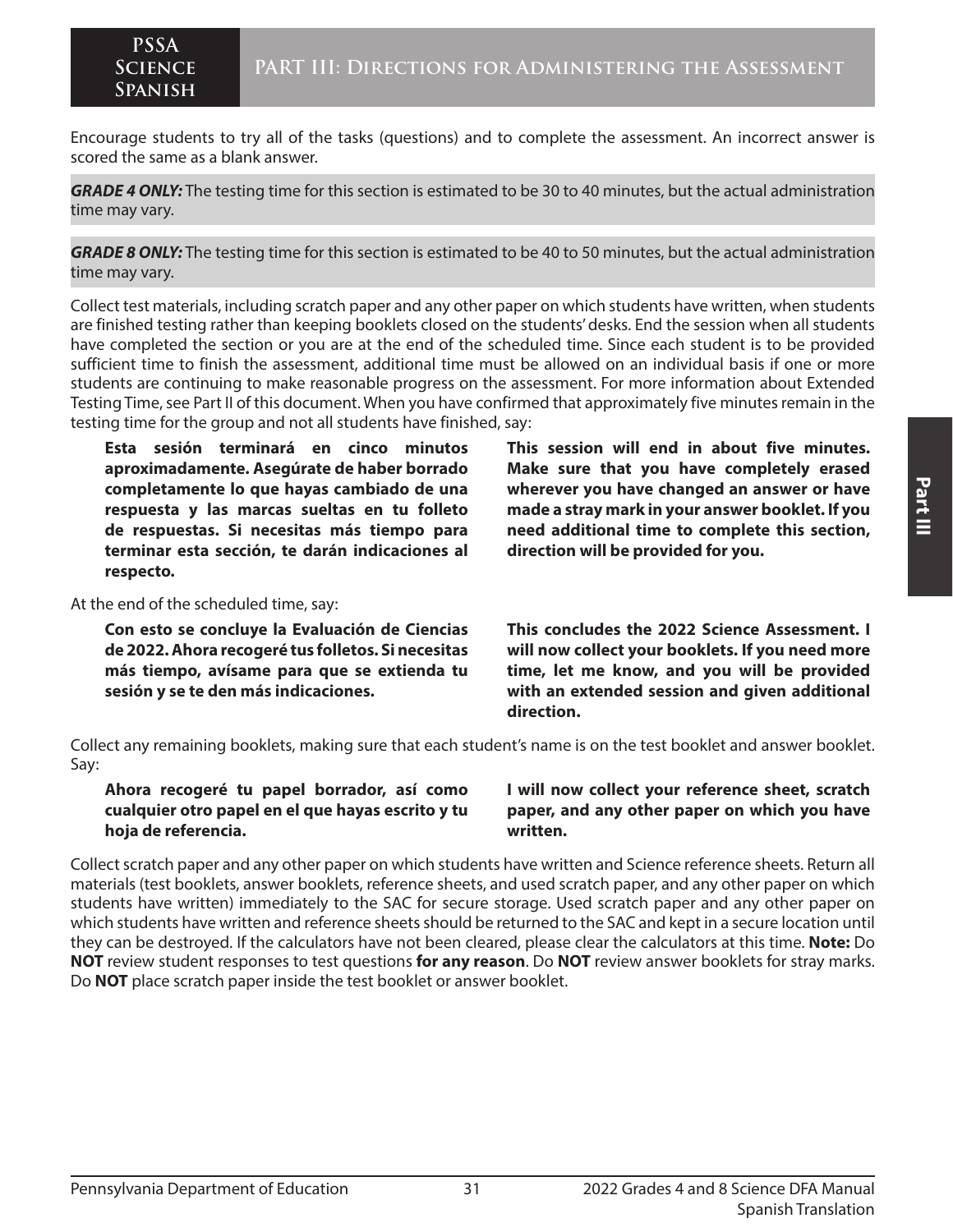Encourage students to try all of the tasks (questions) and to complete the assessment. An incorrect answer is scored the same as a blank answer.

***GRADE 4 ONLY:*** The testing time for this section is estimated to be 30 to 40 minutes, but the actual administration time may vary.

***GRADE 8 ONLY:*** The testing time for this section is estimated to be 40 to 50 minutes, but the actual administration time may vary.

Collect test materials, including scratch paper and any other paper on which students have written, when students are finished testing rather than keeping booklets closed on the students' desks. End the session when all students have completed the section or you are at the end of the scheduled time. Since each student is to be provided sufficient time to finish the assessment, additional time must be allowed on an individual basis if one or more students are continuing to make reasonable progress on the assessment. For more information about Extended Testing Time, see Part II of this document. When you have confirmed that approximately five minutes remain in the testing time for the group and not all students have finished, say:

**Esta sesión terminará en cinco minutos aproximadamente. Asegúrate de haber borrado completamente lo que hayas cambiado de una respuesta y las marcas sueltas en tu folleto de respuestas. Si necesitas más tiempo para terminar esta sección, te darán indicaciones al respecto.**

**This session will end in about five minutes. Make sure that you have completely erased wherever you have changed an answer or have made a stray mark in your answer booklet. If you need additional time to complete this section, direction will be provided for you.**

At the end of the scheduled time, say:

**Con esto se concluye la Evaluación de Ciencias de 2022. Ahora recogeré tus folletos. Si necesitas más tiempo, avísame para que se extienda tu sesión y se te den más indicaciones.**

**This concludes the 2022 Science Assessment. I will now collect your booklets. If you need more time, let me know, and you will be provided with an extended session and given additional direction.**

Collect any remaining booklets, making sure that each student's name is on the test booklet and answer booklet. Say:

**Ahora recogeré tu papel borrador, así como cualquier otro papel en el que hayas escrito y tu hoja de referencia.**

**I will now collect your reference sheet, scratch paper, and any other paper on which you have written.**

Collect scratch paper and any other paper on which students have written and Science reference sheets. Return all materials (test booklets, answer booklets, reference sheets, and used scratch paper, and any other paper on which students have written) immediately to the SAC for secure storage. Used scratch paper and any other paper on which students have written and reference sheets should be returned to the SAC and kept in a secure location until they can be destroyed. If the calculators have not been cleared, please clear the calculators at this time. **Note:** Do **NOT** review student responses to test questions **for any reason**. Do **NOT** review answer booklets for stray marks. Do **NOT** place scratch paper inside the test booklet or answer booklet.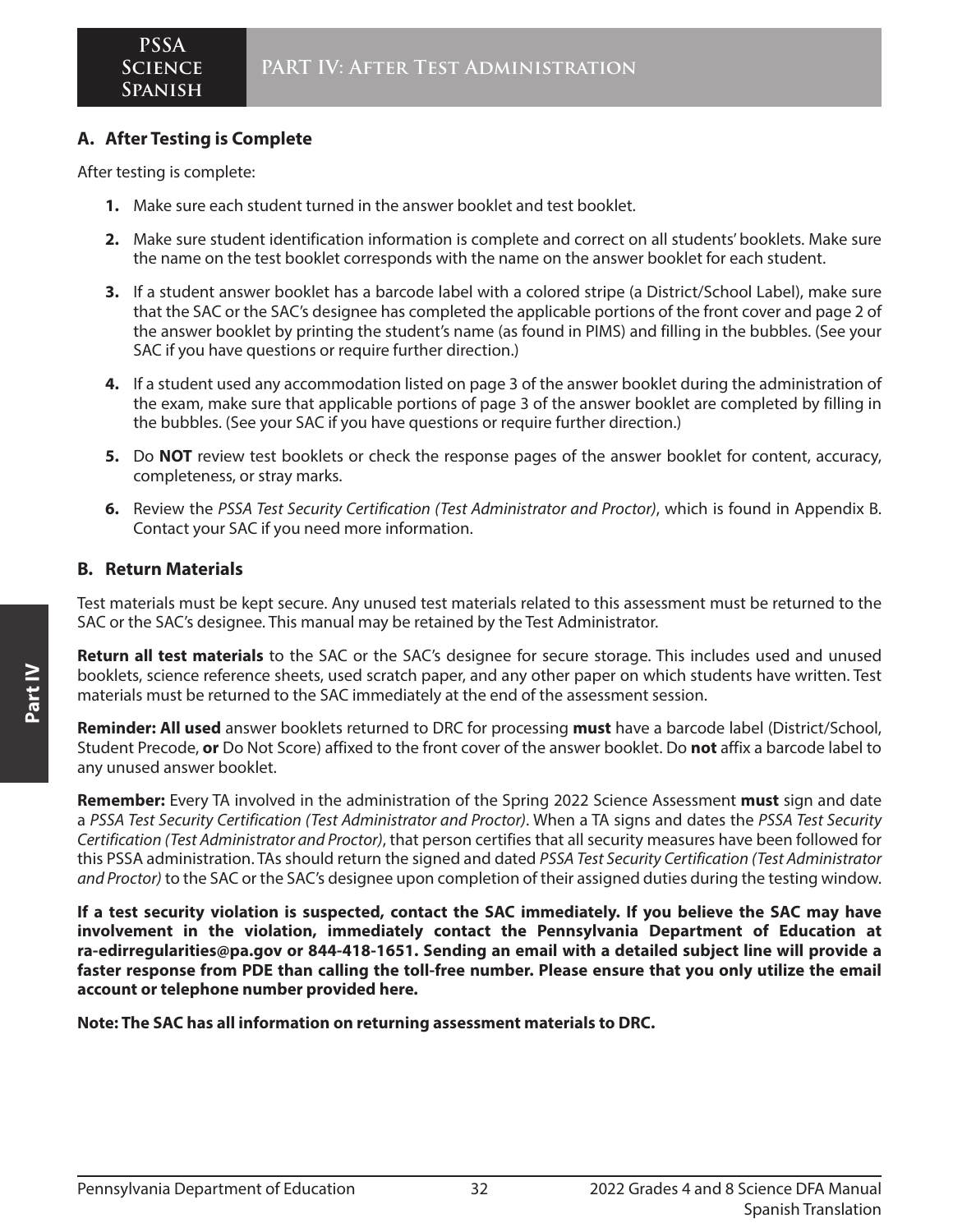## PART IV: After Test Administration

### A. After Testing is Complete

After testing is complete:

1. Make sure each student turned in the answer booklet and test booklet.
2. Make sure student identification information is complete and correct on all students' booklets. Make sure the name on the test booklet corresponds with the name on the answer booklet for each student.
3. If a student answer booklet has a barcode label with a colored stripe (a District/School Label), make sure that the SAC or the SAC's designee has completed the applicable portions of the front cover and page 2 of the answer booklet by printing the student's name (as found in PIMS) and filling in the bubbles. (See your SAC if you have questions or require further direction.)
4. If a student used any accommodation listed on page 3 of the answer booklet during the administration of the exam, make sure that applicable portions of page 3 of the answer booklet are completed by filling in the bubbles. (See your SAC if you have questions or require further direction.)
5. Do **NOT** review test booklets or check the response pages of the answer booklet for content, accuracy, completeness, or stray marks.
6. Review the *PSSA Test Security Certification (Test Administrator and Proctor)*, which is found in Appendix B. Contact your SAC if you need more information.

### B. Return Materials

Test materials must be kept secure. Any unused test materials related to this assessment must be returned to the SAC or the SAC's designee. This manual may be retained by the Test Administrator.

**Return all test materials** to the SAC or the SAC's designee for secure storage. This includes used and unused booklets, science reference sheets, used scratch paper, and any other paper on which students have written. Test materials must be returned to the SAC immediately at the end of the assessment session.

**Reminder: All used** answer booklets returned to DRC for processing **must** have a barcode label (District/School, Student Precode, **or** Do Not Score) affixed to the front cover of the answer booklet. Do **not** affix a barcode label to any unused answer booklet.

**Remember:** Every TA involved in the administration of the Spring 2022 Science Assessment **must** sign and date a *PSSA Test Security Certification (Test Administrator and Proctor)*. When a TA signs and dates the *PSSA Test Security Certification (Test Administrator and Proctor)*, that person certifies that all security measures have been followed for this PSSA administration. TAs should return the signed and dated *PSSA Test Security Certification (Test Administrator and Proctor)* to the SAC or the SAC's designee upon completion of their assigned duties during the testing window.

**If a test security violation is suspected, contact the SAC immediately. If you believe the SAC may have involvement in the violation, immediately contact the Pennsylvania Department of Education at ra-edirregularities@pa.gov or 844-418-1651. Sending an email with a detailed subject line will provide a faster response from PDE than calling the toll-free number. Please ensure that you only utilize the email account or telephone number provided here.**

**Note: The SAC has all information on returning assessment materials to DRC.**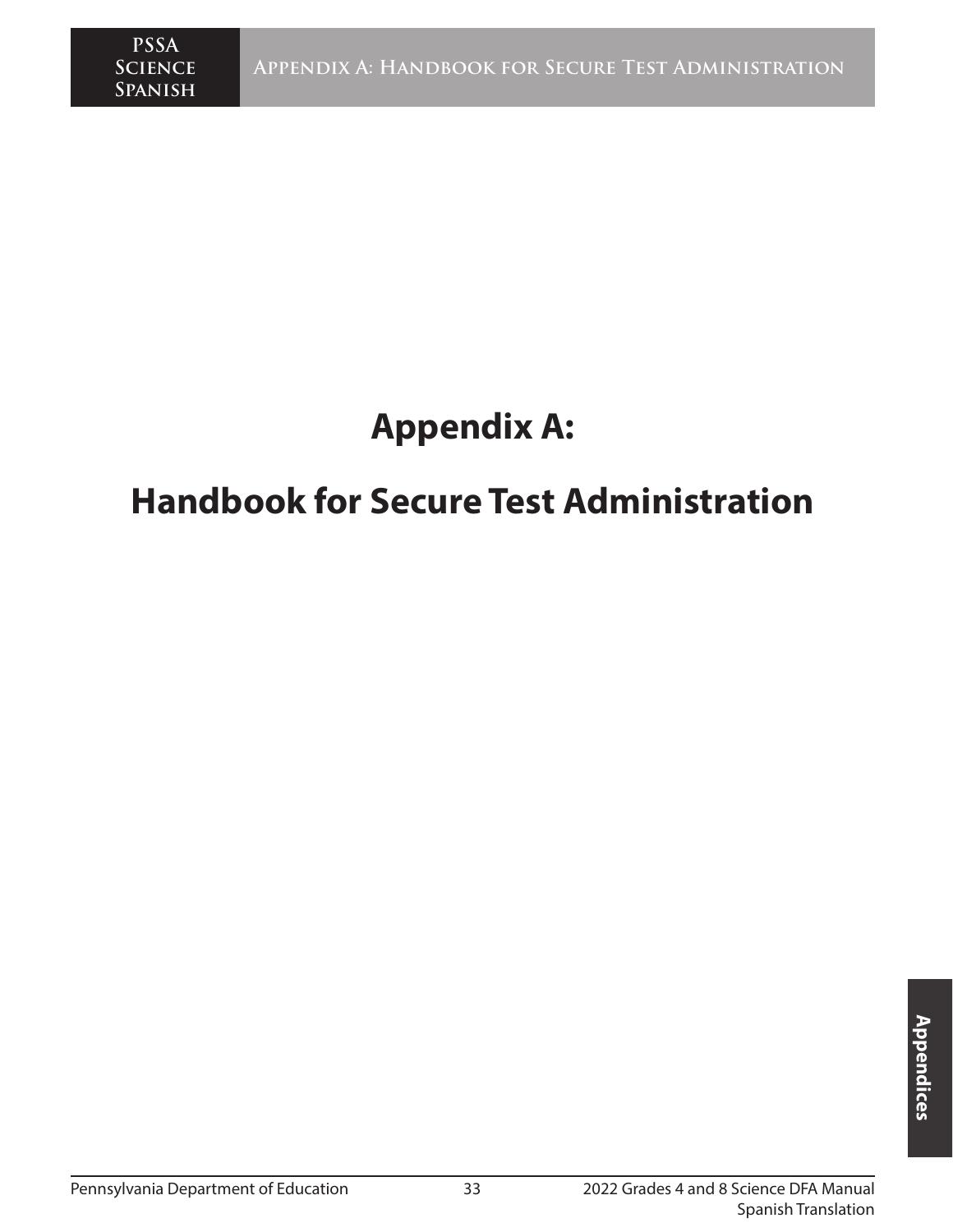# Appendix A:

# Handbook for Secure Test Administration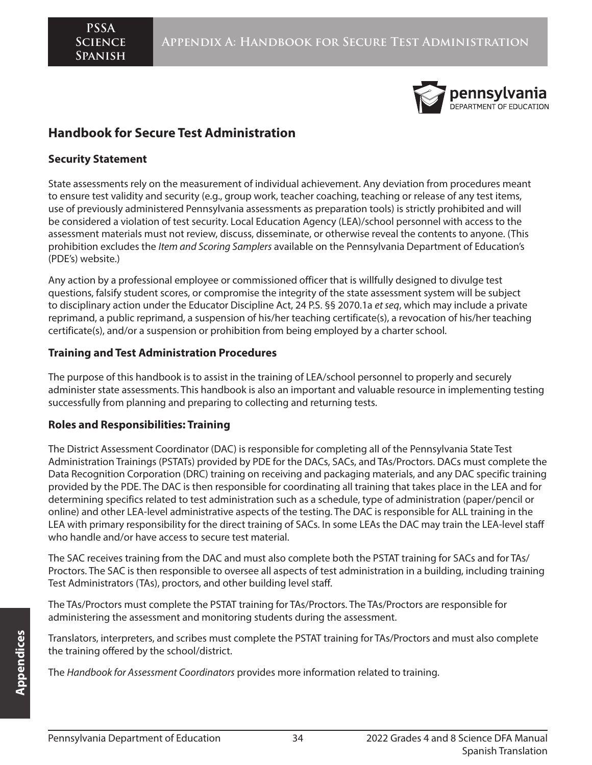## Handbook for Secure Test Administration

### Security Statement

State assessments rely on the measurement of individual achievement. Any deviation from procedures meant to ensure test validity and security (e.g., group work, teacher coaching, teaching or release of any test items, use of previously administered Pennsylvania assessments as preparation tools) is strictly prohibited and will be considered a violation of test security. Local Education Agency (LEA)/school personnel with access to the assessment materials must not review, discuss, disseminate, or otherwise reveal the contents to anyone. (This prohibition excludes the *Item and Scoring Samplers* available on the Pennsylvania Department of Education's (PDE's) website.)

Any action by a professional employee or commissioned officer that is willfully designed to divulge test questions, falsify student scores, or compromise the integrity of the state assessment system will be subject to disciplinary action under the Educator Discipline Act, 24 P.S. §§ 2070.1a *et seq*, which may include a private reprimand, a public reprimand, a suspension of his/her teaching certificate(s), a revocation of his/her teaching certificate(s), and/or a suspension or prohibition from being employed by a charter school.

### Training and Test Administration Procedures

The purpose of this handbook is to assist in the training of LEA/school personnel to properly and securely administer state assessments. This handbook is also an important and valuable resource in implementing testing successfully from planning and preparing to collecting and returning tests.

### Roles and Responsibilities: Training

The District Assessment Coordinator (DAC) is responsible for completing all of the Pennsylvania State Test Administration Trainings (PSTATs) provided by PDE for the DACs, SACs, and TAs/Proctors. DACs must complete the Data Recognition Corporation (DRC) training on receiving and packaging materials, and any DAC specific training provided by the PDE. The DAC is then responsible for coordinating all training that takes place in the LEA and for determining specifics related to test administration such as a schedule, type of administration (paper/pencil or online) and other LEA-level administrative aspects of the testing. The DAC is responsible for ALL training in the LEA with primary responsibility for the direct training of SACs. In some LEAs the DAC may train the LEA-level staff who handle and/or have access to secure test material.

The SAC receives training from the DAC and must also complete both the PSTAT training for SACs and for TAs/Proctors. The SAC is then responsible to oversee all aspects of test administration in a building, including training Test Administrators (TAs), proctors, and other building level staff.

The TAs/Proctors must complete the PSTAT training for TAs/Proctors. The TAs/Proctors are responsible for administering the assessment and monitoring students during the assessment.

Translators, interpreters, and scribes must complete the PSTAT training for TAs/Proctors and must also complete the training offered by the school/district.

The *Handbook for Assessment Coordinators* provides more information related to training.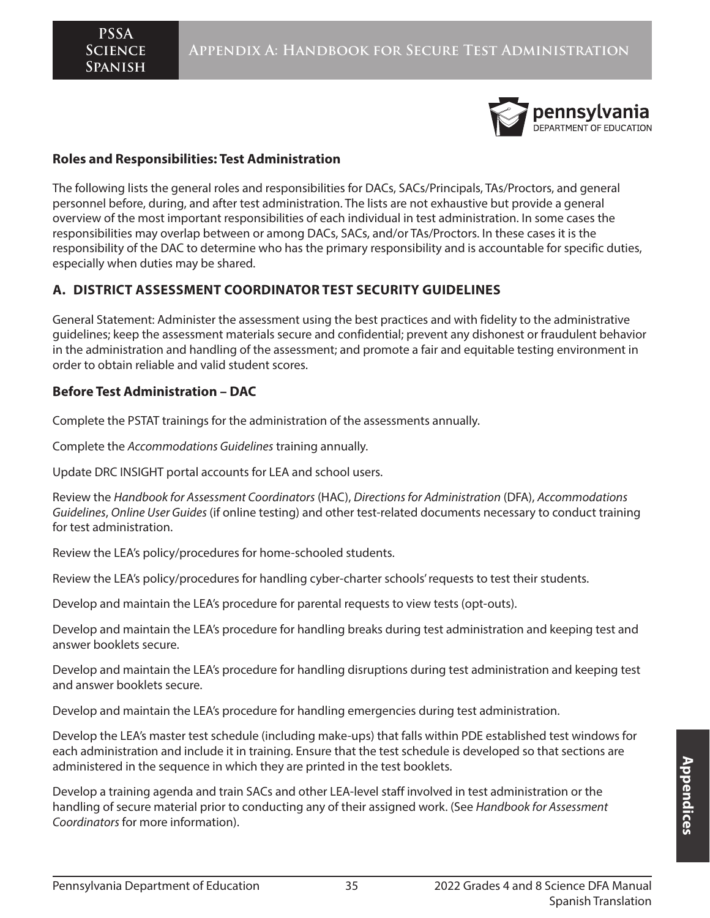## Roles and Responsibilities: Test Administration

The following lists the general roles and responsibilities for DACs, SACs/Principals, TAs/Proctors, and general personnel before, during, and after test administration. The lists are not exhaustive but provide a general overview of the most important responsibilities of each individual in test administration. In some cases the responsibilities may overlap between or among DACs, SACs, and/or TAs/Proctors. In these cases it is the responsibility of the DAC to determine who has the primary responsibility and is accountable for specific duties, especially when duties may be shared.

## A. DISTRICT ASSESSMENT COORDINATOR TEST SECURITY GUIDELINES

General Statement: Administer the assessment using the best practices and with fidelity to the administrative guidelines; keep the assessment materials secure and confidential; prevent any dishonest or fraudulent behavior in the administration and handling of the assessment; and promote a fair and equitable testing environment in order to obtain reliable and valid student scores.

### Before Test Administration – DAC

Complete the PSTAT trainings for the administration of the assessments annually.

Complete the *Accommodations Guidelines* training annually.

Update DRC INSIGHT portal accounts for LEA and school users.

Review the *Handbook for Assessment Coordinators* (HAC), *Directions for Administration* (DFA), *Accommodations Guidelines*, *Online User Guides* (if online testing) and other test-related documents necessary to conduct training for test administration.

Review the LEA's policy/procedures for home-schooled students.

Review the LEA's policy/procedures for handling cyber-charter schools' requests to test their students.

Develop and maintain the LEA's procedure for parental requests to view tests (opt-outs).

Develop and maintain the LEA's procedure for handling breaks during test administration and keeping test and answer booklets secure.

Develop and maintain the LEA's procedure for handling disruptions during test administration and keeping test and answer booklets secure.

Develop and maintain the LEA's procedure for handling emergencies during test administration.

Develop the LEA's master test schedule (including make-ups) that falls within PDE established test windows for each administration and include it in training. Ensure that the test schedule is developed so that sections are administered in the sequence in which they are printed in the test booklets.

Develop a training agenda and train SACs and other LEA-level staff involved in test administration or the handling of secure material prior to conducting any of their assigned work. (See *Handbook for Assessment Coordinators* for more information).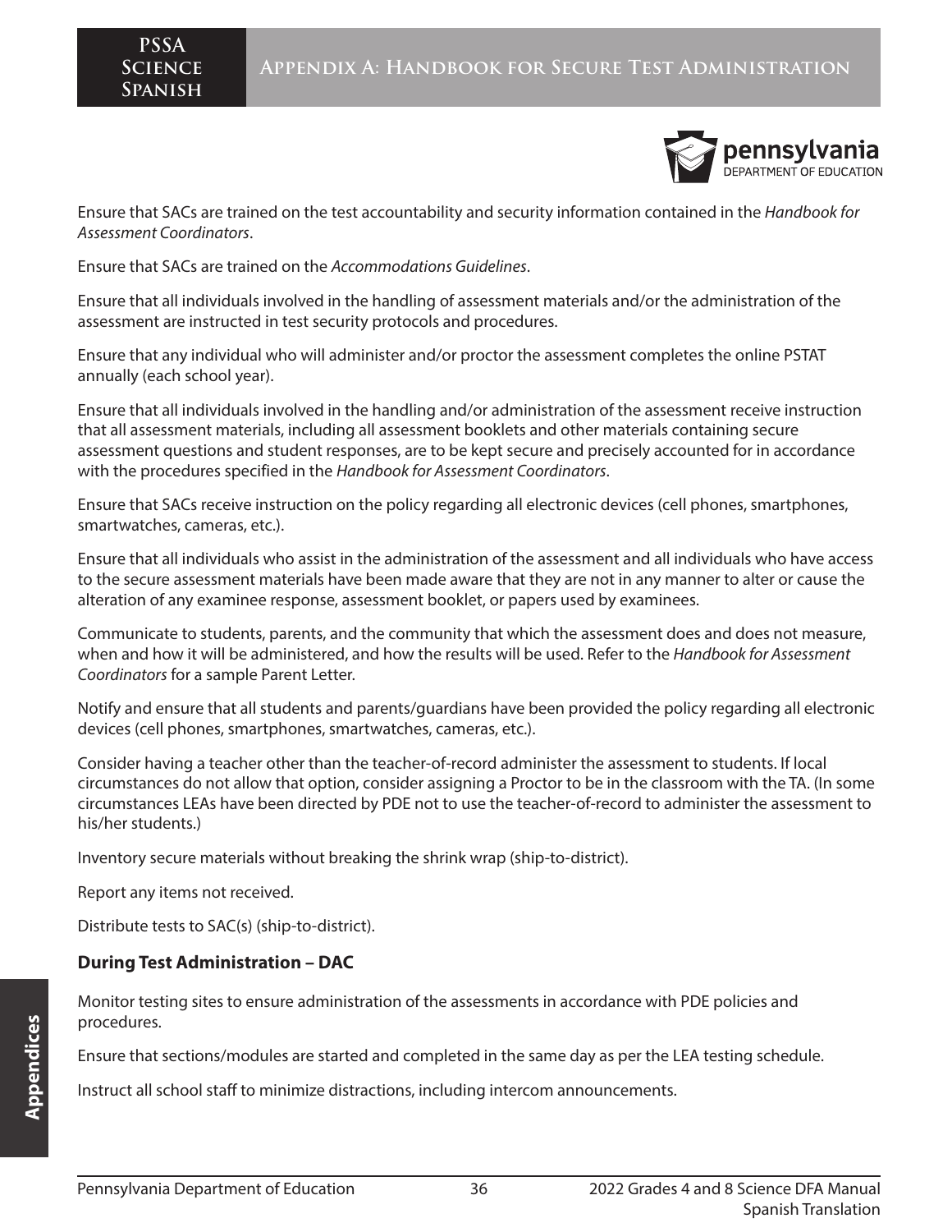Ensure that SACs are trained on the test accountability and security information contained in the *Handbook for Assessment Coordinators*.

Ensure that SACs are trained on the *Accommodations Guidelines*.

Ensure that all individuals involved in the handling of assessment materials and/or the administration of the assessment are instructed in test security protocols and procedures.

Ensure that any individual who will administer and/or proctor the assessment completes the online PSTAT annually (each school year).

Ensure that all individuals involved in the handling and/or administration of the assessment receive instruction that all assessment materials, including all assessment booklets and other materials containing secure assessment questions and student responses, are to be kept secure and precisely accounted for in accordance with the procedures specified in the *Handbook for Assessment Coordinators*.

Ensure that SACs receive instruction on the policy regarding all electronic devices (cell phones, smartphones, smartwatches, cameras, etc.).

Ensure that all individuals who assist in the administration of the assessment and all individuals who have access to the secure assessment materials have been made aware that they are not in any manner to alter or cause the alteration of any examinee response, assessment booklet, or papers used by examinees.

Communicate to students, parents, and the community that which the assessment does and does not measure, when and how it will be administered, and how the results will be used. Refer to the *Handbook for Assessment Coordinators* for a sample Parent Letter.

Notify and ensure that all students and parents/guardians have been provided the policy regarding all electronic devices (cell phones, smartphones, smartwatches, cameras, etc.).

Consider having a teacher other than the teacher-of-record administer the assessment to students. If local circumstances do not allow that option, consider assigning a Proctor to be in the classroom with the TA. (In some circumstances LEAs have been directed by PDE not to use the teacher-of-record to administer the assessment to his/her students.)

Inventory secure materials without breaking the shrink wrap (ship-to-district).

Report any items not received.

Distribute tests to SAC(s) (ship-to-district).

**During Test Administration – DAC**

Monitor testing sites to ensure administration of the assessments in accordance with PDE policies and procedures.

Ensure that sections/modules are started and completed in the same day as per the LEA testing schedule.

Instruct all school staff to minimize distractions, including intercom announcements.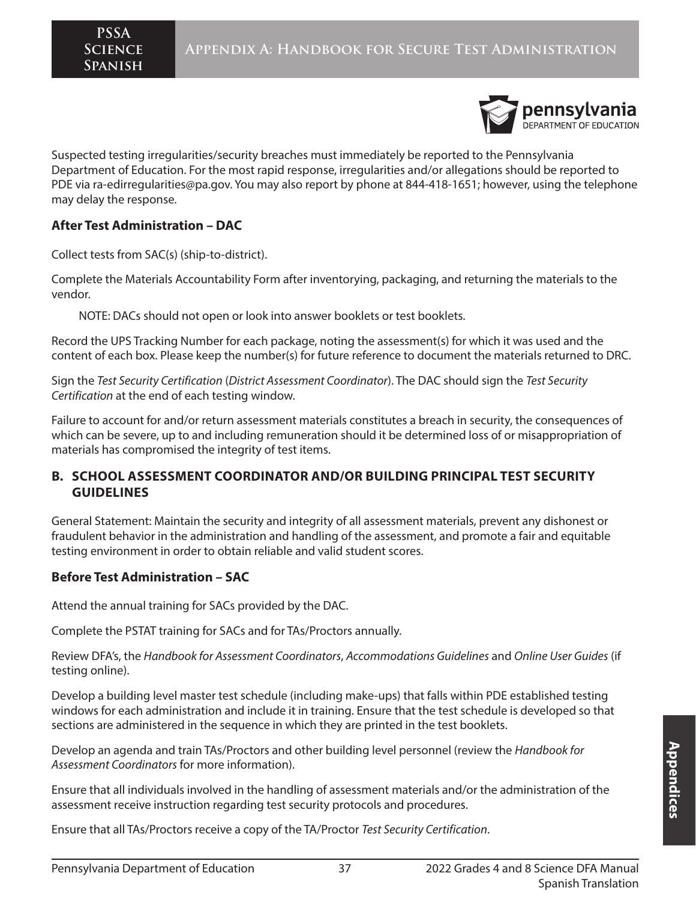Suspected testing irregularities/security breaches must immediately be reported to the Pennsylvania Department of Education. For the most rapid response, irregularities and/or allegations should be reported to PDE via ra-edirregularities@pa.gov. You may also report by phone at 844-418-1651; however, using the telephone may delay the response.

### After Test Administration – DAC

Collect tests from SAC(s) (ship-to-district).

Complete the Materials Accountability Form after inventorying, packaging, and returning the materials to the vendor.

NOTE: DACs should not open or look into answer booklets or test booklets.

Record the UPS Tracking Number for each package, noting the assessment(s) for which it was used and the content of each box. Please keep the number(s) for future reference to document the materials returned to DRC.

Sign the *Test Security Certification* (*District Assessment Coordinator*). The DAC should sign the *Test Security Certification* at the end of each testing window.

Failure to account for and/or return assessment materials constitutes a breach in security, the consequences of which can be severe, up to and including remuneration should it be determined loss of or misappropriation of materials has compromised the integrity of test items.

## B. SCHOOL ASSESSMENT COORDINATOR AND/OR BUILDING PRINCIPAL TEST SECURITY GUIDELINES

General Statement: Maintain the security and integrity of all assessment materials, prevent any dishonest or fraudulent behavior in the administration and handling of the assessment, and promote a fair and equitable testing environment in order to obtain reliable and valid student scores.

### Before Test Administration – SAC

Attend the annual training for SACs provided by the DAC.

Complete the PSTAT training for SACs and for TAs/Proctors annually.

Review DFA's, the *Handbook for Assessment Coordinators*, *Accommodations Guidelines* and *Online User Guides* (if testing online).

Develop a building level master test schedule (including make-ups) that falls within PDE established testing windows for each administration and include it in training. Ensure that the test schedule is developed so that sections are administered in the sequence in which they are printed in the test booklets.

Develop an agenda and train TAs/Proctors and other building level personnel (review the *Handbook for Assessment Coordinators* for more information).

Ensure that all individuals involved in the handling of assessment materials and/or the administration of the assessment receive instruction regarding test security protocols and procedures.

Ensure that all TAs/Proctors receive a copy of the TA/Proctor *Test Security Certification*.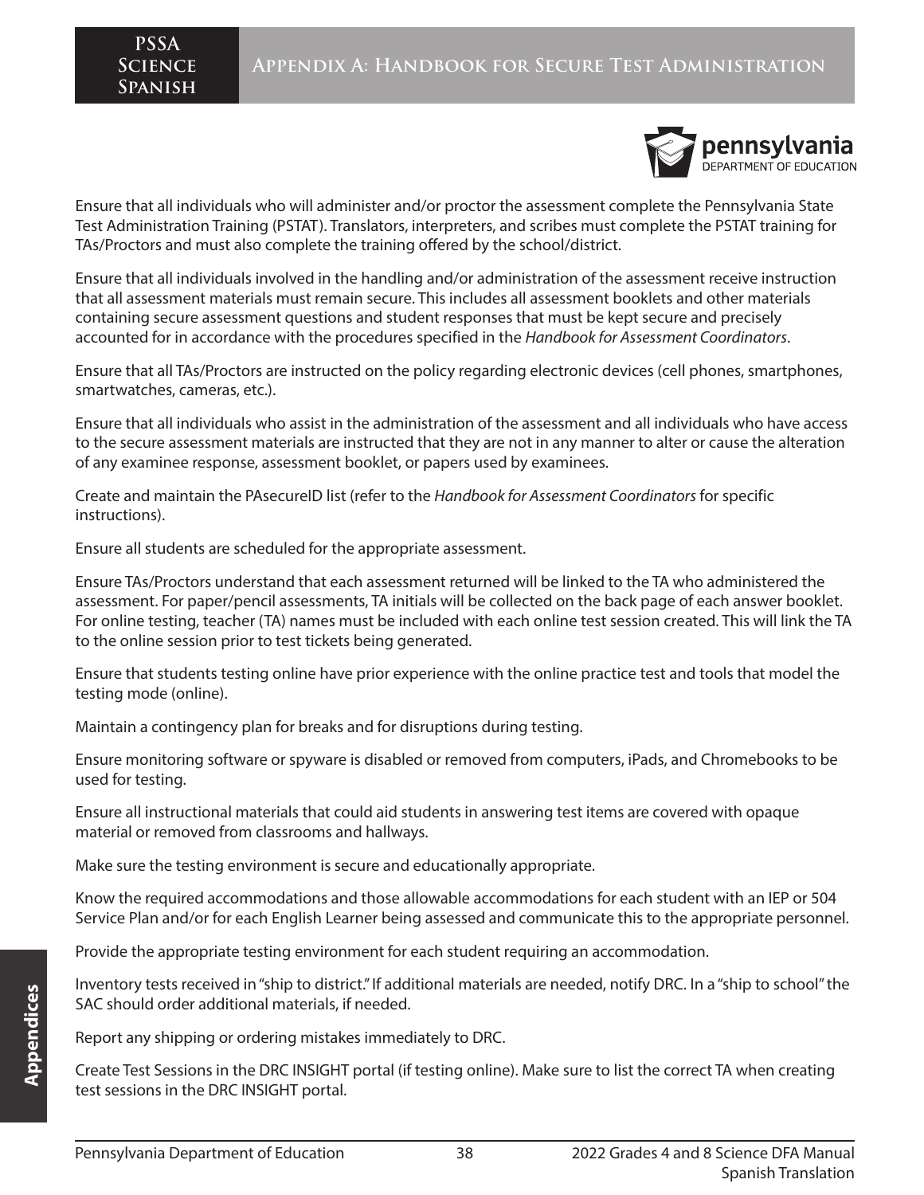Ensure that all individuals who will administer and/or proctor the assessment complete the Pennsylvania State Test Administration Training (PSTAT). Translators, interpreters, and scribes must complete the PSTAT training for TAs/Proctors and must also complete the training offered by the school/district.

Ensure that all individuals involved in the handling and/or administration of the assessment receive instruction that all assessment materials must remain secure. This includes all assessment booklets and other materials containing secure assessment questions and student responses that must be kept secure and precisely accounted for in accordance with the procedures specified in the *Handbook for Assessment Coordinators*.

Ensure that all TAs/Proctors are instructed on the policy regarding electronic devices (cell phones, smartphones, smartwatches, cameras, etc.).

Ensure that all individuals who assist in the administration of the assessment and all individuals who have access to the secure assessment materials are instructed that they are not in any manner to alter or cause the alteration of any examinee response, assessment booklet, or papers used by examinees.

Create and maintain the PAsecureID list (refer to the *Handbook for Assessment Coordinators* for specific instructions).

Ensure all students are scheduled for the appropriate assessment.

Ensure TAs/Proctors understand that each assessment returned will be linked to the TA who administered the assessment. For paper/pencil assessments, TA initials will be collected on the back page of each answer booklet. For online testing, teacher (TA) names must be included with each online test session created. This will link the TA to the online session prior to test tickets being generated.

Ensure that students testing online have prior experience with the online practice test and tools that model the testing mode (online).

Maintain a contingency plan for breaks and for disruptions during testing.

Ensure monitoring software or spyware is disabled or removed from computers, iPads, and Chromebooks to be used for testing.

Ensure all instructional materials that could aid students in answering test items are covered with opaque material or removed from classrooms and hallways.

Make sure the testing environment is secure and educationally appropriate.

Know the required accommodations and those allowable accommodations for each student with an IEP or 504 Service Plan and/or for each English Learner being assessed and communicate this to the appropriate personnel.

Provide the appropriate testing environment for each student requiring an accommodation.

Inventory tests received in "ship to district." If additional materials are needed, notify DRC. In a "ship to school" the SAC should order additional materials, if needed.

Report any shipping or ordering mistakes immediately to DRC.

Create Test Sessions in the DRC INSIGHT portal (if testing online). Make sure to list the correct TA when creating test sessions in the DRC INSIGHT portal.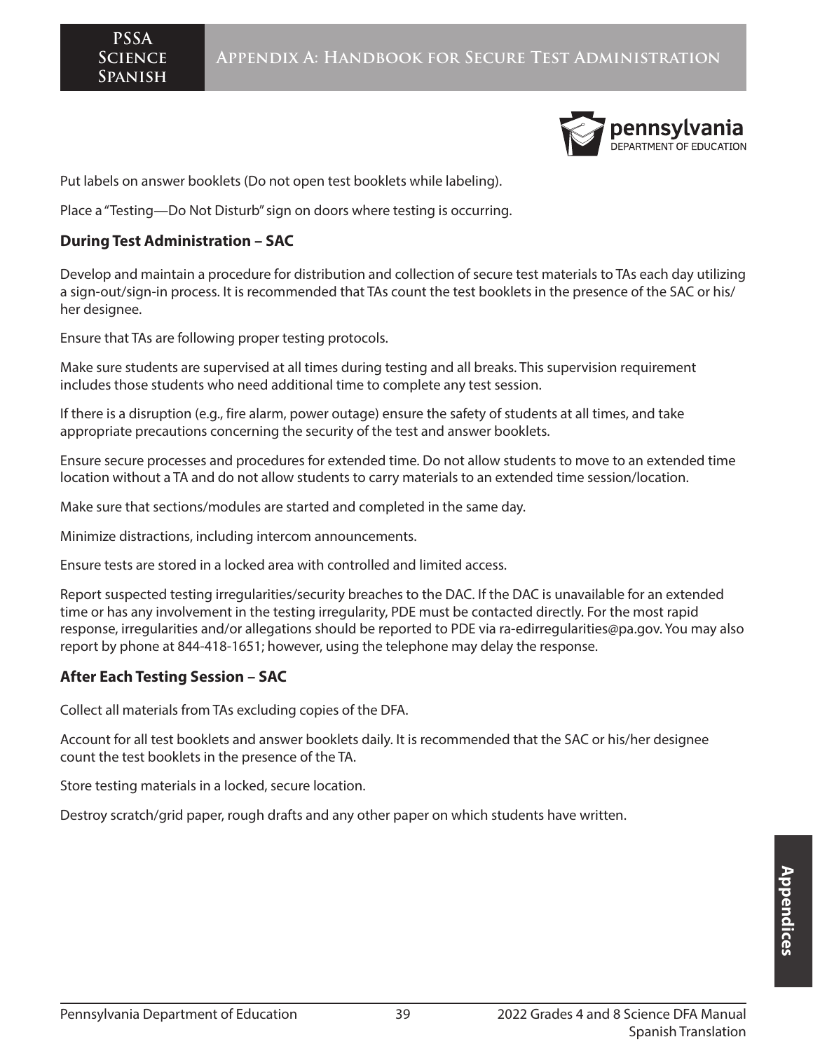Put labels on answer booklets (Do not open test booklets while labeling).

Place a "Testing—Do Not Disturb" sign on doors where testing is occurring.

### During Test Administration – SAC

Develop and maintain a procedure for distribution and collection of secure test materials to TAs each day utilizing a sign-out/sign-in process. It is recommended that TAs count the test booklets in the presence of the SAC or his/her designee.

Ensure that TAs are following proper testing protocols.

Make sure students are supervised at all times during testing and all breaks. This supervision requirement includes those students who need additional time to complete any test session.

If there is a disruption (e.g., fire alarm, power outage) ensure the safety of students at all times, and take appropriate precautions concerning the security of the test and answer booklets.

Ensure secure processes and procedures for extended time. Do not allow students to move to an extended time location without a TA and do not allow students to carry materials to an extended time session/location.

Make sure that sections/modules are started and completed in the same day.

Minimize distractions, including intercom announcements.

Ensure tests are stored in a locked area with controlled and limited access.

Report suspected testing irregularities/security breaches to the DAC. If the DAC is unavailable for an extended time or has any involvement in the testing irregularity, PDE must be contacted directly. For the most rapid response, irregularities and/or allegations should be reported to PDE via ra-edirregularities@pa.gov. You may also report by phone at 844-418-1651; however, using the telephone may delay the response.

### After Each Testing Session – SAC

Collect all materials from TAs excluding copies of the DFA.

Account for all test booklets and answer booklets daily. It is recommended that the SAC or his/her designee count the test booklets in the presence of the TA.

Store testing materials in a locked, secure location.

Destroy scratch/grid paper, rough drafts and any other paper on which students have written.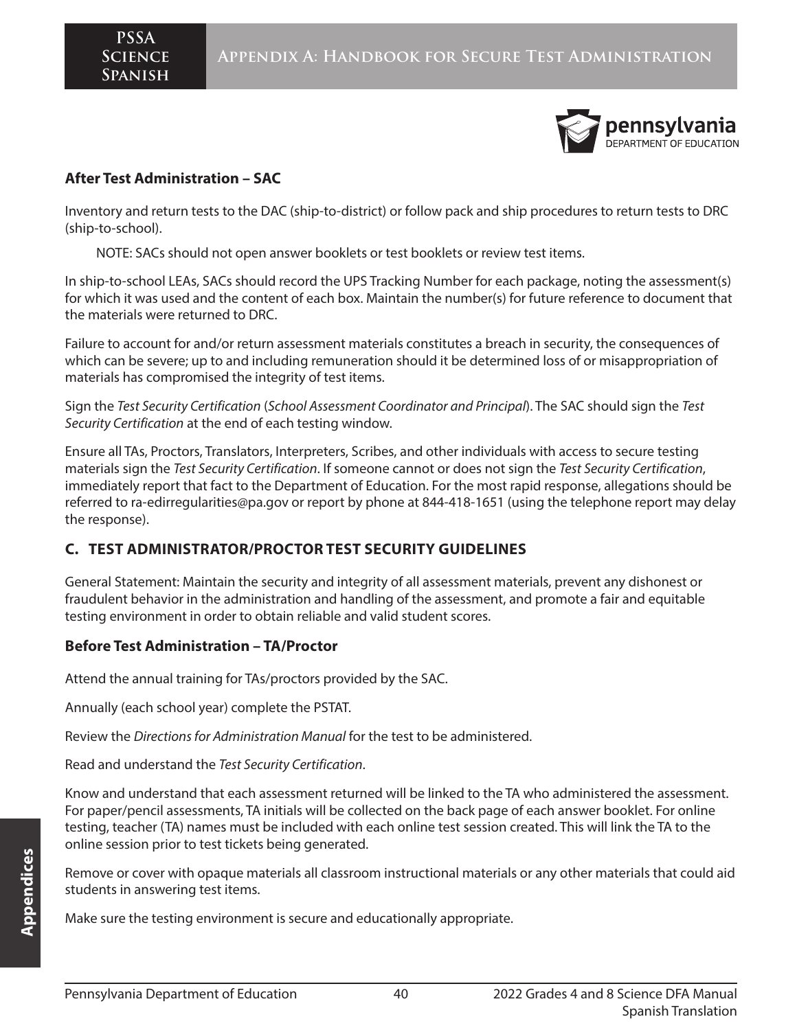### After Test Administration – SAC

Inventory and return tests to the DAC (ship-to-district) or follow pack and ship procedures to return tests to DRC (ship-to-school).

NOTE: SACs should not open answer booklets or test booklets or review test items.

In ship-to-school LEAs, SACs should record the UPS Tracking Number for each package, noting the assessment(s) for which it was used and the content of each box. Maintain the number(s) for future reference to document that the materials were returned to DRC.

Failure to account for and/or return assessment materials constitutes a breach in security, the consequences of which can be severe; up to and including remuneration should it be determined loss of or misappropriation of materials has compromised the integrity of test items.

Sign the *Test Security Certification* (*School Assessment Coordinator and Principal*). The SAC should sign the *Test Security Certification* at the end of each testing window.

Ensure all TAs, Proctors, Translators, Interpreters, Scribes, and other individuals with access to secure testing materials sign the *Test Security Certification*. If someone cannot or does not sign the *Test Security Certification*, immediately report that fact to the Department of Education. For the most rapid response, allegations should be referred to ra-edirregularities@pa.gov or report by phone at 844-418-1651 (using the telephone report may delay the response).

## C. TEST ADMINISTRATOR/PROCTOR TEST SECURITY GUIDELINES

General Statement: Maintain the security and integrity of all assessment materials, prevent any dishonest or fraudulent behavior in the administration and handling of the assessment, and promote a fair and equitable testing environment in order to obtain reliable and valid student scores.

### Before Test Administration – TA/Proctor

Attend the annual training for TAs/proctors provided by the SAC.

Annually (each school year) complete the PSTAT.

Review the *Directions for Administration Manual* for the test to be administered.

Read and understand the *Test Security Certification*.

Know and understand that each assessment returned will be linked to the TA who administered the assessment. For paper/pencil assessments, TA initials will be collected on the back page of each answer booklet. For online testing, teacher (TA) names must be included with each online test session created. This will link the TA to the online session prior to test tickets being generated.

Remove or cover with opaque materials all classroom instructional materials or any other materials that could aid students in answering test items.

Make sure the testing environment is secure and educationally appropriate.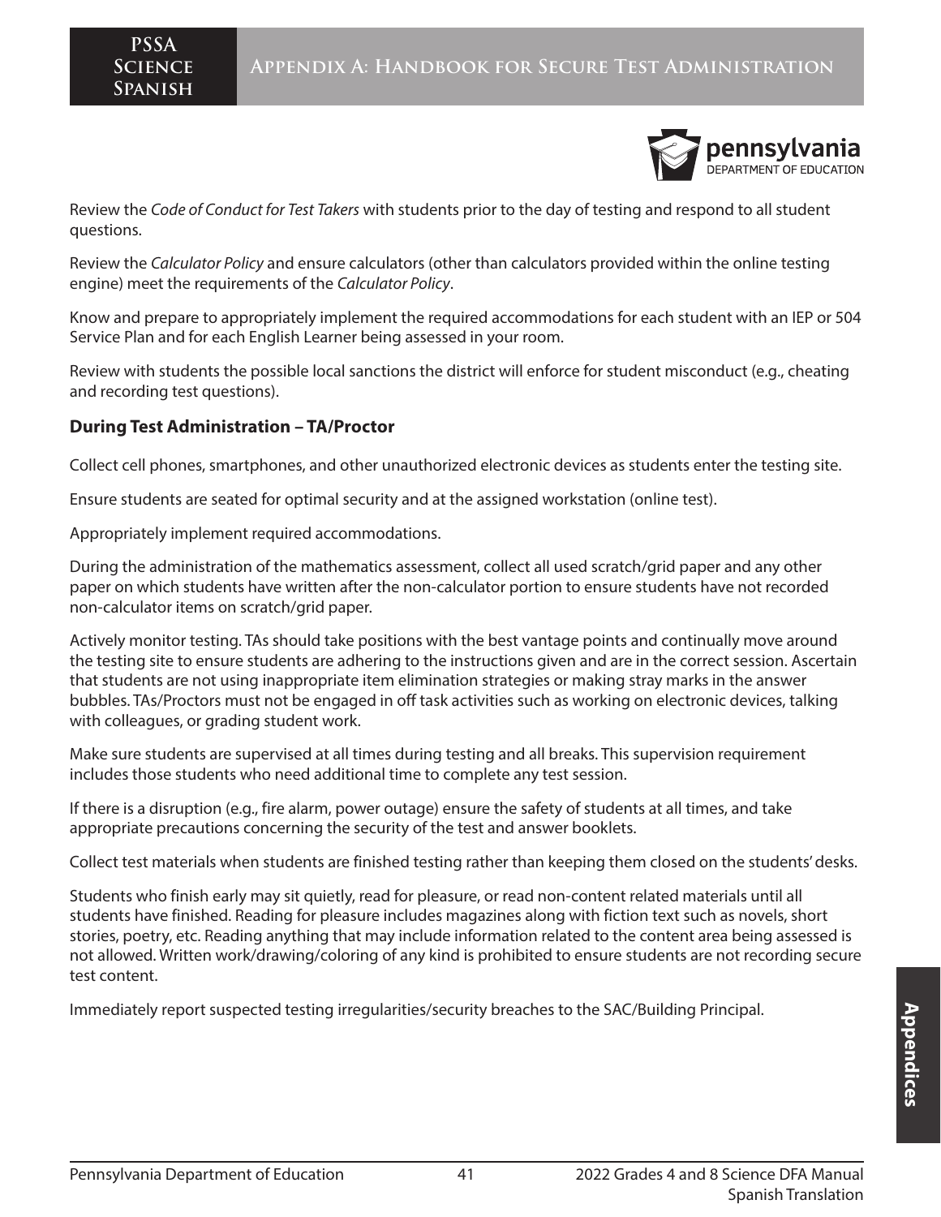Review the *Code of Conduct for Test Takers* with students prior to the day of testing and respond to all student questions.

Review the *Calculator Policy* and ensure calculators (other than calculators provided within the online testing engine) meet the requirements of the *Calculator Policy*.

Know and prepare to appropriately implement the required accommodations for each student with an IEP or 504 Service Plan and for each English Learner being assessed in your room.

Review with students the possible local sanctions the district will enforce for student misconduct (e.g., cheating and recording test questions).

### During Test Administration – TA/Proctor

Collect cell phones, smartphones, and other unauthorized electronic devices as students enter the testing site.

Ensure students are seated for optimal security and at the assigned workstation (online test).

Appropriately implement required accommodations.

During the administration of the mathematics assessment, collect all used scratch/grid paper and any other paper on which students have written after the non-calculator portion to ensure students have not recorded non-calculator items on scratch/grid paper.

Actively monitor testing. TAs should take positions with the best vantage points and continually move around the testing site to ensure students are adhering to the instructions given and are in the correct session. Ascertain that students are not using inappropriate item elimination strategies or making stray marks in the answer bubbles. TAs/Proctors must not be engaged in off task activities such as working on electronic devices, talking with colleagues, or grading student work.

Make sure students are supervised at all times during testing and all breaks. This supervision requirement includes those students who need additional time to complete any test session.

If there is a disruption (e.g., fire alarm, power outage) ensure the safety of students at all times, and take appropriate precautions concerning the security of the test and answer booklets.

Collect test materials when students are finished testing rather than keeping them closed on the students' desks.

Students who finish early may sit quietly, read for pleasure, or read non-content related materials until all students have finished. Reading for pleasure includes magazines along with fiction text such as novels, short stories, poetry, etc. Reading anything that may include information related to the content area being assessed is not allowed. Written work/drawing/coloring of any kind is prohibited to ensure students are not recording secure test content.

Immediately report suspected testing irregularities/security breaches to the SAC/Building Principal.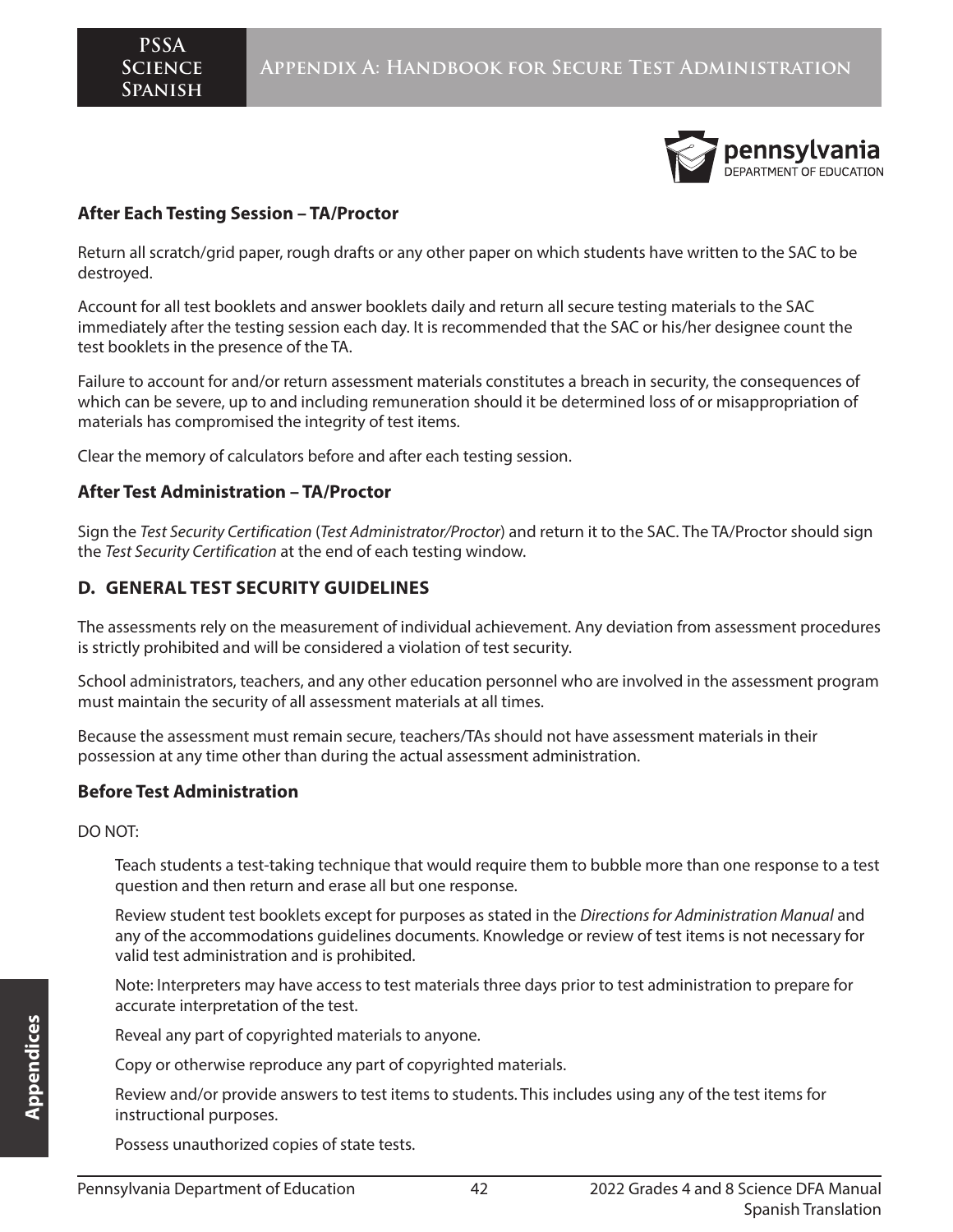### After Each Testing Session – TA/Proctor

Return all scratch/grid paper, rough drafts or any other paper on which students have written to the SAC to be destroyed.

Account for all test booklets and answer booklets daily and return all secure testing materials to the SAC immediately after the testing session each day. It is recommended that the SAC or his/her designee count the test booklets in the presence of the TA.

Failure to account for and/or return assessment materials constitutes a breach in security, the consequences of which can be severe, up to and including remuneration should it be determined loss of or misappropriation of materials has compromised the integrity of test items.

Clear the memory of calculators before and after each testing session.

### After Test Administration – TA/Proctor

Sign the *Test Security Certification* (*Test Administrator/Proctor*) and return it to the SAC. The TA/Proctor should sign the *Test Security Certification* at the end of each testing window.

## D. GENERAL TEST SECURITY GUIDELINES

The assessments rely on the measurement of individual achievement. Any deviation from assessment procedures is strictly prohibited and will be considered a violation of test security.

School administrators, teachers, and any other education personnel who are involved in the assessment program must maintain the security of all assessment materials at all times.

Because the assessment must remain secure, teachers/TAs should not have assessment materials in their possession at any time other than during the actual assessment administration.

### Before Test Administration

DO NOT:

Teach students a test-taking technique that would require them to bubble more than one response to a test question and then return and erase all but one response.

Review student test booklets except for purposes as stated in the *Directions for Administration Manual* and any of the accommodations guidelines documents. Knowledge or review of test items is not necessary for valid test administration and is prohibited.

Note: Interpreters may have access to test materials three days prior to test administration to prepare for accurate interpretation of the test.

Reveal any part of copyrighted materials to anyone.

Copy or otherwise reproduce any part of copyrighted materials.

Review and/or provide answers to test items to students. This includes using any of the test items for instructional purposes.

Possess unauthorized copies of state tests.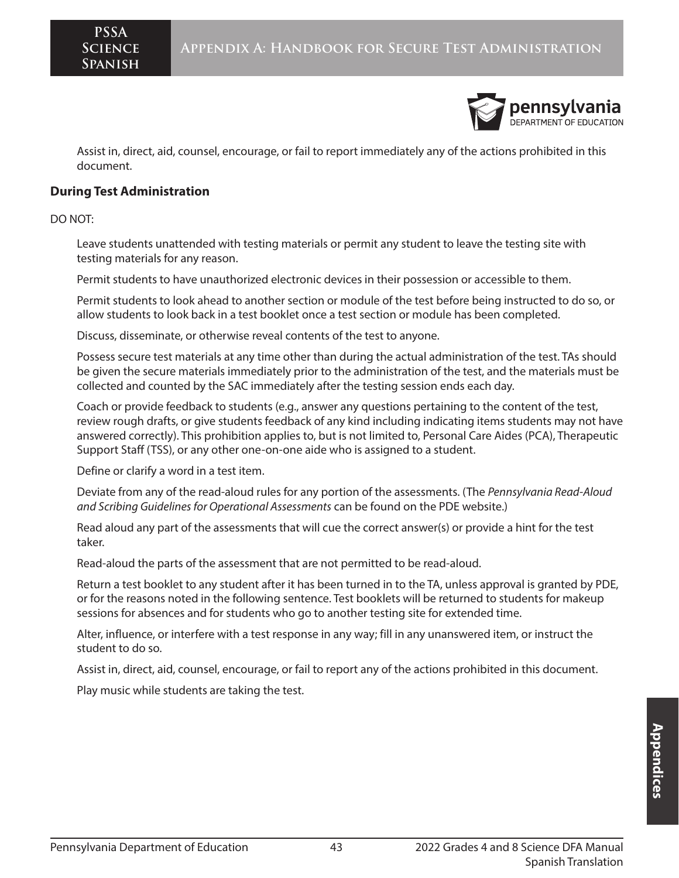Assist in, direct, aid, counsel, encourage, or fail to report immediately any of the actions prohibited in this document.

## During Test Administration

DO NOT:

Leave students unattended with testing materials or permit any student to leave the testing site with testing materials for any reason.

Permit students to have unauthorized electronic devices in their possession or accessible to them.

Permit students to look ahead to another section or module of the test before being instructed to do so, or allow students to look back in a test booklet once a test section or module has been completed.

Discuss, disseminate, or otherwise reveal contents of the test to anyone.

Possess secure test materials at any time other than during the actual administration of the test. TAs should be given the secure materials immediately prior to the administration of the test, and the materials must be collected and counted by the SAC immediately after the testing session ends each day.

Coach or provide feedback to students (e.g., answer any questions pertaining to the content of the test, review rough drafts, or give students feedback of any kind including indicating items students may not have answered correctly). This prohibition applies to, but is not limited to, Personal Care Aides (PCA), Therapeutic Support Staff (TSS), or any other one-on-one aide who is assigned to a student.

Define or clarify a word in a test item.

Deviate from any of the read-aloud rules for any portion of the assessments. (The *Pennsylvania Read-Aloud and Scribing Guidelines for Operational Assessments* can be found on the PDE website.)

Read aloud any part of the assessments that will cue the correct answer(s) or provide a hint for the test taker.

Read-aloud the parts of the assessment that are not permitted to be read-aloud.

Return a test booklet to any student after it has been turned in to the TA, unless approval is granted by PDE, or for the reasons noted in the following sentence. Test booklets will be returned to students for makeup sessions for absences and for students who go to another testing site for extended time.

Alter, influence, or interfere with a test response in any way; fill in any unanswered item, or instruct the student to do so.

Assist in, direct, aid, counsel, encourage, or fail to report any of the actions prohibited in this document.

Play music while students are taking the test.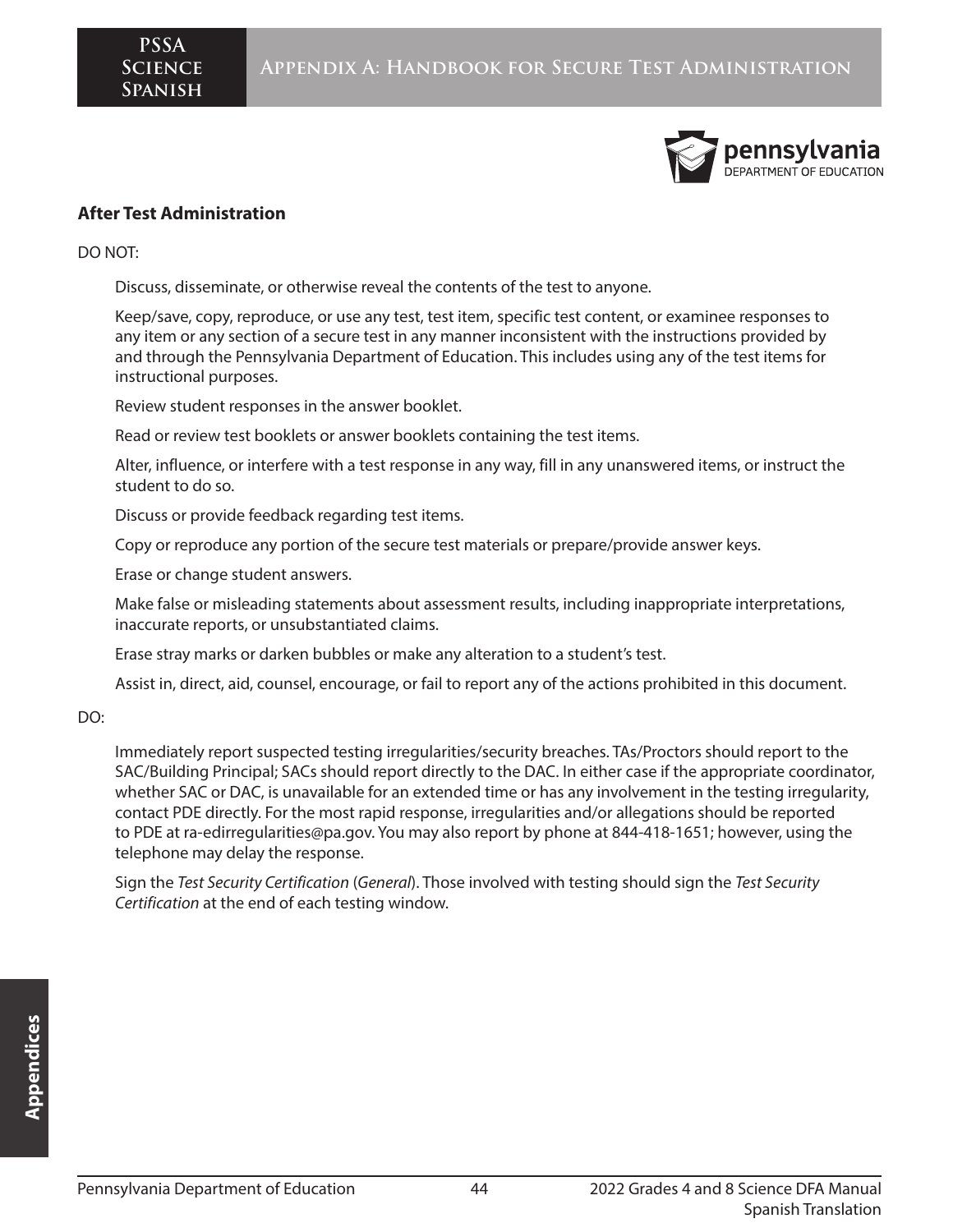## After Test Administration

DO NOT:

- Discuss, disseminate, or otherwise reveal the contents of the test to anyone.
- Keep/save, copy, reproduce, or use any test, test item, specific test content, or examinee responses to any item or any section of a secure test in any manner inconsistent with the instructions provided by and through the Pennsylvania Department of Education. This includes using any of the test items for instructional purposes.
- Review student responses in the answer booklet.
- Read or review test booklets or answer booklets containing the test items.
- Alter, influence, or interfere with a test response in any way, fill in any unanswered items, or instruct the student to do so.
- Discuss or provide feedback regarding test items.
- Copy or reproduce any portion of the secure test materials or prepare/provide answer keys.
- Erase or change student answers.
- Make false or misleading statements about assessment results, including inappropriate interpretations, inaccurate reports, or unsubstantiated claims.
- Erase stray marks or darken bubbles or make any alteration to a student's test.
- Assist in, direct, aid, counsel, encourage, or fail to report any of the actions prohibited in this document.

DO:

- Immediately report suspected testing irregularities/security breaches. TAs/Proctors should report to the SAC/Building Principal; SACs should report directly to the DAC. In either case if the appropriate coordinator, whether SAC or DAC, is unavailable for an extended time or has any involvement in the testing irregularity, contact PDE directly. For the most rapid response, irregularities and/or allegations should be reported to PDE at ra-edirregularities@pa.gov. You may also report by phone at 844-418-1651; however, using the telephone may delay the response.
- Sign the *Test Security Certification* (*General*). Those involved with testing should sign the *Test Security Certification* at the end of each testing window.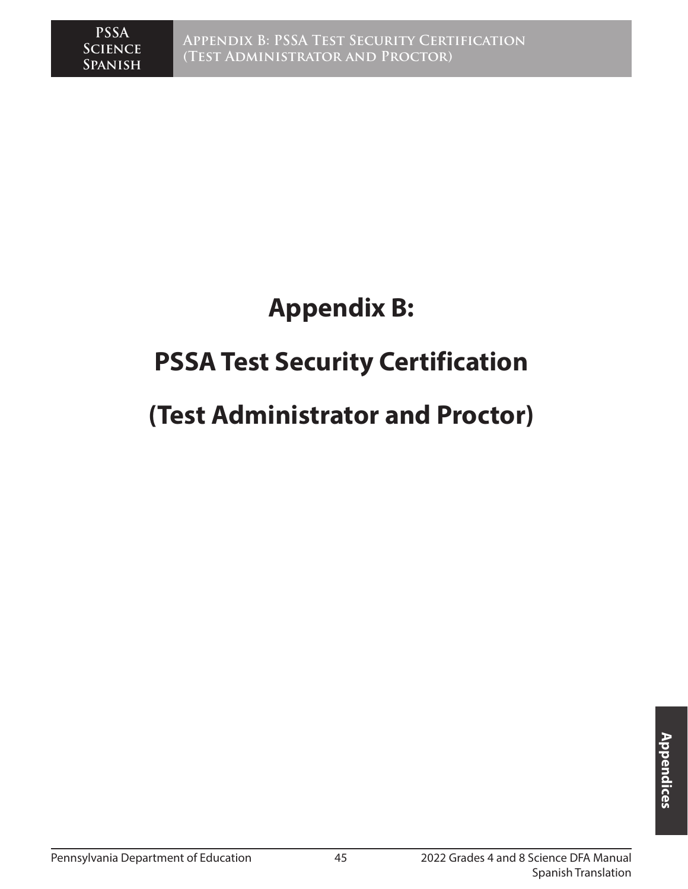# Appendix B:

# PSSA Test Security Certification

# (Test Administrator and Proctor)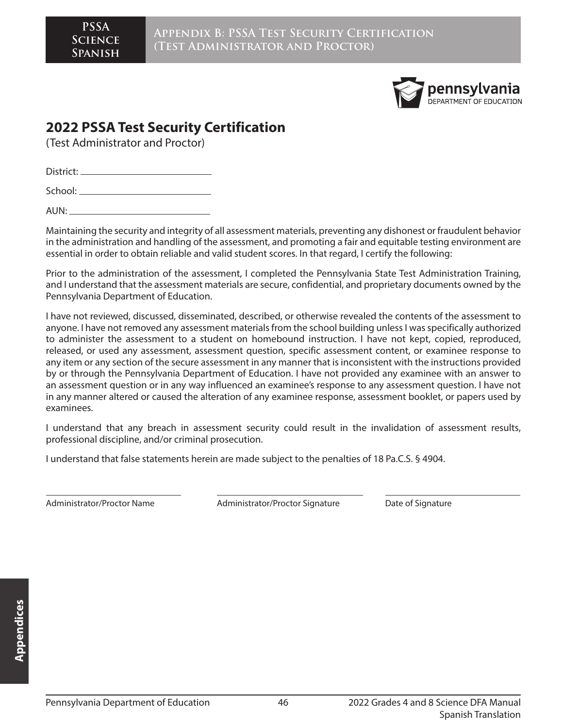## 2022 PSSA Test Security Certification

(Test Administrator and Proctor)

District: ____________________________

School: ____________________________

AUN: ____________________________

Maintaining the security and integrity of all assessment materials, preventing any dishonest or fraudulent behavior in the administration and handling of the assessment, and promoting a fair and equitable testing environment are essential in order to obtain reliable and valid student scores. In that regard, I certify the following:

Prior to the administration of the assessment, I completed the Pennsylvania State Test Administration Training, and I understand that the assessment materials are secure, confidential, and proprietary documents owned by the Pennsylvania Department of Education.

I have not reviewed, discussed, disseminated, described, or otherwise revealed the contents of the assessment to anyone. I have not removed any assessment materials from the school building unless I was specifically authorized to administer the assessment to a student on homebound instruction. I have not kept, copied, reproduced, released, or used any assessment, assessment question, specific assessment content, or examinee response to any item or any section of the secure assessment in any manner that is inconsistent with the instructions provided by or through the Pennsylvania Department of Education. I have not provided any examinee with an answer to an assessment question or in any way influenced an examinee's response to any assessment question. I have not in any manner altered or caused the alteration of any examinee response, assessment booklet, or papers used by examinees.

I understand that any breach in assessment security could result in the invalidation of assessment results, professional discipline, and/or criminal prosecution.

I understand that false statements herein are made subject to the penalties of 18 Pa.C.S. § 4904.

| ____________________________ | ____________________________ | ____________________________ |
|---|---|---|
| Administrator/Proctor Name | Administrator/Proctor Signature | Date of Signature |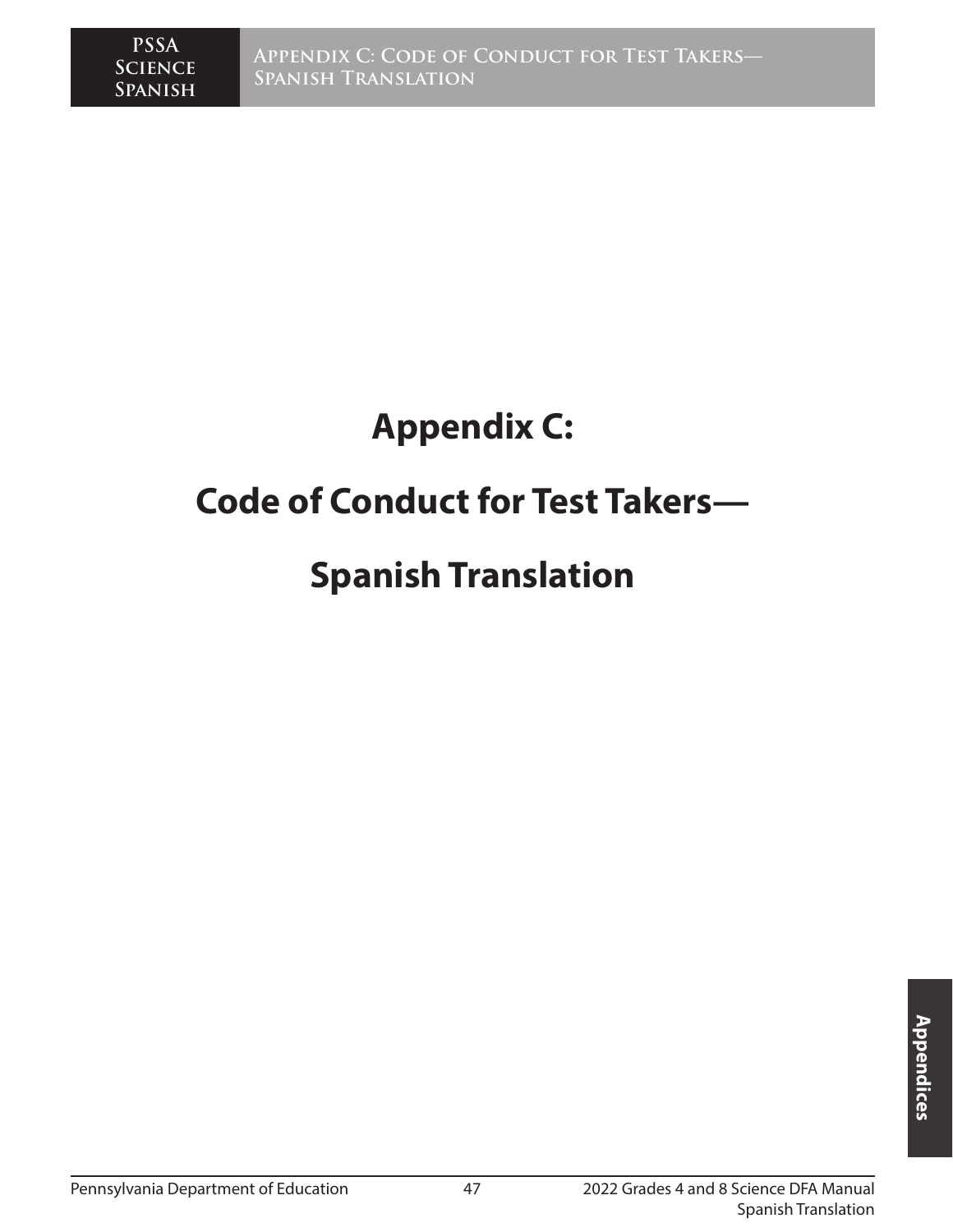# Appendix C:

# Code of Conduct for Test Takers—

# Spanish Translation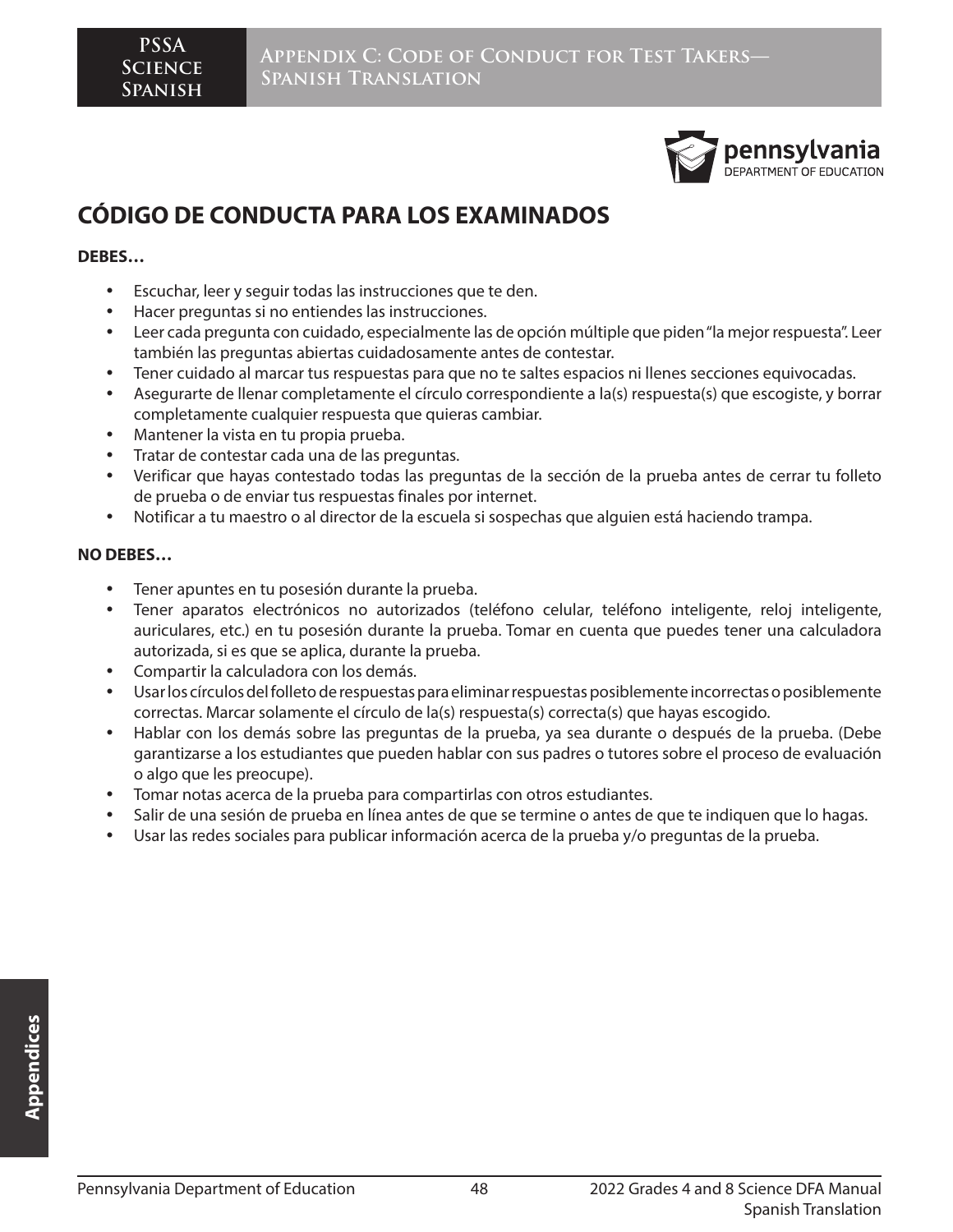# CÓDIGO DE CONDUCTA PARA LOS EXAMINADOS

**DEBES…**

- Escuchar, leer y seguir todas las instrucciones que te den.
- Hacer preguntas si no entiendes las instrucciones.
- Leer cada pregunta con cuidado, especialmente las de opción múltiple que piden "la mejor respuesta". Leer también las preguntas abiertas cuidadosamente antes de contestar.
- Tener cuidado al marcar tus respuestas para que no te saltes espacios ni llenes secciones equivocadas.
- Asegurarte de llenar completamente el círculo correspondiente a la(s) respuesta(s) que escogiste, y borrar completamente cualquier respuesta que quieras cambiar.
- Mantener la vista en tu propia prueba.
- Tratar de contestar cada una de las preguntas.
- Verificar que hayas contestado todas las preguntas de la sección de la prueba antes de cerrar tu folleto de prueba o de enviar tus respuestas finales por internet.
- Notificar a tu maestro o al director de la escuela si sospechas que alguien está haciendo trampa.

**NO DEBES…**

- Tener apuntes en tu posesión durante la prueba.
- Tener aparatos electrónicos no autorizados (teléfono celular, teléfono inteligente, reloj inteligente, auriculares, etc.) en tu posesión durante la prueba. Tomar en cuenta que puedes tener una calculadora autorizada, si es que se aplica, durante la prueba.
- Compartir la calculadora con los demás.
- Usar los círculos del folleto de respuestas para eliminar respuestas posiblemente incorrectas o posiblemente correctas. Marcar solamente el círculo de la(s) respuesta(s) correcta(s) que hayas escogido.
- Hablar con los demás sobre las preguntas de la prueba, ya sea durante o después de la prueba. (Debe garantizarse a los estudiantes que pueden hablar con sus padres o tutores sobre el proceso de evaluación o algo que les preocupe).
- Tomar notas acerca de la prueba para compartirlas con otros estudiantes.
- Salir de una sesión de prueba en línea antes de que se termine o antes de que te indiquen que lo hagas.
- Usar las redes sociales para publicar información acerca de la prueba y/o preguntas de la prueba.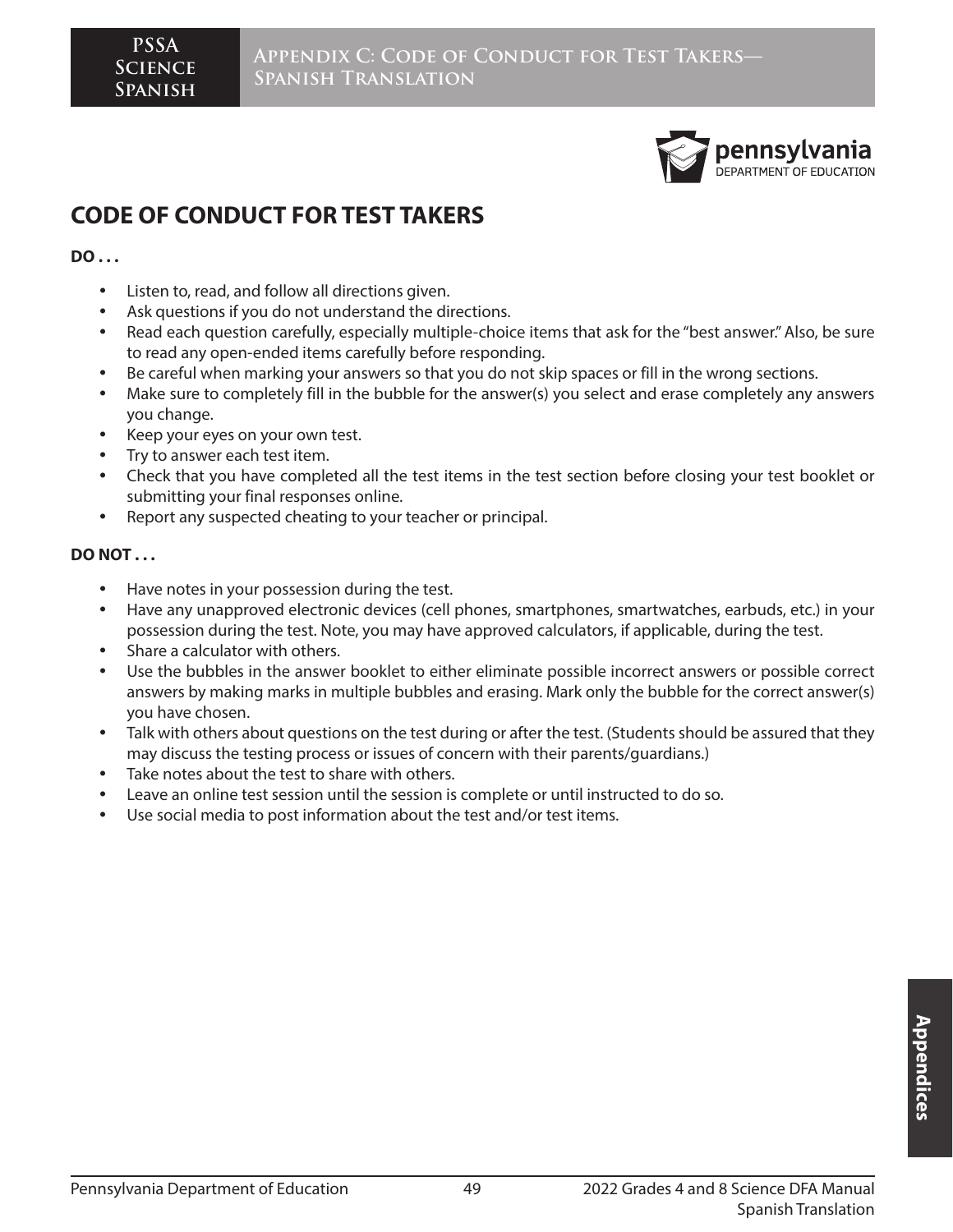# CODE OF CONDUCT FOR TEST TAKERS

**DO . . .**

- Listen to, read, and follow all directions given.
- Ask questions if you do not understand the directions.
- Read each question carefully, especially multiple-choice items that ask for the "best answer." Also, be sure to read any open-ended items carefully before responding.
- Be careful when marking your answers so that you do not skip spaces or fill in the wrong sections.
- Make sure to completely fill in the bubble for the answer(s) you select and erase completely any answers you change.
- Keep your eyes on your own test.
- Try to answer each test item.
- Check that you have completed all the test items in the test section before closing your test booklet or submitting your final responses online.
- Report any suspected cheating to your teacher or principal.

**DO NOT . . .**

- Have notes in your possession during the test.
- Have any unapproved electronic devices (cell phones, smartphones, smartwatches, earbuds, etc.) in your possession during the test. Note, you may have approved calculators, if applicable, during the test.
- Share a calculator with others.
- Use the bubbles in the answer booklet to either eliminate possible incorrect answers or possible correct answers by making marks in multiple bubbles and erasing. Mark only the bubble for the correct answer(s) you have chosen.
- Talk with others about questions on the test during or after the test. (Students should be assured that they may discuss the testing process or issues of concern with their parents/guardians.)
- Take notes about the test to share with others.
- Leave an online test session until the session is complete or until instructed to do so.
- Use social media to post information about the test and/or test items.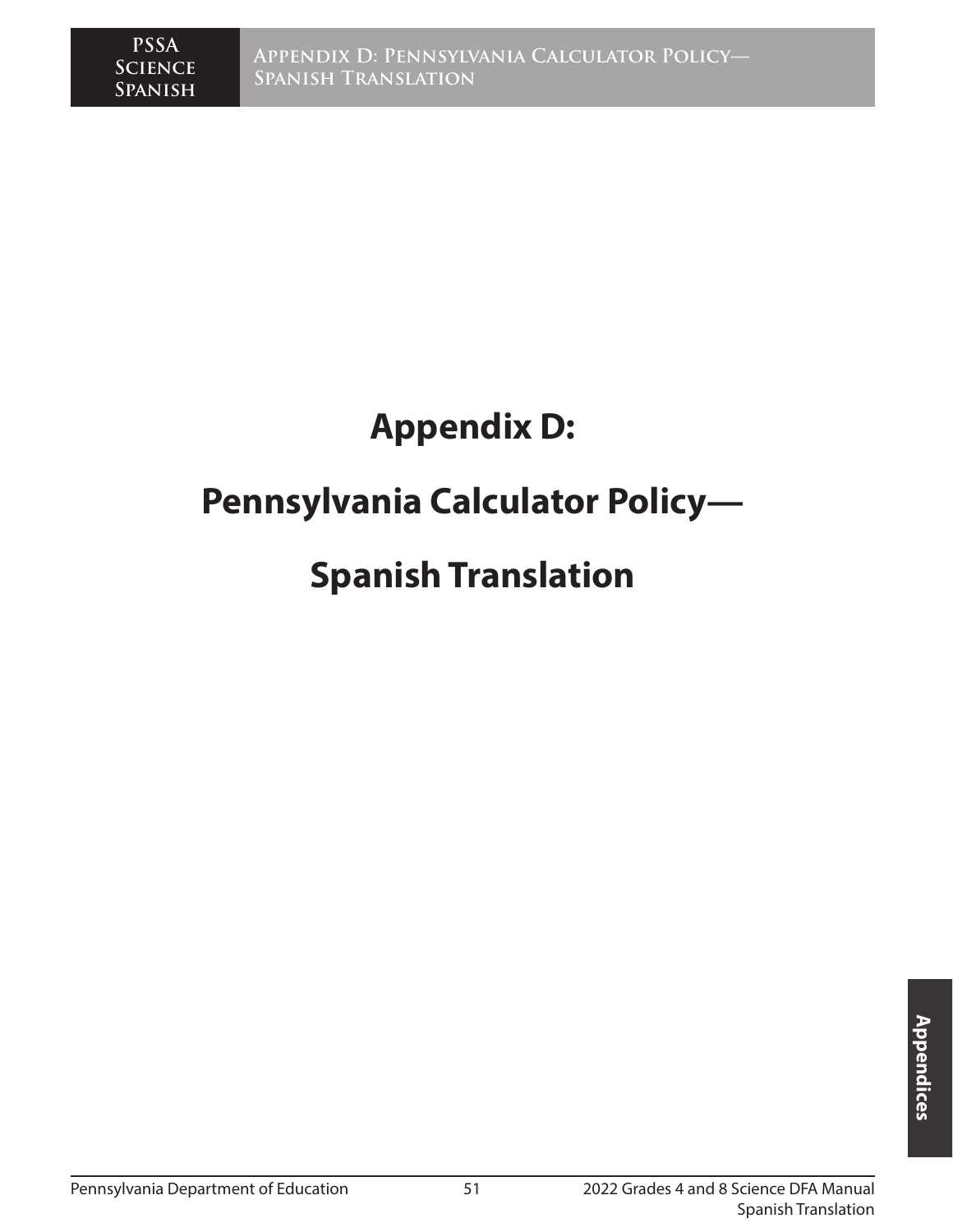# Appendix D:

# Pennsylvania Calculator Policy—

# Spanish Translation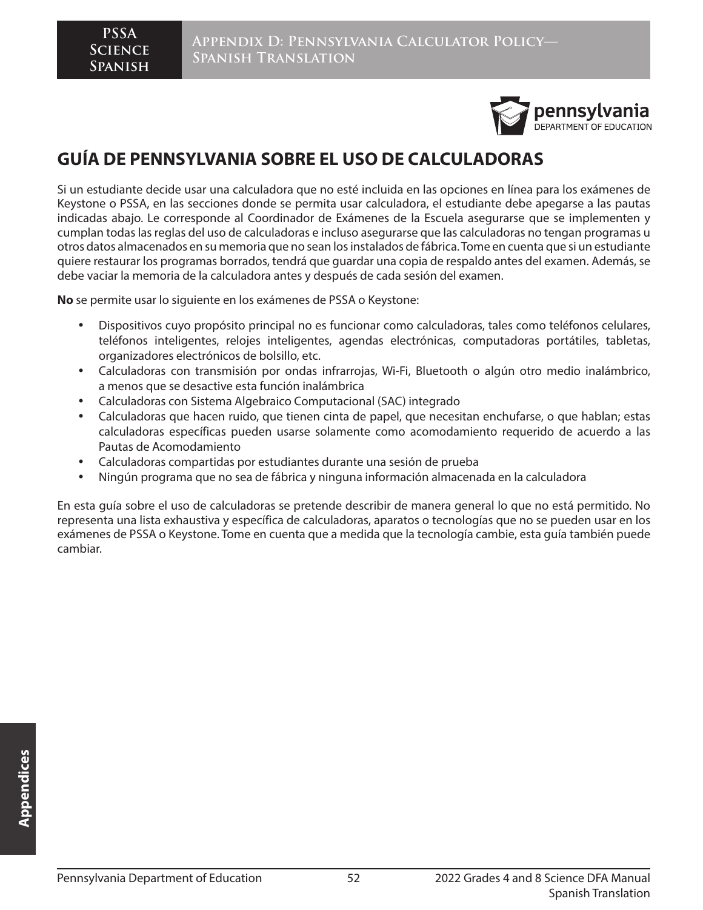# GUÍA DE PENNSYLVANIA SOBRE EL USO DE CALCULADORAS

Si un estudiante decide usar una calculadora que no esté incluida en las opciones en línea para los exámenes de Keystone o PSSA, en las secciones donde se permita usar calculadora, el estudiante debe apegarse a las pautas indicadas abajo. Le corresponde al Coordinador de Exámenes de la Escuela asegurarse que se implementen y cumplan todas las reglas del uso de calculadoras e incluso asegurarse que las calculadoras no tengan programas u otros datos almacenados en su memoria que no sean los instalados de fábrica. Tome en cuenta que si un estudiante quiere restaurar los programas borrados, tendrá que guardar una copia de respaldo antes del examen. Además, se debe vaciar la memoria de la calculadora antes y después de cada sesión del examen.

**No** se permite usar lo siguiente en los exámenes de PSSA o Keystone:

- Dispositivos cuyo propósito principal no es funcionar como calculadoras, tales como teléfonos celulares, teléfonos inteligentes, relojes inteligentes, agendas electrónicas, computadoras portátiles, tabletas, organizadores electrónicos de bolsillo, etc.
- Calculadoras con transmisión por ondas infrarrojas, Wi-Fi, Bluetooth o algún otro medio inalámbrico, a menos que se desactive esta función inalámbrica
- Calculadoras con Sistema Algebraico Computacional (SAC) integrado
- Calculadoras que hacen ruido, que tienen cinta de papel, que necesitan enchufarse, o que hablan; estas calculadoras específicas pueden usarse solamente como acomodamiento requerido de acuerdo a las Pautas de Acomodamiento
- Calculadoras compartidas por estudiantes durante una sesión de prueba
- Ningún programa que no sea de fábrica y ninguna información almacenada en la calculadora

En esta guía sobre el uso de calculadoras se pretende describir de manera general lo que no está permitido. No representa una lista exhaustiva y específica de calculadoras, aparatos o tecnologías que no se pueden usar en los exámenes de PSSA o Keystone. Tome en cuenta que a medida que la tecnología cambie, esta guía también puede cambiar.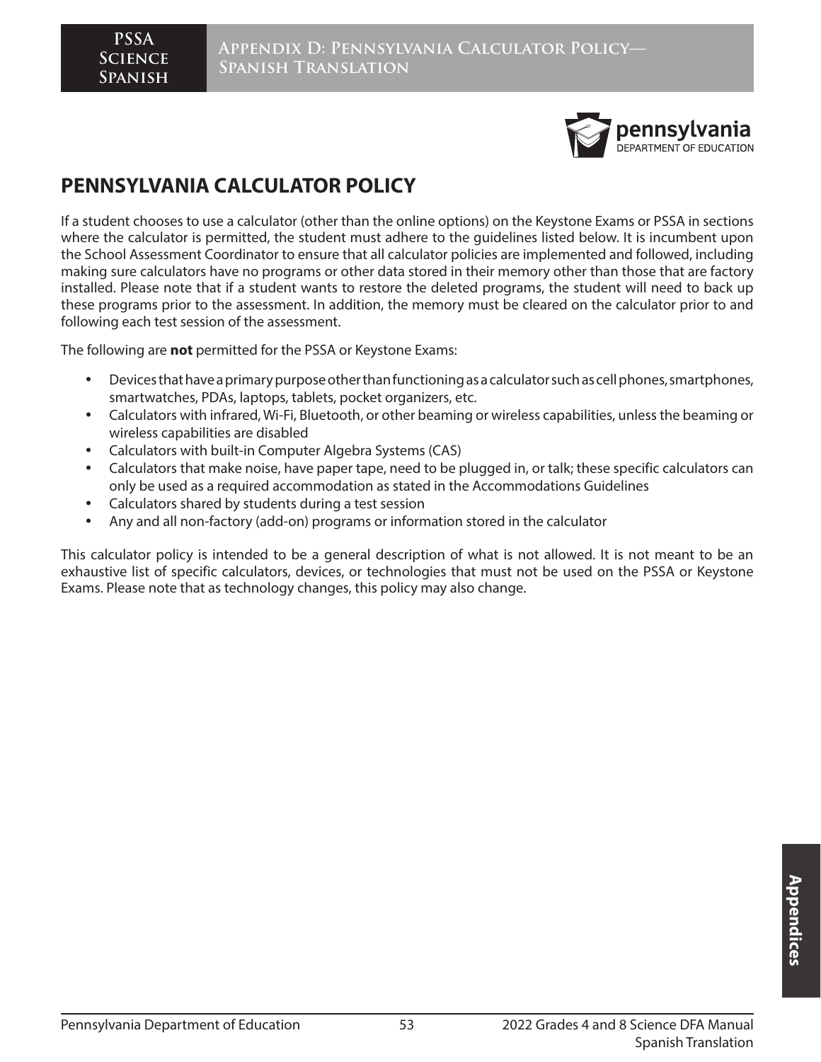# PENNSYLVANIA CALCULATOR POLICY

If a student chooses to use a calculator (other than the online options) on the Keystone Exams or PSSA in sections where the calculator is permitted, the student must adhere to the guidelines listed below. It is incumbent upon the School Assessment Coordinator to ensure that all calculator policies are implemented and followed, including making sure calculators have no programs or other data stored in their memory other than those that are factory installed. Please note that if a student wants to restore the deleted programs, the student will need to back up these programs prior to the assessment. In addition, the memory must be cleared on the calculator prior to and following each test session of the assessment.

The following are **not** permitted for the PSSA or Keystone Exams:

- Devices that have a primary purpose other than functioning as a calculator such as cell phones, smartphones, smartwatches, PDAs, laptops, tablets, pocket organizers, etc.
- Calculators with infrared, Wi-Fi, Bluetooth, or other beaming or wireless capabilities, unless the beaming or wireless capabilities are disabled
- Calculators with built-in Computer Algebra Systems (CAS)
- Calculators that make noise, have paper tape, need to be plugged in, or talk; these specific calculators can only be used as a required accommodation as stated in the Accommodations Guidelines
- Calculators shared by students during a test session
- Any and all non-factory (add-on) programs or information stored in the calculator

This calculator policy is intended to be a general description of what is not allowed. It is not meant to be an exhaustive list of specific calculators, devices, or technologies that must not be used on the PSSA or Keystone Exams. Please note that as technology changes, this policy may also change.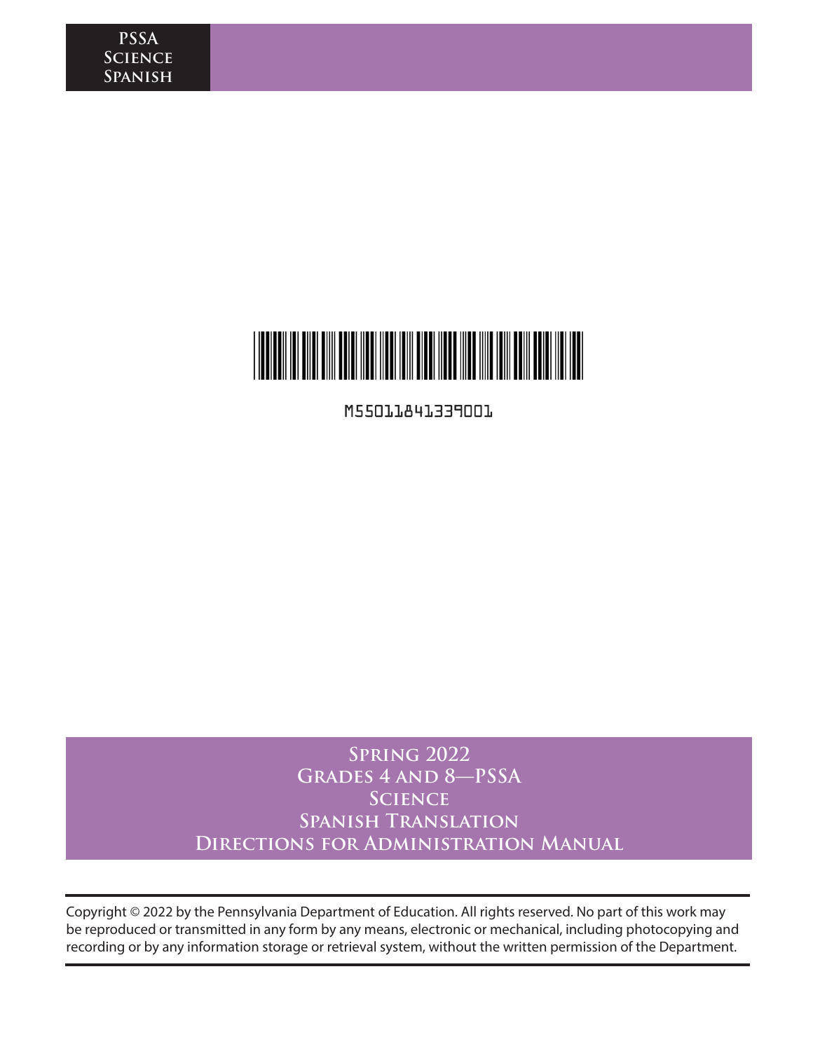**PSSA SCIENCE SPANISH**

M55011841339001

# Spring 2022
# Grades 4 and 8—PSSA
# Science
# Spanish Translation
# Directions for Administration Manual

Copyright © 2022 by the Pennsylvania Department of Education. All rights reserved. No part of this work may be reproduced or transmitted in any form by any means, electronic or mechanical, including photocopying and recording or by any information storage or retrieval system, without the written permission of the Department.